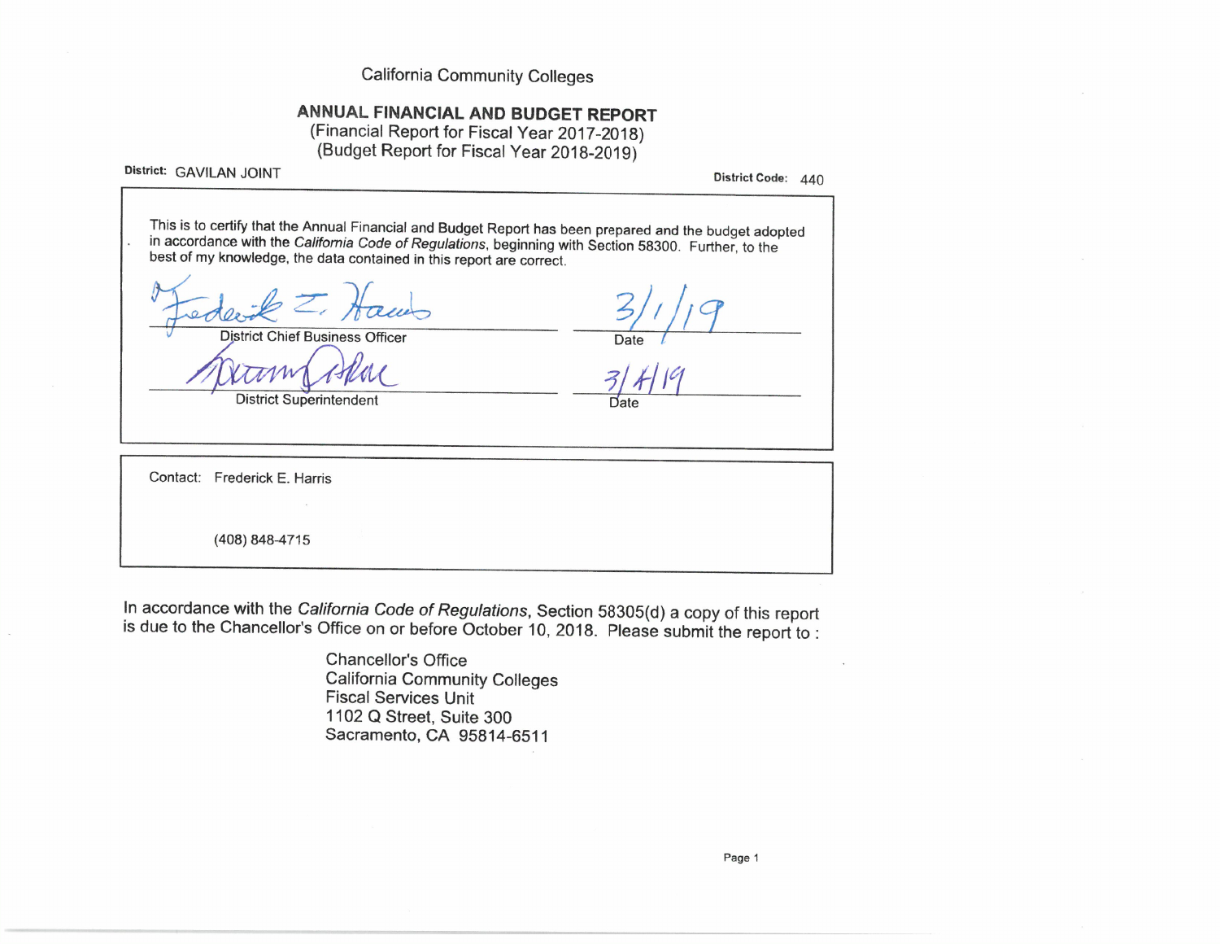California Community Colleges

# ANNUAL FINANCIAL AND BUDGET REPORT

(Financial Report for Fiscal Year 2017-2018)
(Budget Report for Fiscal Year 2018-2019)

**District:** GAVILAN JOINT

**District Code:** 440

This is to certify that the Annual Financial and Budget Report has been prepared and the budget adopted in accordance with the *California Code of Regulations*, beginning with Section 58300. Further, to the best of my knowledge, the data contained in this report are correct.

| | |
|---|---|
| Frederick E. Harris | 3/1/19 |
| District Chief Business Officer | Date |
| | 3/4/19 |
| District Superintendent | Date |

Contact: Frederick E. Harris

(408) 848-4715

In accordance with the *California Code of Regulations*, Section 58305(d) a copy of this report is due to the Chancellor's Office on or before October 10, 2018. Please submit the report to :

Chancellor's Office
California Community Colleges
Fiscal Services Unit
1102 Q Street, Suite 300
Sacramento, CA 95814-6511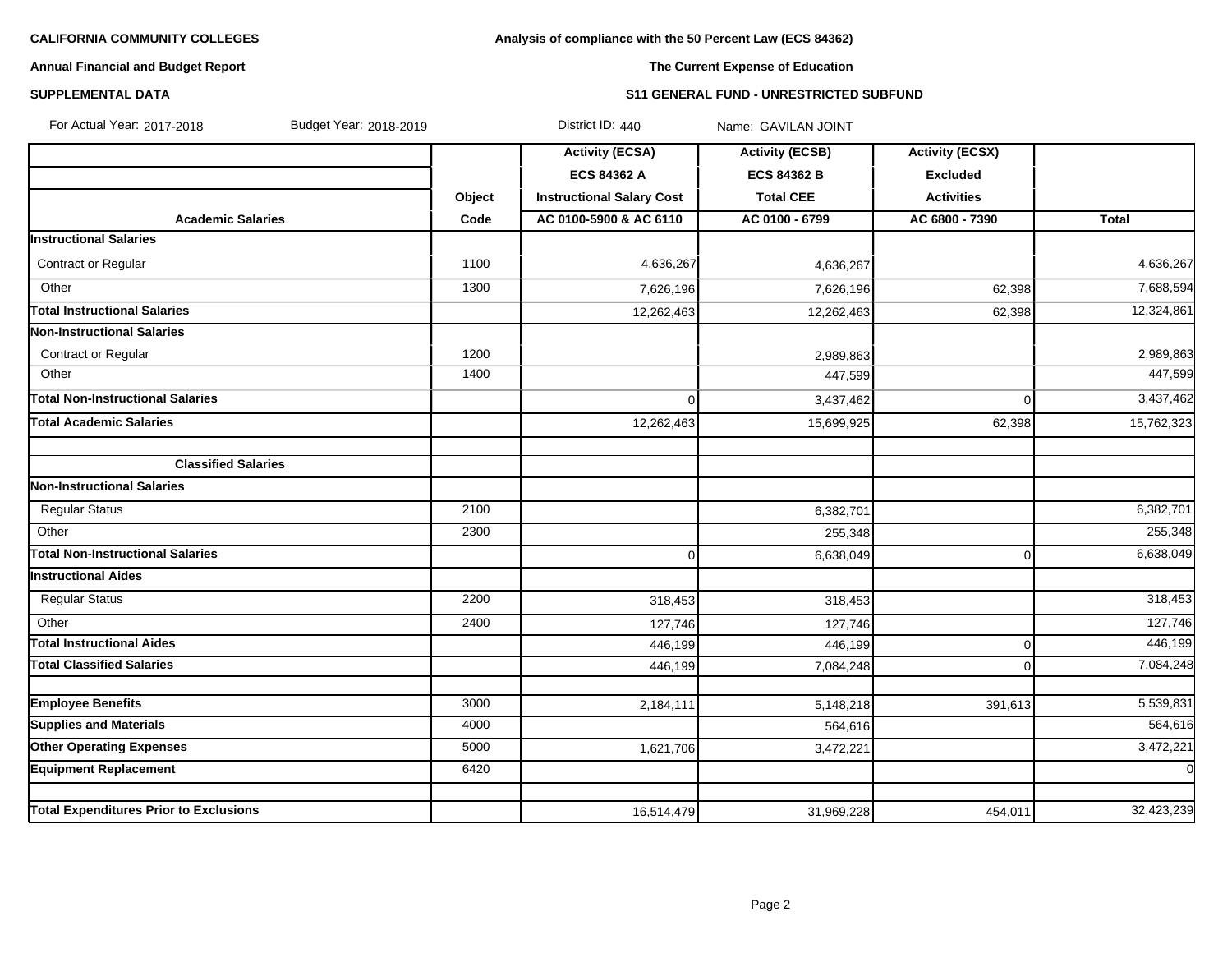**CALIFORNIA COMMUNITY COLLEGES**

**Annual Financial and Budget Report**

**SUPPLEMENTAL DATA**

**Analysis of compliance with the 50 Percent Law (ECS 84362)**

**The Current Expense of Education**

**S11 GENERAL FUND - UNRESTRICTED SUBFUND**

For Actual Year: 2017-2018 Budget Year: 2018-2019 District ID: 440 Name: GAVILAN JOINT

| | | Activity (ECSA) | Activity (ECSB) | Activity (ECSX) | |
|---|---|---|---|---|---|
| | | ECS 84362 A | ECS 84362 B | Excluded | |
| | Object | Instructional Salary Cost | Total CEE | Activities | |
| **Academic Salaries** | **Code** | **AC 0100-5900 & AC 6110** | **AC 0100 - 6799** | **AC 6800 - 7390** | **Total** |
| **Instructional Salaries** | | | | | |
| Contract or Regular | 1100 | 4,636,267 | 4,636,267 | | 4,636,267 |
| Other | 1300 | 7,626,196 | 7,626,196 | 62,398 | 7,688,594 |
| **Total Instructional Salaries** | | 12,262,463 | 12,262,463 | 62,398 | 12,324,861 |
| **Non-Instructional Salaries** | | | | | |
| Contract or Regular | 1200 | | 2,989,863 | | 2,989,863 |
| Other | 1400 | | 447,599 | | 447,599 |
| **Total Non-Instructional Salaries** | | 0 | 3,437,462 | 0 | 3,437,462 |
| **Total Academic Salaries** | | 12,262,463 | 15,699,925 | 62,398 | 15,762,323 |
| | | | | | |
| **Classified Salaries** | | | | | |
| **Non-Instructional Salaries** | | | | | |
| Regular Status | 2100 | | 6,382,701 | | 6,382,701 |
| Other | 2300 | | 255,348 | | 255,348 |
| **Total Non-Instructional Salaries** | | 0 | 6,638,049 | 0 | 6,638,049 |
| **Instructional Aides** | | | | | |
| Regular Status | 2200 | 318,453 | 318,453 | | 318,453 |
| Other | 2400 | 127,746 | 127,746 | | 127,746 |
| **Total Instructional Aides** | | 446,199 | 446,199 | 0 | 446,199 |
| **Total Classified Salaries** | | 446,199 | 7,084,248 | 0 | 7,084,248 |
| | | | | | |
| **Employee Benefits** | 3000 | 2,184,111 | 5,148,218 | 391,613 | 5,539,831 |
| **Supplies and Materials** | 4000 | | 564,616 | | 564,616 |
| **Other Operating Expenses** | 5000 | 1,621,706 | 3,472,221 | | 3,472,221 |
| **Equipment Replacement** | 6420 | | | | 0 |
| | | | | | |
| **Total Expenditures Prior to Exclusions** | | 16,514,479 | 31,969,228 | 454,011 | 32,423,239 |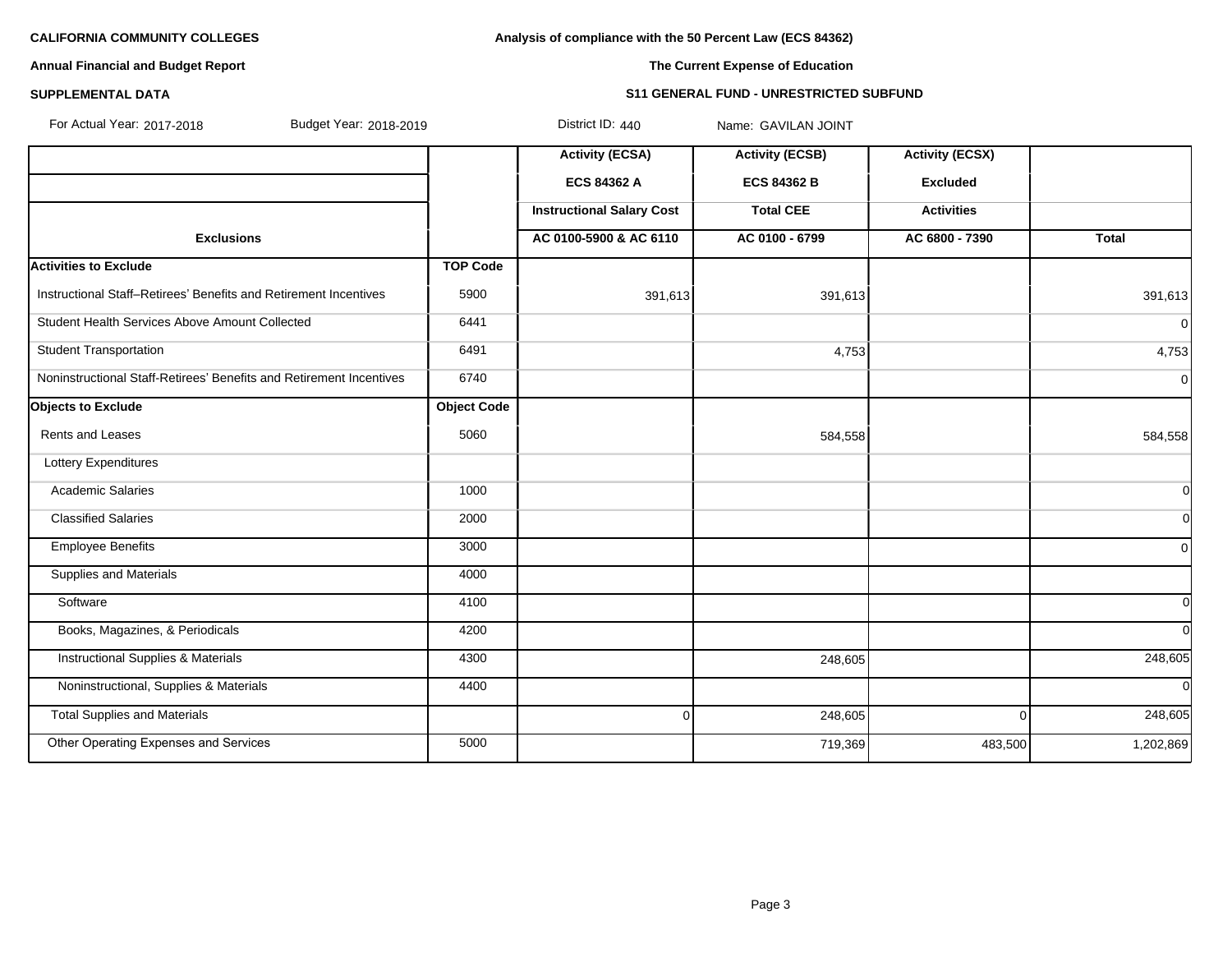**CALIFORNIA COMMUNITY COLLEGES**

**Annual Financial and Budget Report**

**SUPPLEMENTAL DATA**

**Analysis of compliance with the 50 Percent Law (ECS 84362)**

**The Current Expense of Education**

**S11 GENERAL FUND - UNRESTRICTED SUBFUND**

For Actual Year: 2017-2018 Budget Year: 2018-2019 District ID: 440 Name: GAVILAN JOINT

| | | Activity (ECSA) | Activity (ECSB) | Activity (ECSX) | |
|---|---|---|---|---|---|
| | | ECS 84362 A | ECS 84362 B | Excluded | |
| | | Instructional Salary Cost | Total CEE | Activities | |
| **Exclusions** | | AC 0100-5900 & AC 6110 | AC 0100 - 6799 | AC 6800 - 7390 | Total |
| **Activities to Exclude** | **TOP Code** | | | | |
| Instructional Staff–Retirees' Benefits and Retirement Incentives | 5900 | 391,613 | 391,613 | | 391,613 |
| Student Health Services Above Amount Collected | 6441 | | | | 0 |
| Student Transportation | 6491 | | 4,753 | | 4,753 |
| Noninstructional Staff-Retirees' Benefits and Retirement Incentives | 6740 | | | | 0 |
| **Objects to Exclude** | **Object Code** | | | | |
| Rents and Leases | 5060 | | 584,558 | | 584,558 |
| Lottery Expenditures | | | | | |
| Academic Salaries | 1000 | | | | 0 |
| Classified Salaries | 2000 | | | | 0 |
| Employee Benefits | 3000 | | | | 0 |
| Supplies and Materials | 4000 | | | | |
| Software | 4100 | | | | 0 |
| Books, Magazines, & Periodicals | 4200 | | | | 0 |
| Instructional Supplies & Materials | 4300 | | 248,605 | | 248,605 |
| Noninstructional, Supplies & Materials | 4400 | | | | 0 |
| Total Supplies and Materials | | 0 | 248,605 | 0 | 248,605 |
| Other Operating Expenses and Services | 5000 | | 719,369 | 483,500 | 1,202,869 |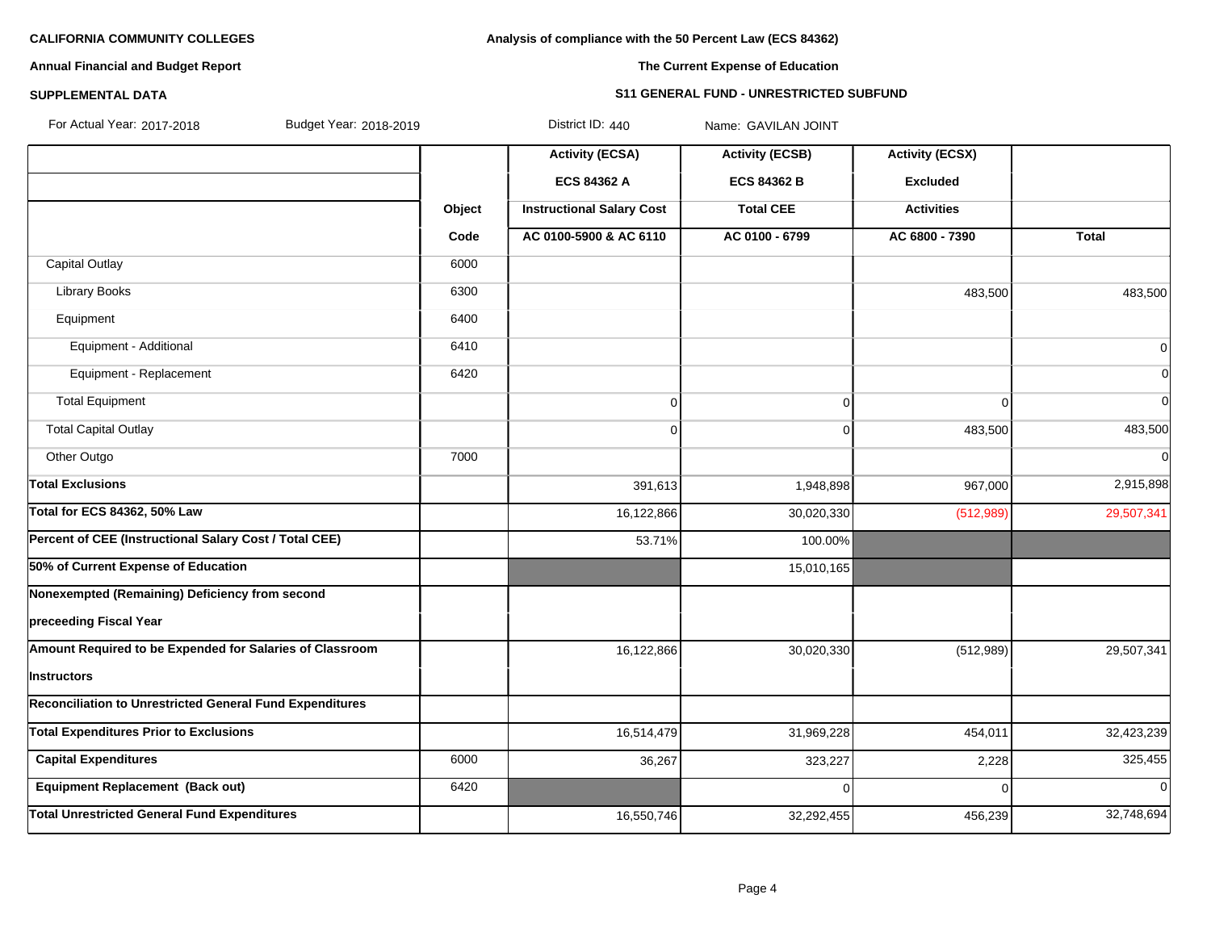**CALIFORNIA COMMUNITY COLLEGES**

**Annual Financial and Budget Report**

**SUPPLEMENTAL DATA**

**Analysis of compliance with the 50 Percent Law (ECS 84362)**

**The Current Expense of Education**

**S11 GENERAL FUND - UNRESTRICTED SUBFUND**

For Actual Year: 2017-2018 Budget Year: 2018-2019 District ID: 440 Name: GAVILAN JOINT

| | Object Code | Activity (ECSA) ECS 84362 A Instructional Salary Cost AC 0100-5900 & AC 6110 | Activity (ECSB) ECS 84362 B Total CEE AC 0100 - 6799 | Activity (ECSX) Excluded Activities AC 6800 - 7390 | Total |
|---|---|---|---|---|---|
| Capital Outlay | 6000 | | | | |
| Library Books | 6300 | | | 483,500 | 483,500 |
| Equipment | 6400 | | | | |
| Equipment - Additional | 6410 | | | | 0 |
| Equipment - Replacement | 6420 | | | | 0 |
| Total Equipment | | 0 | 0 | 0 | 0 |
| Total Capital Outlay | | 0 | 0 | 483,500 | 483,500 |
| Other Outgo | 7000 | | | | 0 |
| **Total Exclusions** | | 391,613 | 1,948,898 | 967,000 | 2,915,898 |
| **Total for ECS 84362, 50% Law** | | 16,122,866 | 30,020,330 | (512,989) | 29,507,341 |
| **Percent of CEE (Instructional Salary Cost / Total CEE)** | | 53.71% | 100.00% | | |
| **50% of Current Expense of Education** | | | 15,010,165 | | |
| **Nonexempted (Remaining) Deficiency from second preceeding Fiscal Year** | | | | | |
| **Amount Required to be Expended for Salaries of Classroom Instructors** | | 16,122,866 | 30,020,330 | (512,989) | 29,507,341 |
| **Reconciliation to Unrestricted General Fund Expenditures** | | | | | |
| **Total Expenditures Prior to Exclusions** | | 16,514,479 | 31,969,228 | 454,011 | 32,423,239 |
| **Capital Expenditures** | 6000 | 36,267 | 323,227 | 2,228 | 325,455 |
| **Equipment Replacement (Back out)** | 6420 | | 0 | 0 | 0 |
| **Total Unrestricted General Fund Expenditures** | | 16,550,746 | 32,292,455 | 456,239 | 32,748,694 |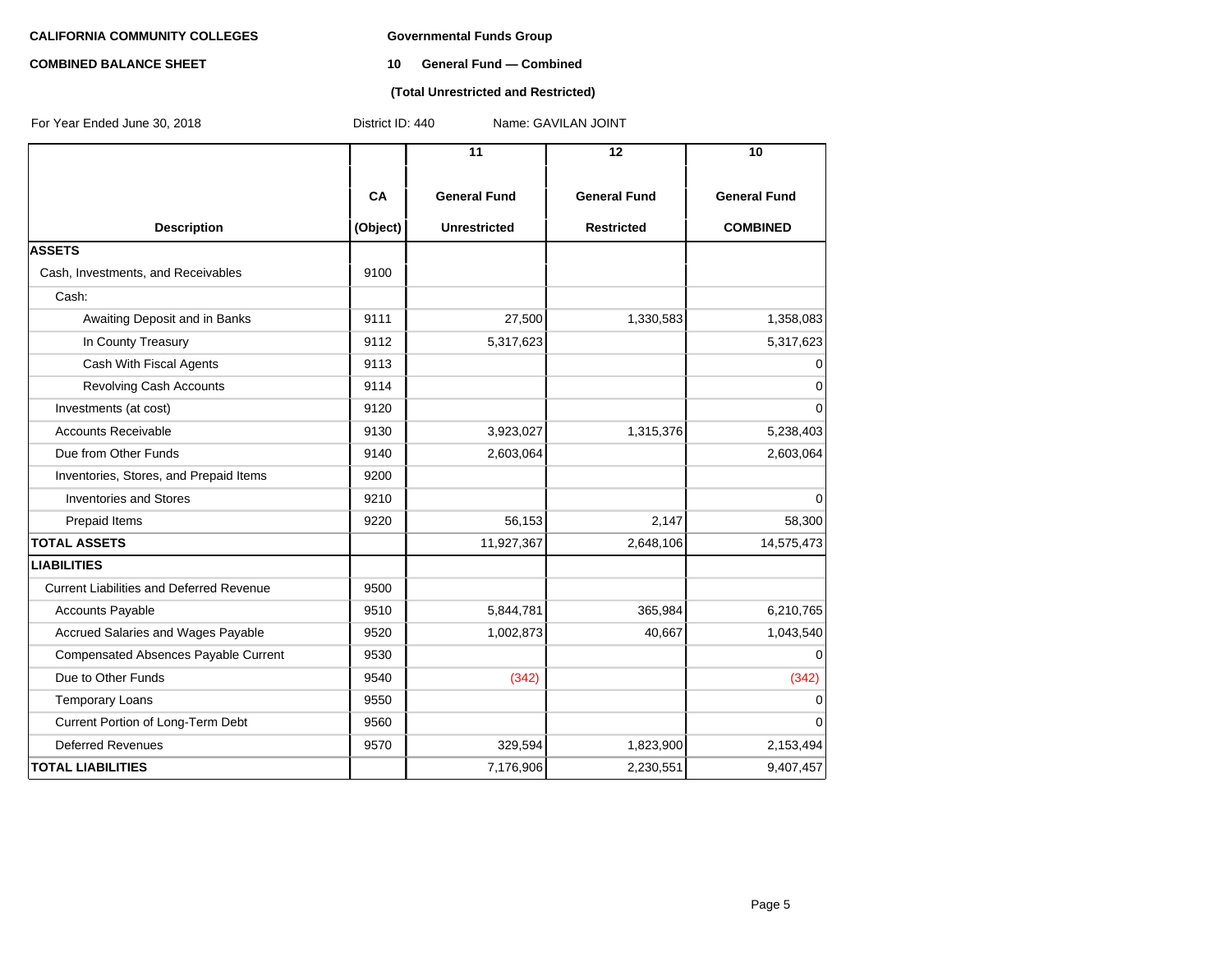**CALIFORNIA COMMUNITY COLLEGES**

**COMBINED BALANCE SHEET**

**Governmental Funds Group**

**10 General Fund — Combined**

**(Total Unrestricted and Restricted)**

For Year Ended June 30, 2018 District ID: 440 Name: GAVILAN JOINT

| Description | CA (Object) | 11 General Fund Unrestricted | 12 General Fund Restricted | 10 General Fund COMBINED |
|---|---|---|---|---|
| **ASSETS** | | | | |
| Cash, Investments, and Receivables | 9100 | | | |
| Cash: | | | | |
| Awaiting Deposit and in Banks | 9111 | 27,500 | 1,330,583 | 1,358,083 |
| In County Treasury | 9112 | 5,317,623 | | 5,317,623 |
| Cash With Fiscal Agents | 9113 | | | 0 |
| Revolving Cash Accounts | 9114 | | | 0 |
| Investments (at cost) | 9120 | | | 0 |
| Accounts Receivable | 9130 | 3,923,027 | 1,315,376 | 5,238,403 |
| Due from Other Funds | 9140 | 2,603,064 | | 2,603,064 |
| Inventories, Stores, and Prepaid Items | 9200 | | | |
| Inventories and Stores | 9210 | | | 0 |
| Prepaid Items | 9220 | 56,153 | 2,147 | 58,300 |
| **TOTAL ASSETS** | | 11,927,367 | 2,648,106 | 14,575,473 |
| **LIABILITIES** | | | | |
| Current Liabilities and Deferred Revenue | 9500 | | | |
| Accounts Payable | 9510 | 5,844,781 | 365,984 | 6,210,765 |
| Accrued Salaries and Wages Payable | 9520 | 1,002,873 | 40,667 | 1,043,540 |
| Compensated Absences Payable Current | 9530 | | | 0 |
| Due to Other Funds | 9540 | (342) | | (342) |
| Temporary Loans | 9550 | | | 0 |
| Current Portion of Long-Term Debt | 9560 | | | 0 |
| Deferred Revenues | 9570 | 329,594 | 1,823,900 | 2,153,494 |
| **TOTAL LIABILITIES** | | 7,176,906 | 2,230,551 | 9,407,457 |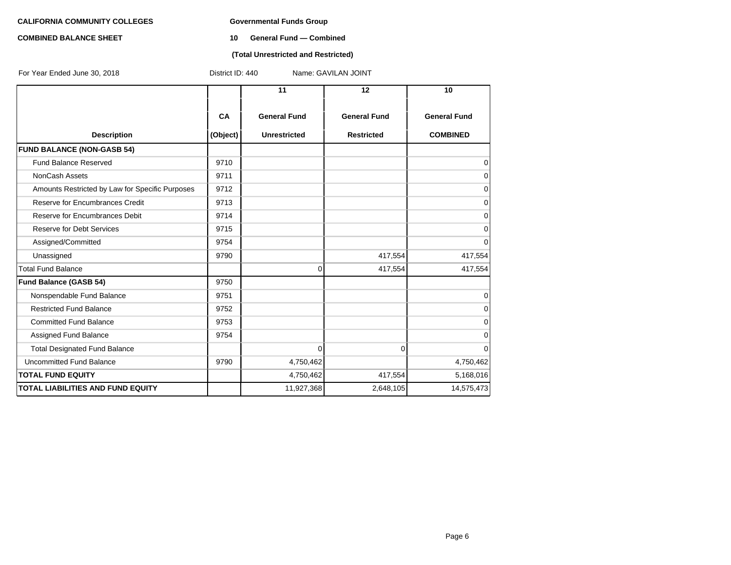**CALIFORNIA COMMUNITY COLLEGES** **Governmental Funds Group**

**COMBINED BALANCE SHEET** **10 General Fund — Combined**

**(Total Unrestricted and Restricted)**

For Year Ended June 30, 2018 District ID: 440 Name: GAVILAN JOINT

| Description | CA (Object) | 11 General Fund Unrestricted | 12 General Fund Restricted | 10 General Fund COMBINED |
|---|---|---|---|---|
| **FUND BALANCE (NON-GASB 54)** | | | | |
| Fund Balance Reserved | 9710 | | | 0 |
| NonCash Assets | 9711 | | | 0 |
| Amounts Restricted by Law for Specific Purposes | 9712 | | | 0 |
| Reserve for Encumbrances Credit | 9713 | | | 0 |
| Reserve for Encumbrances Debit | 9714 | | | 0 |
| Reserve for Debt Services | 9715 | | | 0 |
| Assigned/Committed | 9754 | | | 0 |
| Unassigned | 9790 | | 417,554 | 417,554 |
| Total Fund Balance | | 0 | 417,554 | 417,554 |
| **Fund Balance (GASB 54)** | 9750 | | | |
| Nonspendable Fund Balance | 9751 | | | 0 |
| Restricted Fund Balance | 9752 | | | 0 |
| Committed Fund Balance | 9753 | | | 0 |
| Assigned Fund Balance | 9754 | | | 0 |
| Total Designated Fund Balance | | 0 | 0 | 0 |
| Uncommitted Fund Balance | 9790 | 4,750,462 | | 4,750,462 |
| **TOTAL FUND EQUITY** | | 4,750,462 | 417,554 | 5,168,016 |
| **TOTAL LIABILITIES AND FUND EQUITY** | | 11,927,368 | 2,648,105 | 14,575,473 |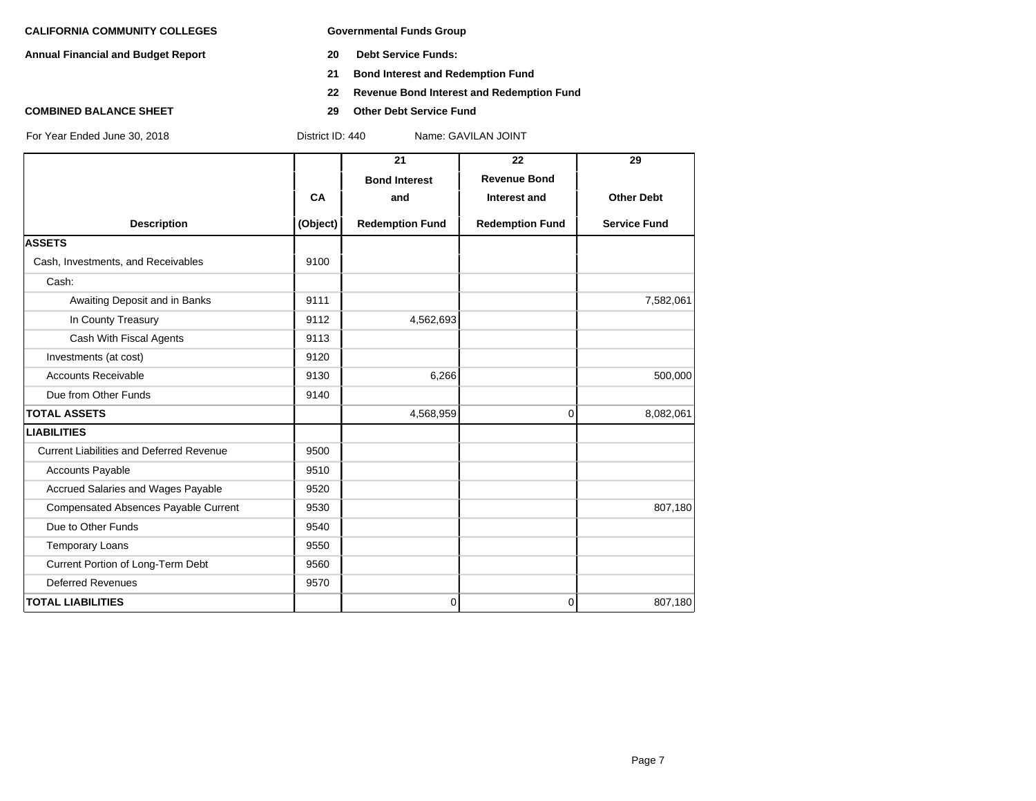**CALIFORNIA COMMUNITY COLLEGES**

**Annual Financial and Budget Report**

**COMBINED BALANCE SHEET**

**Governmental Funds Group**

**20 Debt Service Funds:**

**21 Bond Interest and Redemption Fund**

**22 Revenue Bond Interest and Redemption Fund**

**29 Other Debt Service Fund**

For Year Ended June 30, 2018 District ID: 440 Name: GAVILAN JOINT

| Description | CA (Object) | 21 Bond Interest and Redemption Fund | 22 Revenue Bond Interest and Redemption Fund | 29 Other Debt Service Fund |
|---|---|---|---|---|
| **ASSETS** | | | | |
| Cash, Investments, and Receivables | 9100 | | | |
| Cash: | | | | |
| Awaiting Deposit and in Banks | 9111 | | | 7,582,061 |
| In County Treasury | 9112 | 4,562,693 | | |
| Cash With Fiscal Agents | 9113 | | | |
| Investments (at cost) | 9120 | | | |
| Accounts Receivable | 9130 | 6,266 | | 500,000 |
| Due from Other Funds | 9140 | | | |
| **TOTAL ASSETS** | | 4,568,959 | 0 | 8,082,061 |
| **LIABILITIES** | | | | |
| Current Liabilities and Deferred Revenue | 9500 | | | |
| Accounts Payable | 9510 | | | |
| Accrued Salaries and Wages Payable | 9520 | | | |
| Compensated Absences Payable Current | 9530 | | | 807,180 |
| Due to Other Funds | 9540 | | | |
| Temporary Loans | 9550 | | | |
| Current Portion of Long-Term Debt | 9560 | | | |
| Deferred Revenues | 9570 | | | |
| **TOTAL LIABILITIES** | | 0 | 0 | 807,180 |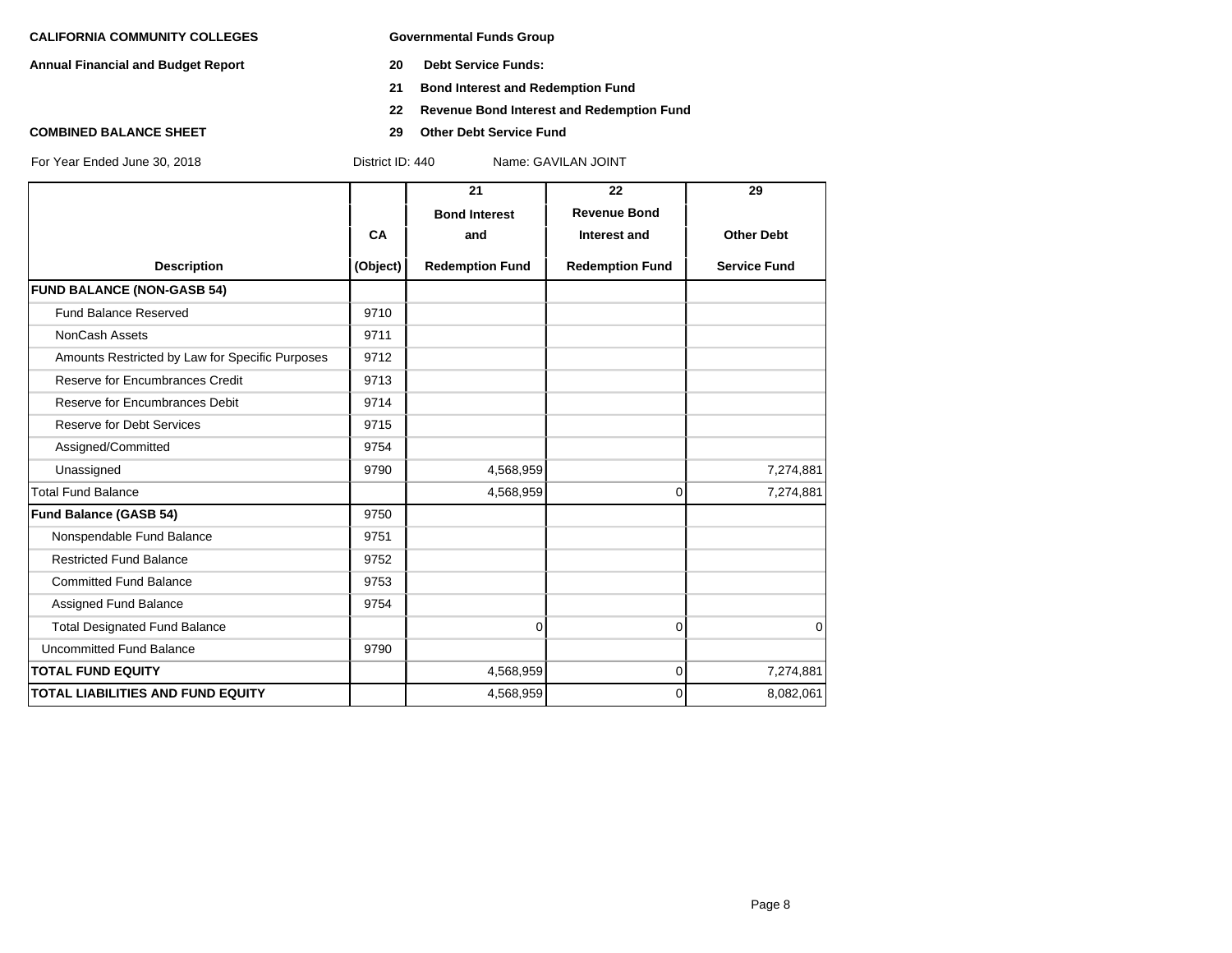**CALIFORNIA COMMUNITY COLLEGES** | **Governmental Funds Group**

**Annual Financial and Budget Report**

**20 Debt Service Funds:**

**21 Bond Interest and Redemption Fund**

**22 Revenue Bond Interest and Redemption Fund**

**COMBINED BALANCE SHEET**

**29 Other Debt Service Fund**

For Year Ended June 30, 2018 | District ID: 440 | Name: GAVILAN JOINT

| Description | CA (Object) | 21 Bond Interest and Redemption Fund | 22 Revenue Bond Interest and Redemption Fund | 29 Other Debt Service Fund |
|---|---|---|---|---|
| **FUND BALANCE (NON-GASB 54)** | | | | |
| Fund Balance Reserved | 9710 | | | |
| NonCash Assets | 9711 | | | |
| Amounts Restricted by Law for Specific Purposes | 9712 | | | |
| Reserve for Encumbrances Credit | 9713 | | | |
| Reserve for Encumbrances Debit | 9714 | | | |
| Reserve for Debt Services | 9715 | | | |
| Assigned/Committed | 9754 | | | |
| Unassigned | 9790 | 4,568,959 | | 7,274,881 |
| Total Fund Balance | | 4,568,959 | 0 | 7,274,881 |
| **Fund Balance (GASB 54)** | 9750 | | | |
| Nonspendable Fund Balance | 9751 | | | |
| Restricted Fund Balance | 9752 | | | |
| Committed Fund Balance | 9753 | | | |
| Assigned Fund Balance | 9754 | | | |
| Total Designated Fund Balance | | 0 | 0 | 0 |
| Uncommitted Fund Balance | 9790 | | | |
| **TOTAL FUND EQUITY** | | 4,568,959 | 0 | 7,274,881 |
| **TOTAL LIABILITIES AND FUND EQUITY** | | 4,568,959 | 0 | 8,082,061 |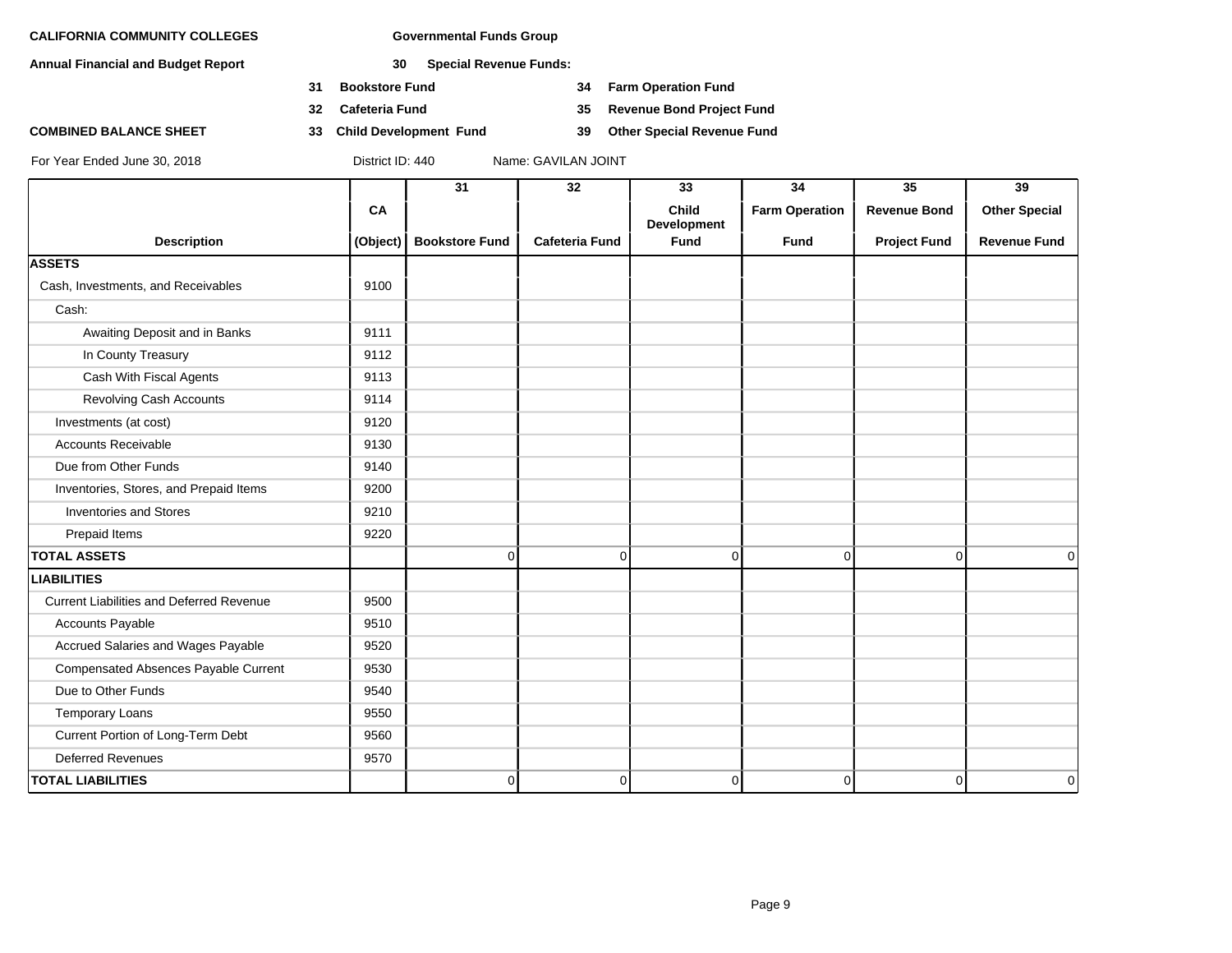**CALIFORNIA COMMUNITY COLLEGES**

**Annual Financial and Budget Report**

**COMBINED BALANCE SHEET**

For Year Ended June 30, 2018

**Governmental Funds Group**

**30 Special Revenue Funds:**

- **31 Bookstore Fund**
- **32 Cafeteria Fund**
- **33 Child Development Fund**
- **34 Farm Operation Fund**
- **35 Revenue Bond Project Fund**
- **39 Other Special Revenue Fund**

District ID: 440 Name: GAVILAN JOINT

| Description | CA (Object) | 31 Bookstore Fund | 32 Cafeteria Fund | 33 Child Development Fund | 34 Farm Operation Fund | 35 Revenue Bond Project Fund | 39 Other Special Revenue Fund |
|---|---|---|---|---|---|---|---|
| **ASSETS** | | | | | | | |
| Cash, Investments, and Receivables | 9100 | | | | | | |
| Cash: | | | | | | | |
| Awaiting Deposit and in Banks | 9111 | | | | | | |
| In County Treasury | 9112 | | | | | | |
| Cash With Fiscal Agents | 9113 | | | | | | |
| Revolving Cash Accounts | 9114 | | | | | | |
| Investments (at cost) | 9120 | | | | | | |
| Accounts Receivable | 9130 | | | | | | |
| Due from Other Funds | 9140 | | | | | | |
| Inventories, Stores, and Prepaid Items | 9200 | | | | | | |
| Inventories and Stores | 9210 | | | | | | |
| Prepaid Items | 9220 | | | | | | |
| **TOTAL ASSETS** | | 0 | 0 | 0 | 0 | 0 | 0 |
| **LIABILITIES** | | | | | | | |
| Current Liabilities and Deferred Revenue | 9500 | | | | | | |
| Accounts Payable | 9510 | | | | | | |
| Accrued Salaries and Wages Payable | 9520 | | | | | | |
| Compensated Absences Payable Current | 9530 | | | | | | |
| Due to Other Funds | 9540 | | | | | | |
| Temporary Loans | 9550 | | | | | | |
| Current Portion of Long-Term Debt | 9560 | | | | | | |
| Deferred Revenues | 9570 | | | | | | |
| **TOTAL LIABILITIES** | | 0 | 0 | 0 | 0 | 0 | 0 |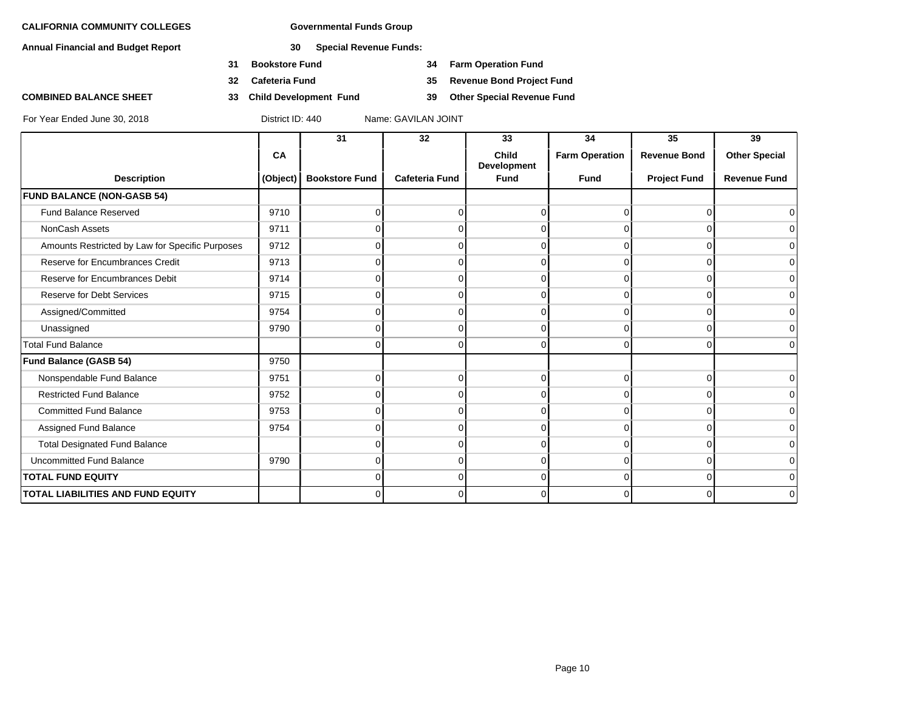**CALIFORNIA COMMUNITY COLLEGES** **Governmental Funds Group**

**Annual Financial and Budget Report** **30 Special Revenue Funds:**

**31 Bookstore Fund** **34 Farm Operation Fund**

**32 Cafeteria Fund** **35 Revenue Bond Project Fund**

**COMBINED BALANCE SHEET** **33 Child Development Fund** **39 Other Special Revenue Fund**

For Year Ended June 30, 2018 District ID: 440 Name: GAVILAN JOINT

| Description | CA (Object) | 31 Bookstore Fund | 32 Cafeteria Fund | 33 Child Development Fund | 34 Farm Operation Fund | 35 Revenue Bond Project Fund | 39 Other Special Revenue Fund |
|---|---|---|---|---|---|---|---|
| **FUND BALANCE (NON-GASB 54)** | | | | | | | |
| Fund Balance Reserved | 9710 | 0 | 0 | 0 | 0 | 0 | 0 |
| NonCash Assets | 9711 | 0 | 0 | 0 | 0 | 0 | 0 |
| Amounts Restricted by Law for Specific Purposes | 9712 | 0 | 0 | 0 | 0 | 0 | 0 |
| Reserve for Encumbrances Credit | 9713 | 0 | 0 | 0 | 0 | 0 | 0 |
| Reserve for Encumbrances Debit | 9714 | 0 | 0 | 0 | 0 | 0 | 0 |
| Reserve for Debt Services | 9715 | 0 | 0 | 0 | 0 | 0 | 0 |
| Assigned/Committed | 9754 | 0 | 0 | 0 | 0 | 0 | 0 |
| Unassigned | 9790 | 0 | 0 | 0 | 0 | 0 | 0 |
| Total Fund Balance | | 0 | 0 | 0 | 0 | 0 | 0 |
| **Fund Balance (GASB 54)** | 9750 | | | | | | |
| Nonspendable Fund Balance | 9751 | 0 | 0 | 0 | 0 | 0 | 0 |
| Restricted Fund Balance | 9752 | 0 | 0 | 0 | 0 | 0 | 0 |
| Committed Fund Balance | 9753 | 0 | 0 | 0 | 0 | 0 | 0 |
| Assigned Fund Balance | 9754 | 0 | 0 | 0 | 0 | 0 | 0 |
| Total Designated Fund Balance | | 0 | 0 | 0 | 0 | 0 | 0 |
| Uncommitted Fund Balance | 9790 | 0 | 0 | 0 | 0 | 0 | 0 |
| **TOTAL FUND EQUITY** | | 0 | 0 | 0 | 0 | 0 | 0 |
| **TOTAL LIABILITIES AND FUND EQUITY** | | 0 | 0 | 0 | 0 | 0 | 0 |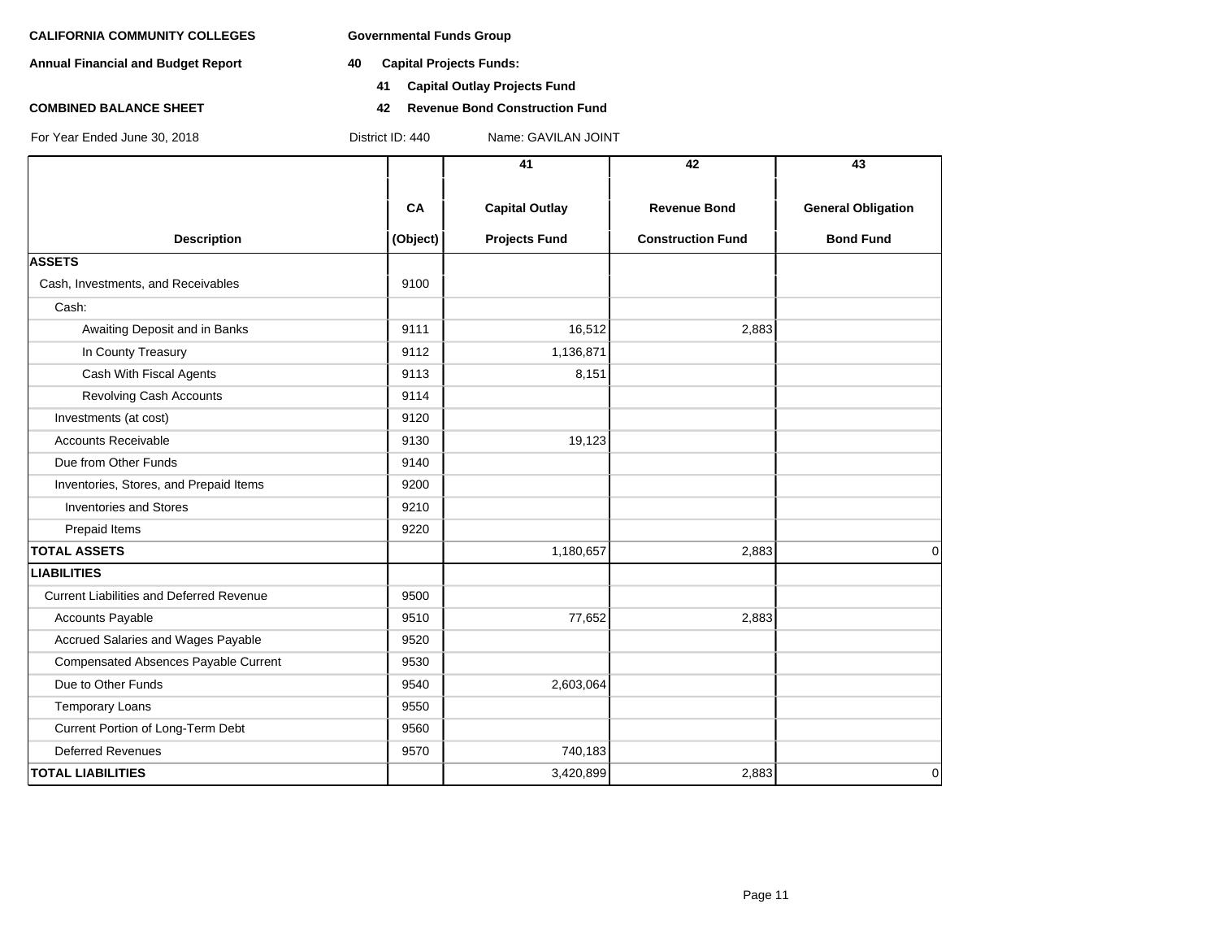**CALIFORNIA COMMUNITY COLLEGES**

**Annual Financial and Budget Report**

**COMBINED BALANCE SHEET**

For Year Ended June 30, 2018

**Governmental Funds Group**

**40 Capital Projects Funds:**

**41 Capital Outlay Projects Fund**

**42 Revenue Bond Construction Fund**

District ID: 440 Name: GAVILAN JOINT

| Description | CA (Object) | 41 Capital Outlay Projects Fund | 42 Revenue Bond Construction Fund | 43 General Obligation Bond Fund |
|---|---|---|---|---|
| **ASSETS** | | | | |
| Cash, Investments, and Receivables | 9100 | | | |
| Cash: | | | | |
| Awaiting Deposit and in Banks | 9111 | 16,512 | 2,883 | |
| In County Treasury | 9112 | 1,136,871 | | |
| Cash With Fiscal Agents | 9113 | 8,151 | | |
| Revolving Cash Accounts | 9114 | | | |
| Investments (at cost) | 9120 | | | |
| Accounts Receivable | 9130 | 19,123 | | |
| Due from Other Funds | 9140 | | | |
| Inventories, Stores, and Prepaid Items | 9200 | | | |
| Inventories and Stores | 9210 | | | |
| Prepaid Items | 9220 | | | |
| **TOTAL ASSETS** | | 1,180,657 | 2,883 | 0 |
| **LIABILITIES** | | | | |
| Current Liabilities and Deferred Revenue | 9500 | | | |
| Accounts Payable | 9510 | 77,652 | 2,883 | |
| Accrued Salaries and Wages Payable | 9520 | | | |
| Compensated Absences Payable Current | 9530 | | | |
| Due to Other Funds | 9540 | 2,603,064 | | |
| Temporary Loans | 9550 | | | |
| Current Portion of Long-Term Debt | 9560 | | | |
| Deferred Revenues | 9570 | 740,183 | | |
| **TOTAL LIABILITIES** | | 3,420,899 | 2,883 | 0 |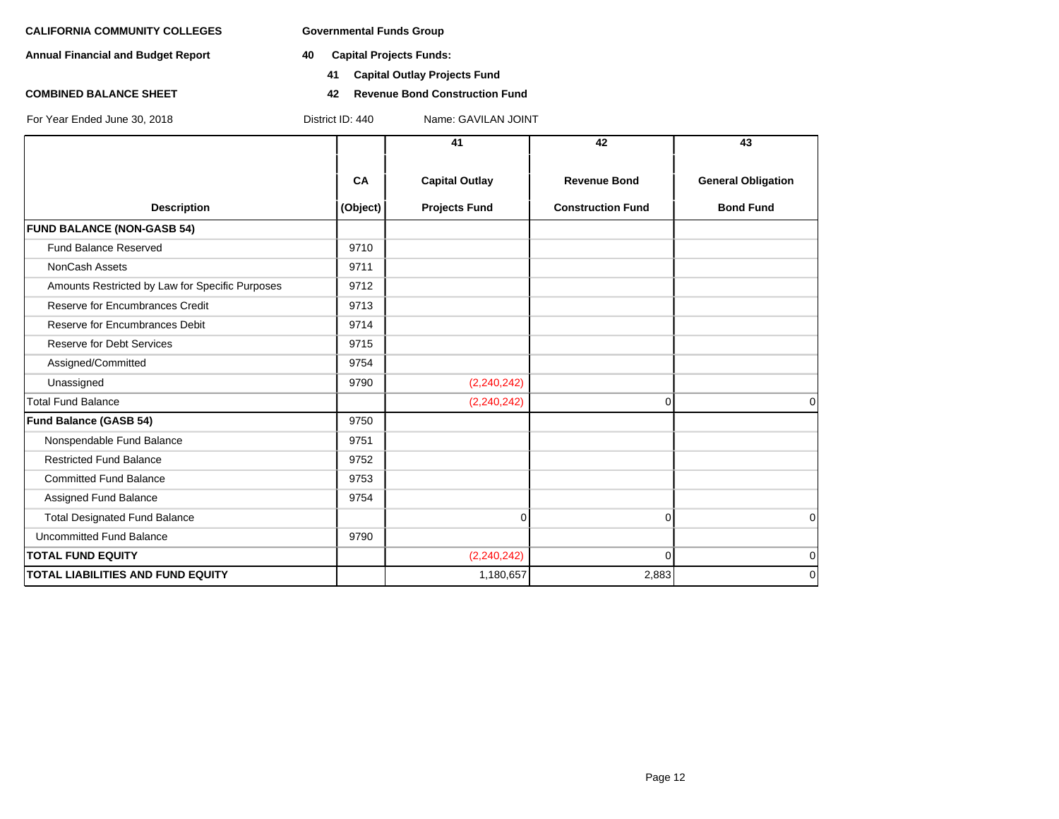**CALIFORNIA COMMUNITY COLLEGES**

**Annual Financial and Budget Report**

**COMBINED BALANCE SHEET**

For Year Ended June 30, 2018

**Governmental Funds Group**

**40 Capital Projects Funds:**

**41 Capital Outlay Projects Fund**

**42 Revenue Bond Construction Fund**

District ID: 440 Name: GAVILAN JOINT

| Description | CA (Object) | 41 Capital Outlay Projects Fund | 42 Revenue Bond Construction Fund | 43 General Obligation Bond Fund |
|---|---|---|---|---|
| **FUND BALANCE (NON-GASB 54)** | | | | |
| Fund Balance Reserved | 9710 | | | |
| NonCash Assets | 9711 | | | |
| Amounts Restricted by Law for Specific Purposes | 9712 | | | |
| Reserve for Encumbrances Credit | 9713 | | | |
| Reserve for Encumbrances Debit | 9714 | | | |
| Reserve for Debt Services | 9715 | | | |
| Assigned/Committed | 9754 | | | |
| Unassigned | 9790 | (2,240,242) | | |
| Total Fund Balance | | (2,240,242) | 0 | 0 |
| **Fund Balance (GASB 54)** | 9750 | | | |
| Nonspendable Fund Balance | 9751 | | | |
| Restricted Fund Balance | 9752 | | | |
| Committed Fund Balance | 9753 | | | |
| Assigned Fund Balance | 9754 | | | |
| Total Designated Fund Balance | | 0 | 0 | 0 |
| Uncommitted Fund Balance | 9790 | | | |
| **TOTAL FUND EQUITY** | | (2,240,242) | 0 | 0 |
| **TOTAL LIABILITIES AND FUND EQUITY** | | 1,180,657 | 2,883 | 0 |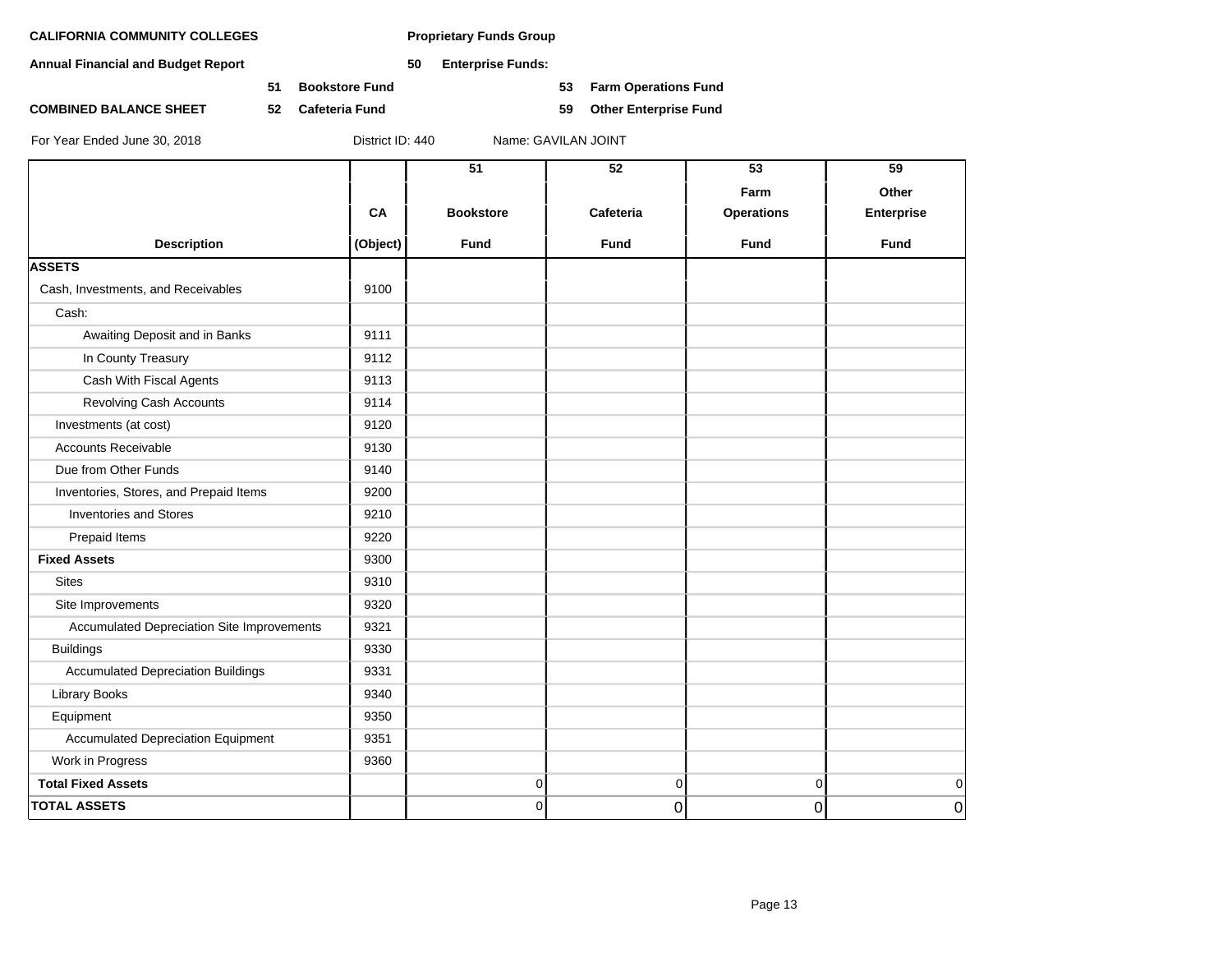**CALIFORNIA COMMUNITY COLLEGES**

**Annual Financial and Budget Report**

**COMBINED BALANCE SHEET**

**Proprietary Funds Group**

**50 Enterprise Funds:**

- **51 Bookstore Fund**
- **52 Cafeteria Fund**
- **53 Farm Operations Fund**
- **59 Other Enterprise Fund**

For Year Ended June 30, 2018 &nbsp;&nbsp; District ID: 440 &nbsp;&nbsp; Name: GAVILAN JOINT

| Description | CA (Object) | 51 Bookstore Fund | 52 Cafeteria Fund | 53 Farm Operations Fund | 59 Other Enterprise Fund |
|---|---|---|---|---|---|
| **ASSETS** | | | | | |
| Cash, Investments, and Receivables | 9100 | | | | |
| Cash: | | | | | |
| Awaiting Deposit and in Banks | 9111 | | | | |
| In County Treasury | 9112 | | | | |
| Cash With Fiscal Agents | 9113 | | | | |
| Revolving Cash Accounts | 9114 | | | | |
| Investments (at cost) | 9120 | | | | |
| Accounts Receivable | 9130 | | | | |
| Due from Other Funds | 9140 | | | | |
| Inventories, Stores, and Prepaid Items | 9200 | | | | |
| Inventories and Stores | 9210 | | | | |
| Prepaid Items | 9220 | | | | |
| **Fixed Assets** | 9300 | | | | |
| Sites | 9310 | | | | |
| Site Improvements | 9320 | | | | |
| Accumulated Depreciation Site Improvements | 9321 | | | | |
| Buildings | 9330 | | | | |
| Accumulated Depreciation Buildings | 9331 | | | | |
| Library Books | 9340 | | | | |
| Equipment | 9350 | | | | |
| Accumulated Depreciation Equipment | 9351 | | | | |
| Work in Progress | 9360 | | | | |
| **Total Fixed Assets** | | 0 | 0 | 0 | 0 |
| **TOTAL ASSETS** | | 0 | 0 | 0 | 0 |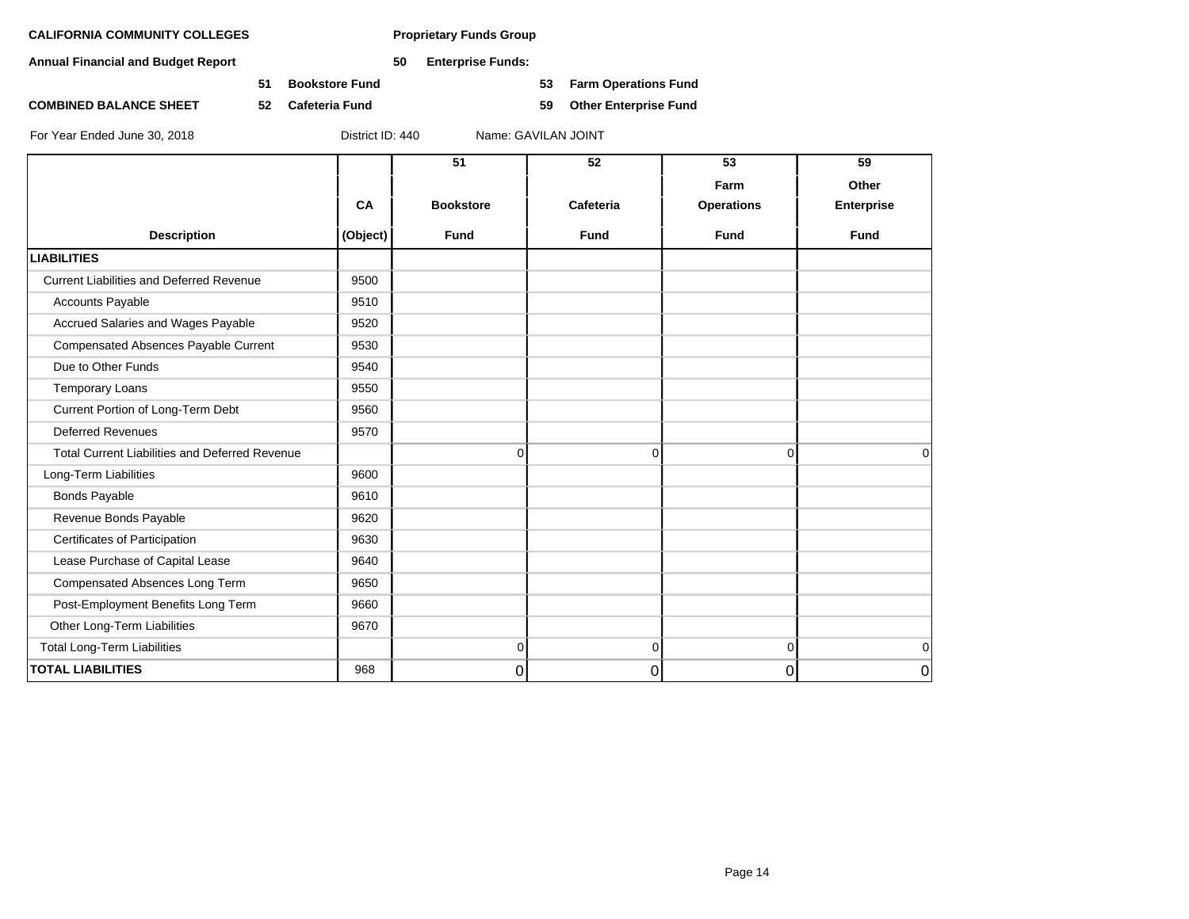**CALIFORNIA COMMUNITY COLLEGES** **Proprietary Funds Group**

**Annual Financial and Budget Report** **50 Enterprise Funds:**

**51 Bookstore Fund** **53 Farm Operations Fund**

**COMBINED BALANCE SHEET** **52 Cafeteria Fund** **59 Other Enterprise Fund**

For Year Ended June 30, 2018 District ID: 440 Name: GAVILAN JOINT

| Description | CA (Object) | 51 Bookstore Fund | 52 Cafeteria Fund | 53 Farm Operations Fund | 59 Other Enterprise Fund |
|---|---|---|---|---|---|
| **LIABILITIES** | | | | | |
| Current Liabilities and Deferred Revenue | 9500 | | | | |
| Accounts Payable | 9510 | | | | |
| Accrued Salaries and Wages Payable | 9520 | | | | |
| Compensated Absences Payable Current | 9530 | | | | |
| Due to Other Funds | 9540 | | | | |
| Temporary Loans | 9550 | | | | |
| Current Portion of Long-Term Debt | 9560 | | | | |
| Deferred Revenues | 9570 | | | | |
| Total Current Liabilities and Deferred Revenue | | 0 | 0 | 0 | 0 |
| Long-Term Liabilities | 9600 | | | | |
| Bonds Payable | 9610 | | | | |
| Revenue Bonds Payable | 9620 | | | | |
| Certificates of Participation | 9630 | | | | |
| Lease Purchase of Capital Lease | 9640 | | | | |
| Compensated Absences Long Term | 9650 | | | | |
| Post-Employment Benefits Long Term | 9660 | | | | |
| Other Long-Term Liabilities | 9670 | | | | |
| Total Long-Term Liabilities | | 0 | 0 | 0 | 0 |
| **TOTAL LIABILITIES** | 968 | 0 | 0 | 0 | 0 |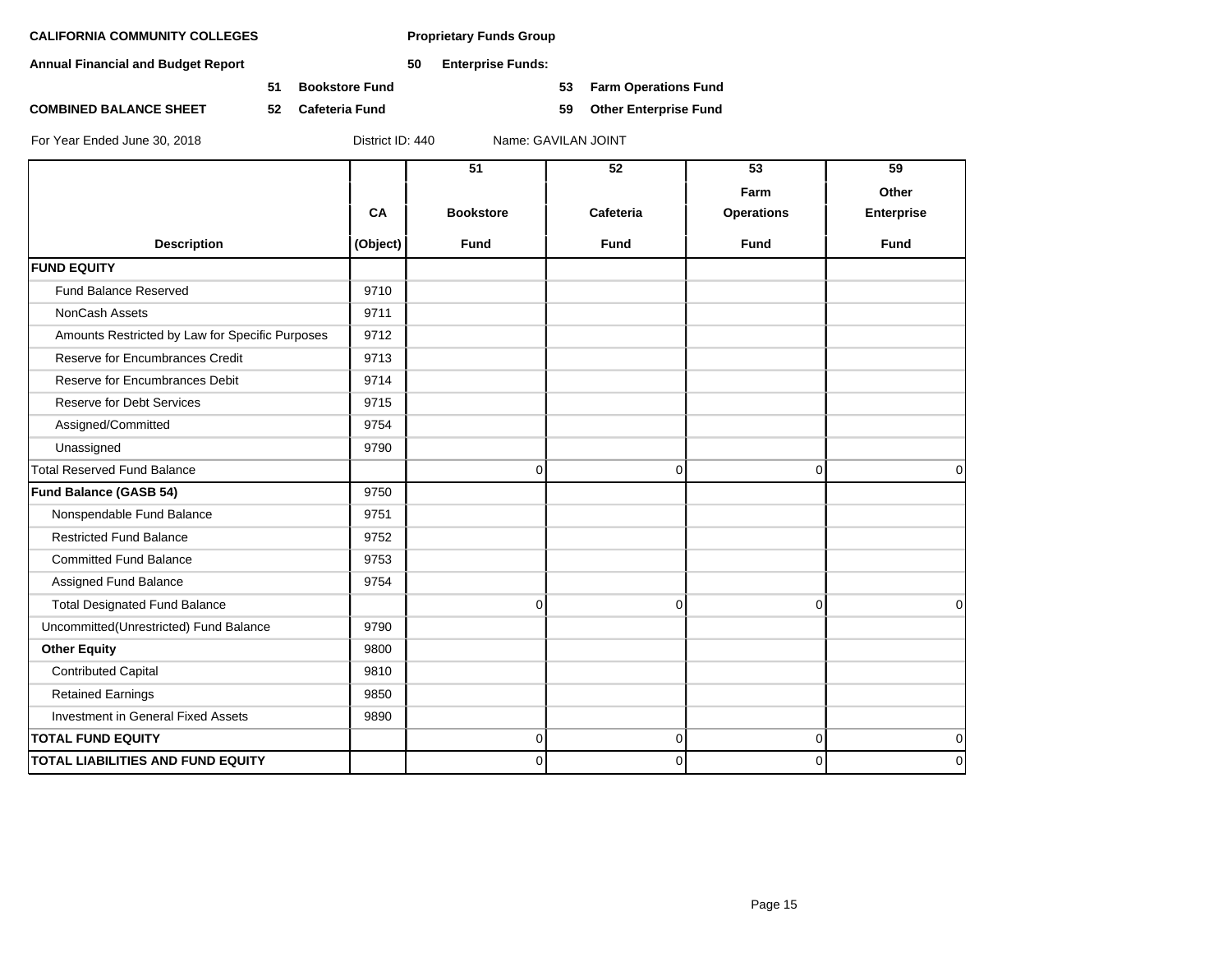**CALIFORNIA COMMUNITY COLLEGES** **Proprietary Funds Group**

**Annual Financial and Budget Report** **50 Enterprise Funds:**

**51 Bookstore Fund** **53 Farm Operations Fund**

**COMBINED BALANCE SHEET** **52 Cafeteria Fund** **59 Other Enterprise Fund**

For Year Ended June 30, 2018 District ID: 440 Name: GAVILAN JOINT

| Description | CA (Object) | 51 Bookstore Fund | 52 Cafeteria Fund | 53 Farm Operations Fund | 59 Other Enterprise Fund |
|---|---|---|---|---|---|
| **FUND EQUITY** | | | | | |
| Fund Balance Reserved | 9710 | | | | |
| NonCash Assets | 9711 | | | | |
| Amounts Restricted by Law for Specific Purposes | 9712 | | | | |
| Reserve for Encumbrances Credit | 9713 | | | | |
| Reserve for Encumbrances Debit | 9714 | | | | |
| Reserve for Debt Services | 9715 | | | | |
| Assigned/Committed | 9754 | | | | |
| Unassigned | 9790 | | | | |
| Total Reserved Fund Balance | | 0 | 0 | 0 | 0 |
| **Fund Balance (GASB 54)** | 9750 | | | | |
| Nonspendable Fund Balance | 9751 | | | | |
| Restricted Fund Balance | 9752 | | | | |
| Committed Fund Balance | 9753 | | | | |
| Assigned Fund Balance | 9754 | | | | |
| Total Designated Fund Balance | | 0 | 0 | 0 | 0 |
| Uncommitted(Unrestricted) Fund Balance | 9790 | | | | |
| **Other Equity** | 9800 | | | | |
| Contributed Capital | 9810 | | | | |
| Retained Earnings | 9850 | | | | |
| Investment in General Fixed Assets | 9890 | | | | |
| **TOTAL FUND EQUITY** | | 0 | 0 | 0 | 0 |
| **TOTAL LIABILITIES AND FUND EQUITY** | | 0 | 0 | 0 | 0 |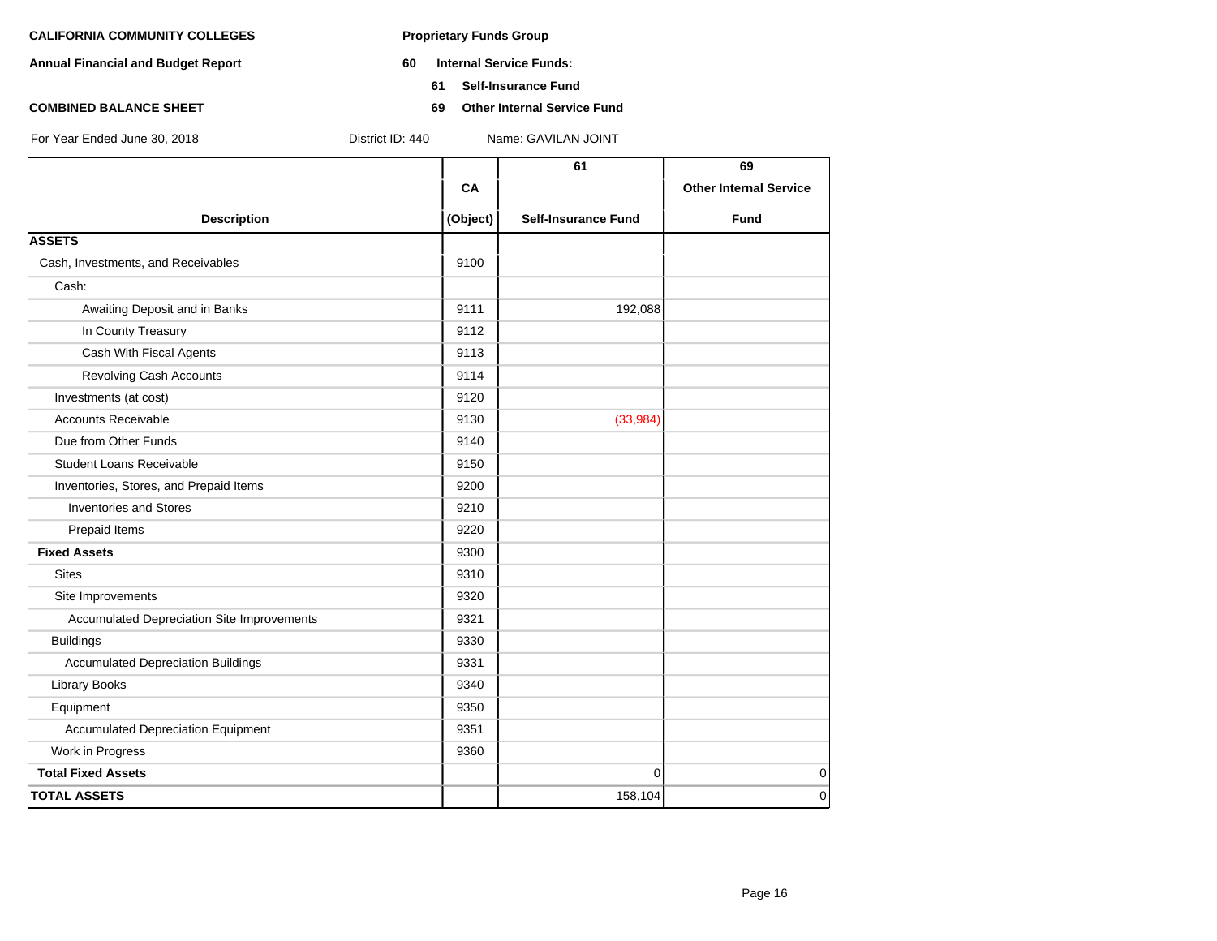**CALIFORNIA COMMUNITY COLLEGES**

**Annual Financial and Budget Report**

**COMBINED BALANCE SHEET**

**Proprietary Funds Group**

**60 Internal Service Funds:**

**61 Self-Insurance Fund**

**69 Other Internal Service Fund**

For Year Ended June 30, 2018 District ID: 440 Name: GAVILAN JOINT

| Description | CA (Object) | 61 Self-Insurance Fund | 69 Other Internal Service Fund |
|---|---|---|---|
| **ASSETS** | | | |
| Cash, Investments, and Receivables | 9100 | | |
| Cash: | | | |
| Awaiting Deposit and in Banks | 9111 | 192,088 | |
| In County Treasury | 9112 | | |
| Cash With Fiscal Agents | 9113 | | |
| Revolving Cash Accounts | 9114 | | |
| Investments (at cost) | 9120 | | |
| Accounts Receivable | 9130 | (33,984) | |
| Due from Other Funds | 9140 | | |
| Student Loans Receivable | 9150 | | |
| Inventories, Stores, and Prepaid Items | 9200 | | |
| Inventories and Stores | 9210 | | |
| Prepaid Items | 9220 | | |
| **Fixed Assets** | 9300 | | |
| Sites | 9310 | | |
| Site Improvements | 9320 | | |
| Accumulated Depreciation Site Improvements | 9321 | | |
| Buildings | 9330 | | |
| Accumulated Depreciation Buildings | 9331 | | |
| Library Books | 9340 | | |
| Equipment | 9350 | | |
| Accumulated Depreciation Equipment | 9351 | | |
| Work in Progress | 9360 | | |
| **Total Fixed Assets** | | 0 | 0 |
| **TOTAL ASSETS** | | 158,104 | 0 |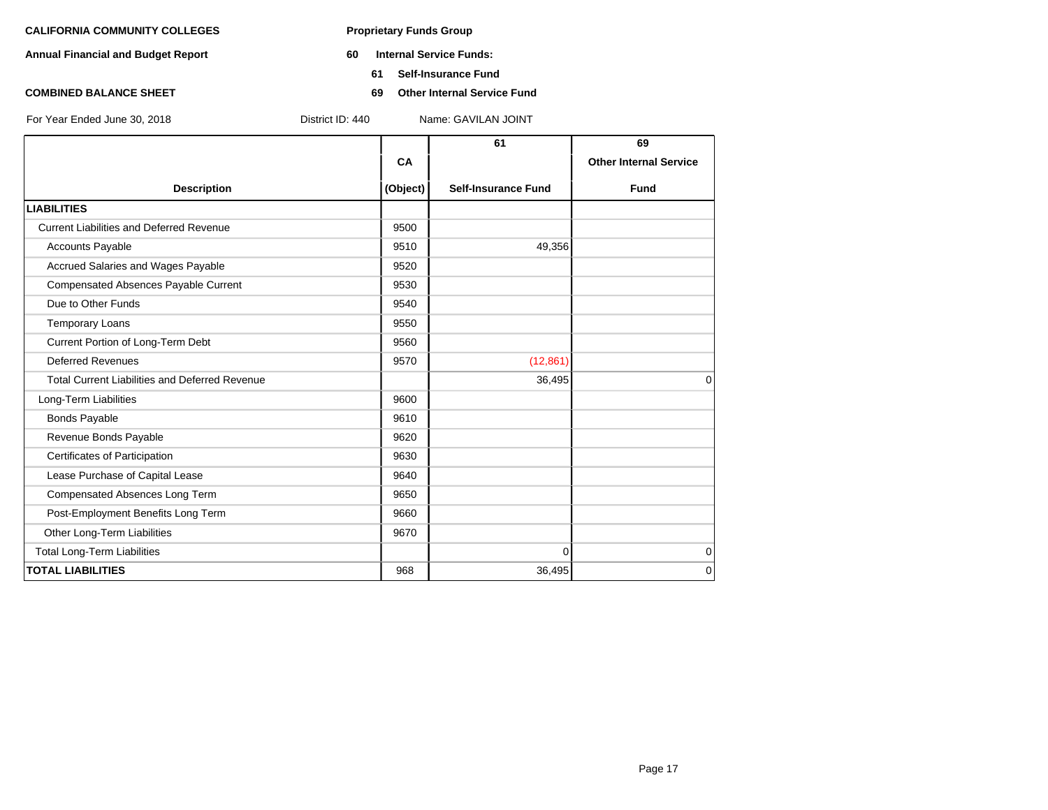**CALIFORNIA COMMUNITY COLLEGES**

**Annual Financial and Budget Report**

**COMBINED BALANCE SHEET**

**Proprietary Funds Group**

**60 Internal Service Funds:**

**61 Self-Insurance Fund**

**69 Other Internal Service Fund**

For Year Ended June 30, 2018 District ID: 440 Name: GAVILAN JOINT

| Description | CA (Object) | 61 Self-Insurance Fund | 69 Other Internal Service Fund |
|---|---|---|---|
| **LIABILITIES** | | | |
| Current Liabilities and Deferred Revenue | 9500 | | |
| Accounts Payable | 9510 | 49,356 | |
| Accrued Salaries and Wages Payable | 9520 | | |
| Compensated Absences Payable Current | 9530 | | |
| Due to Other Funds | 9540 | | |
| Temporary Loans | 9550 | | |
| Current Portion of Long-Term Debt | 9560 | | |
| Deferred Revenues | 9570 | (12,861) | |
| Total Current Liabilities and Deferred Revenue | | 36,495 | 0 |
| Long-Term Liabilities | 9600 | | |
| Bonds Payable | 9610 | | |
| Revenue Bonds Payable | 9620 | | |
| Certificates of Participation | 9630 | | |
| Lease Purchase of Capital Lease | 9640 | | |
| Compensated Absences Long Term | 9650 | | |
| Post-Employment Benefits Long Term | 9660 | | |
| Other Long-Term Liabilities | 9670 | | |
| Total Long-Term Liabilities | | 0 | 0 |
| **TOTAL LIABILITIES** | 968 | 36,495 | 0 |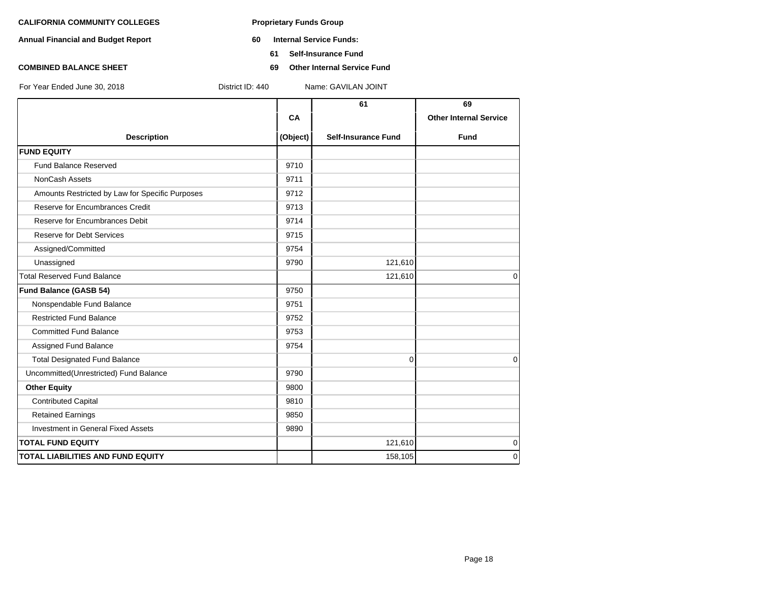**CALIFORNIA COMMUNITY COLLEGES**

**Annual Financial and Budget Report**

**COMBINED BALANCE SHEET**

**Proprietary Funds Group**

**60 Internal Service Funds:**

**61 Self-Insurance Fund**

**69 Other Internal Service Fund**

For Year Ended June 30, 2018 District ID: 440 Name: GAVILAN JOINT

| Description | CA (Object) | 61 Self-Insurance Fund | 69 Other Internal Service Fund |
|---|---|---|---|
| **FUND EQUITY** | | | |
| Fund Balance Reserved | 9710 | | |
| NonCash Assets | 9711 | | |
| Amounts Restricted by Law for Specific Purposes | 9712 | | |
| Reserve for Encumbrances Credit | 9713 | | |
| Reserve for Encumbrances Debit | 9714 | | |
| Reserve for Debt Services | 9715 | | |
| Assigned/Committed | 9754 | | |
| Unassigned | 9790 | 121,610 | |
| Total Reserved Fund Balance | | 121,610 | 0 |
| **Fund Balance (GASB 54)** | 9750 | | |
| Nonspendable Fund Balance | 9751 | | |
| Restricted Fund Balance | 9752 | | |
| Committed Fund Balance | 9753 | | |
| Assigned Fund Balance | 9754 | | |
| Total Designated Fund Balance | | 0 | 0 |
| Uncommitted(Unrestricted) Fund Balance | 9790 | | |
| **Other Equity** | 9800 | | |
| Contributed Capital | 9810 | | |
| Retained Earnings | 9850 | | |
| Investment in General Fixed Assets | 9890 | | |
| **TOTAL FUND EQUITY** | | 121,610 | 0 |
| **TOTAL LIABILITIES AND FUND EQUITY** | | 158,105 | 0 |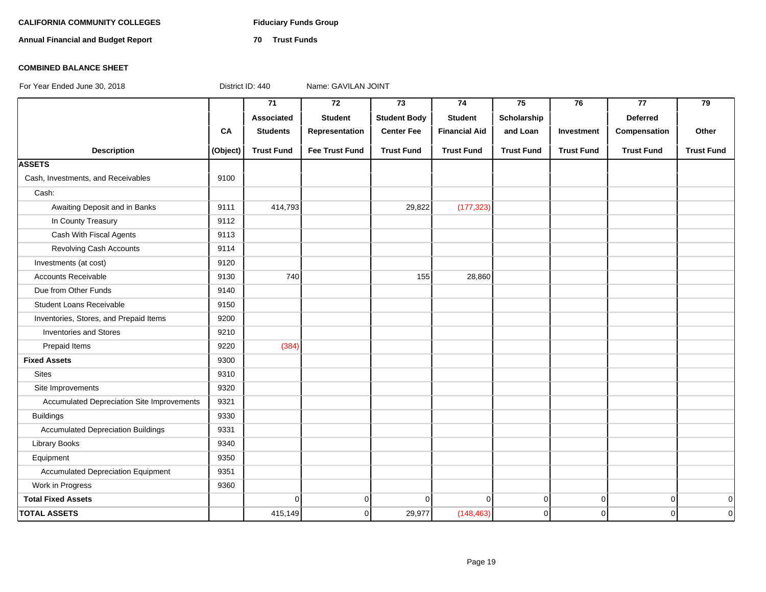**CALIFORNIA COMMUNITY COLLEGES** **Fiduciary Funds Group**

**Annual Financial and Budget Report** **70 Trust Funds**

**COMBINED BALANCE SHEET**

For Year Ended June 30, 2018 District ID: 440 Name: GAVILAN JOINT

| Description | CA (Object) | 71 Associated Students Trust Fund | 72 Student Representation Fee Trust Fund | 73 Student Body Center Fee Trust Fund | 74 Student Financial Aid Trust Fund | 75 Scholarship and Loan Trust Fund | 76 Investment Trust Fund | 77 Deferred Compensation Trust Fund | 79 Other Trust Fund |
|---|---|---|---|---|---|---|---|---|---|
| **ASSETS** | | | | | | | | | |
| Cash, Investments, and Receivables | 9100 | | | | | | | | |
| Cash: | | | | | | | | | |
| Awaiting Deposit and in Banks | 9111 | 414,793 | | 29,822 | (177,323) | | | | |
| In County Treasury | 9112 | | | | | | | | |
| Cash With Fiscal Agents | 9113 | | | | | | | | |
| Revolving Cash Accounts | 9114 | | | | | | | | |
| Investments (at cost) | 9120 | | | | | | | | |
| Accounts Receivable | 9130 | 740 | | 155 | 28,860 | | | | |
| Due from Other Funds | 9140 | | | | | | | | |
| Student Loans Receivable | 9150 | | | | | | | | |
| Inventories, Stores, and Prepaid Items | 9200 | | | | | | | | |
| Inventories and Stores | 9210 | | | | | | | | |
| Prepaid Items | 9220 | (384) | | | | | | | |
| **Fixed Assets** | 9300 | | | | | | | | |
| Sites | 9310 | | | | | | | | |
| Site Improvements | 9320 | | | | | | | | |
| Accumulated Depreciation Site Improvements | 9321 | | | | | | | | |
| Buildings | 9330 | | | | | | | | |
| Accumulated Depreciation Buildings | 9331 | | | | | | | | |
| Library Books | 9340 | | | | | | | | |
| Equipment | 9350 | | | | | | | | |
| Accumulated Depreciation Equipment | 9351 | | | | | | | | |
| Work in Progress | 9360 | | | | | | | | |
| **Total Fixed Assets** | | 0 | 0 | 0 | 0 | 0 | 0 | 0 | 0 |
| **TOTAL ASSETS** | | 415,149 | 0 | 29,977 | (148,463) | 0 | 0 | 0 | 0 |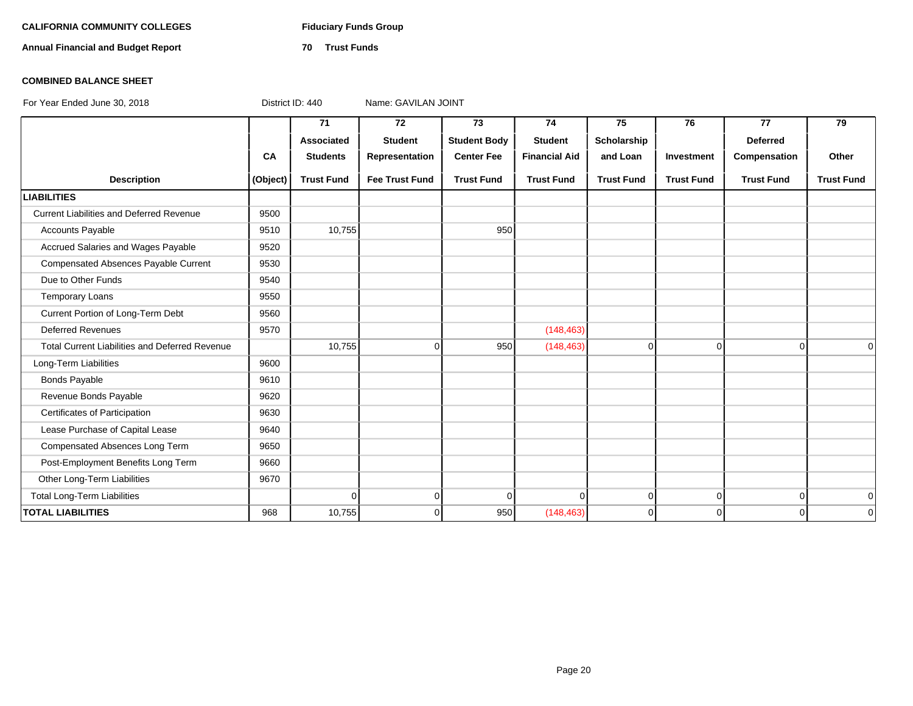**CALIFORNIA COMMUNITY COLLEGES**

**Annual Financial and Budget Report**

**Fiduciary Funds Group**

**70 Trust Funds**

**COMBINED BALANCE SHEET**

For Year Ended June 30, 2018 District ID: 440 Name: GAVILAN JOINT

| Description | CA (Object) | 71 Associated Students Trust Fund | 72 Student Representation Fee Trust Fund | 73 Student Body Center Fee Trust Fund | 74 Student Financial Aid Trust Fund | 75 Scholarship and Loan Trust Fund | 76 Investment Trust Fund | 77 Deferred Compensation Trust Fund | 79 Other Trust Fund |
|---|---|---|---|---|---|---|---|---|---|
| **LIABILITIES** | | | | | | | | | |
| Current Liabilities and Deferred Revenue | 9500 | | | | | | | | |
| Accounts Payable | 9510 | 10,755 | | 950 | | | | | |
| Accrued Salaries and Wages Payable | 9520 | | | | | | | | |
| Compensated Absences Payable Current | 9530 | | | | | | | | |
| Due to Other Funds | 9540 | | | | | | | | |
| Temporary Loans | 9550 | | | | | | | | |
| Current Portion of Long-Term Debt | 9560 | | | | | | | | |
| Deferred Revenues | 9570 | | | | (148,463) | | | | |
| Total Current Liabilities and Deferred Revenue | | 10,755 | 0 | 950 | (148,463) | 0 | 0 | 0 | 0 |
| Long-Term Liabilities | 9600 | | | | | | | | |
| Bonds Payable | 9610 | | | | | | | | |
| Revenue Bonds Payable | 9620 | | | | | | | | |
| Certificates of Participation | 9630 | | | | | | | | |
| Lease Purchase of Capital Lease | 9640 | | | | | | | | |
| Compensated Absences Long Term | 9650 | | | | | | | | |
| Post-Employment Benefits Long Term | 9660 | | | | | | | | |
| Other Long-Term Liabilities | 9670 | | | | | | | | |
| Total Long-Term Liabilities | | 0 | 0 | 0 | 0 | 0 | 0 | 0 | 0 |
| **TOTAL LIABILITIES** | 968 | 10,755 | 0 | 950 | (148,463) | 0 | 0 | 0 | 0 |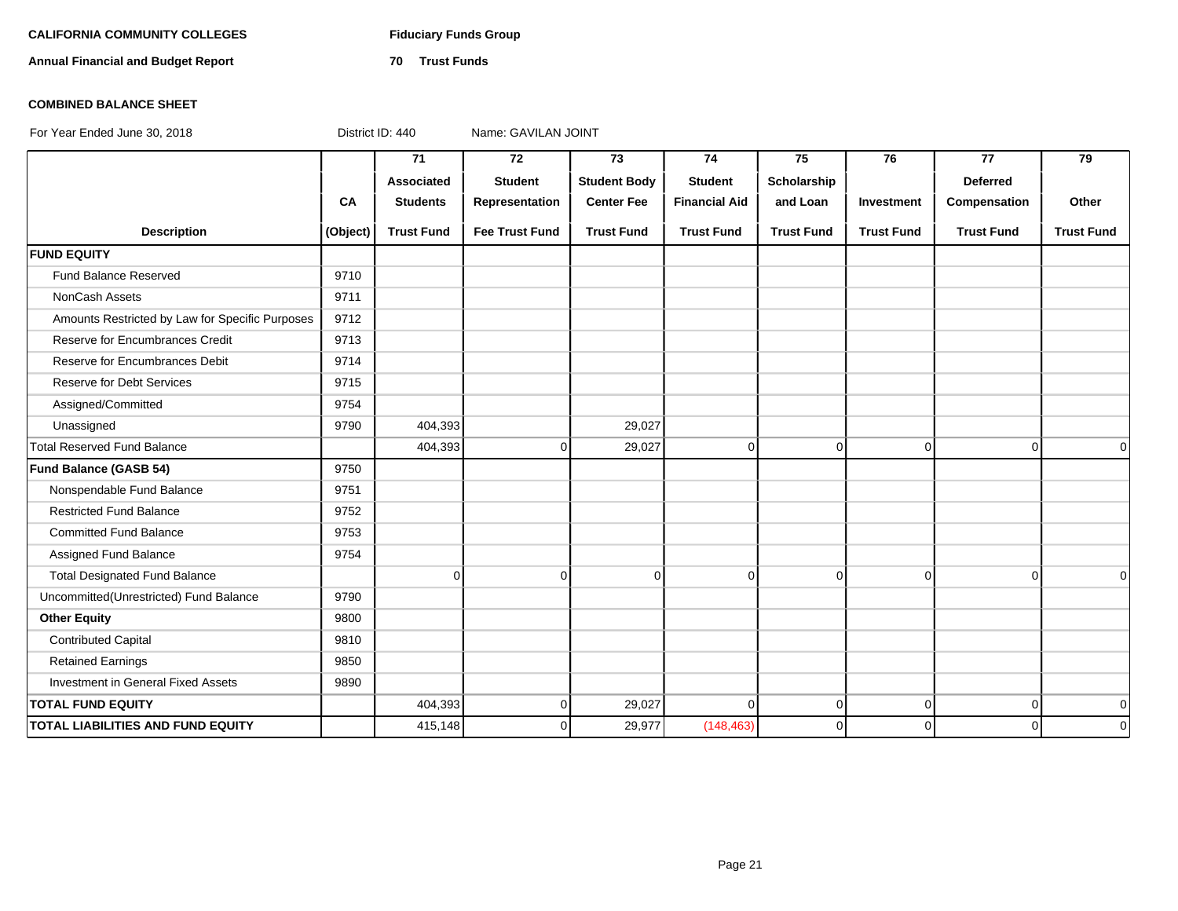**CALIFORNIA COMMUNITY COLLEGES** **Fiduciary Funds Group**

**Annual Financial and Budget Report** **70 Trust Funds**

**COMBINED BALANCE SHEET**

For Year Ended June 30, 2018 District ID: 440 Name: GAVILAN JOINT

| Description | CA (Object) | 71 Associated Students Trust Fund | 72 Student Representation Fee Trust Fund | 73 Student Body Center Fee Trust Fund | 74 Student Financial Aid Trust Fund | 75 Scholarship and Loan Trust Fund | 76 Investment Trust Fund | 77 Deferred Compensation Trust Fund | 79 Other Trust Fund |
|---|---|---|---|---|---|---|---|---|---|
| **FUND EQUITY** | | | | | | | | | |
| Fund Balance Reserved | 9710 | | | | | | | | |
| NonCash Assets | 9711 | | | | | | | | |
| Amounts Restricted by Law for Specific Purposes | 9712 | | | | | | | | |
| Reserve for Encumbrances Credit | 9713 | | | | | | | | |
| Reserve for Encumbrances Debit | 9714 | | | | | | | | |
| Reserve for Debt Services | 9715 | | | | | | | | |
| Assigned/Committed | 9754 | | | | | | | | |
| Unassigned | 9790 | 404,393 | | 29,027 | | | | | |
| Total Reserved Fund Balance | | 404,393 | 0 | 29,027 | 0 | 0 | 0 | 0 | 0 |
| **Fund Balance (GASB 54)** | 9750 | | | | | | | | |
| Nonspendable Fund Balance | 9751 | | | | | | | | |
| Restricted Fund Balance | 9752 | | | | | | | | |
| Committed Fund Balance | 9753 | | | | | | | | |
| Assigned Fund Balance | 9754 | | | | | | | | |
| Total Designated Fund Balance | | 0 | 0 | 0 | 0 | 0 | 0 | 0 | 0 |
| Uncommitted(Unrestricted) Fund Balance | 9790 | | | | | | | | |
| **Other Equity** | 9800 | | | | | | | | |
| Contributed Capital | 9810 | | | | | | | | |
| Retained Earnings | 9850 | | | | | | | | |
| Investment in General Fixed Assets | 9890 | | | | | | | | |
| **TOTAL FUND EQUITY** | | 404,393 | 0 | 29,027 | 0 | 0 | 0 | 0 | 0 |
| **TOTAL LIABILITIES AND FUND EQUITY** | | 415,148 | 0 | 29,977 | (148,463) | 0 | 0 | 0 | 0 |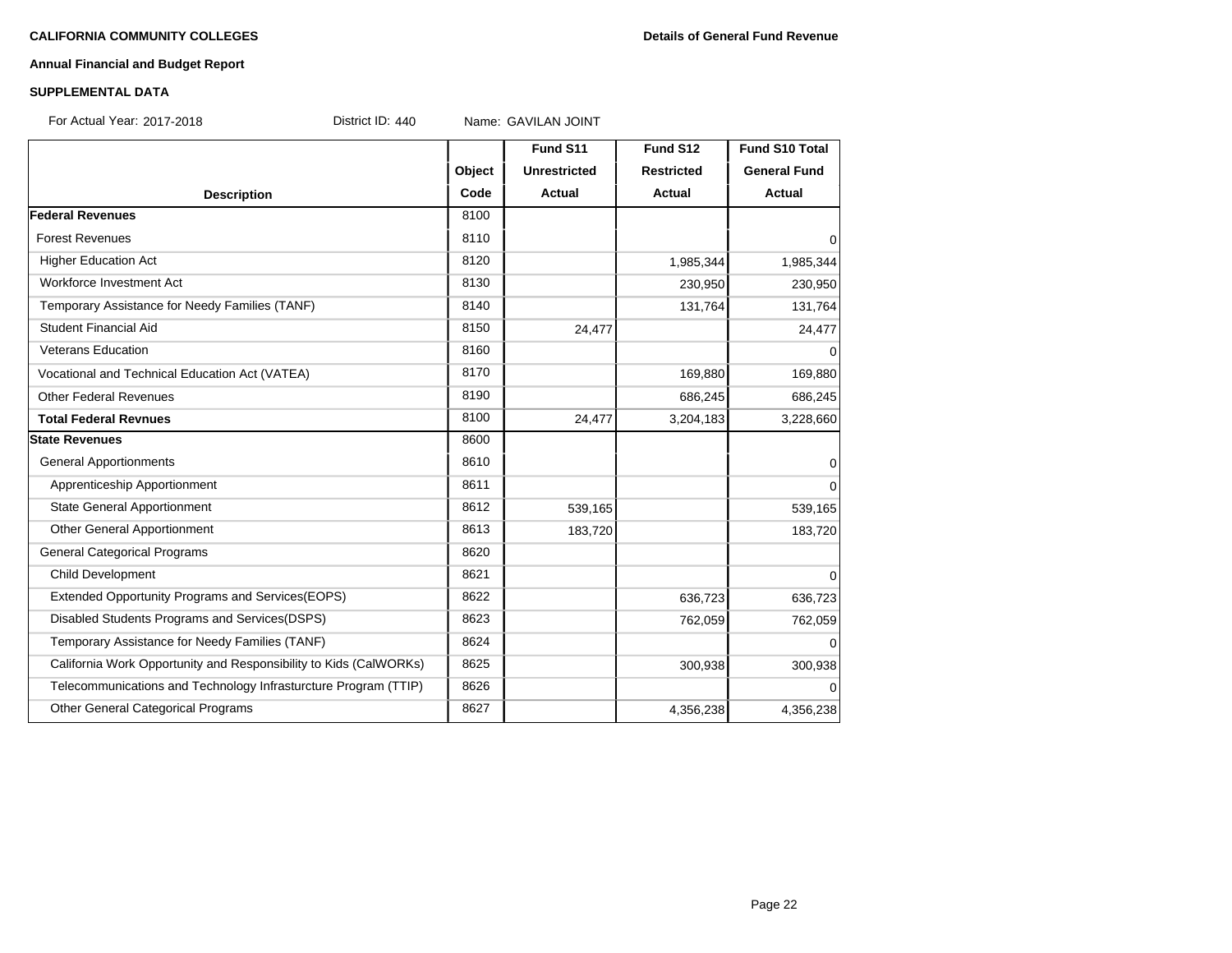**CALIFORNIA COMMUNITY COLLEGES** **Details of General Fund Revenue**

**Annual Financial and Budget Report**

**SUPPLEMENTAL DATA**

For Actual Year: 2017-2018 District ID: 440 Name: GAVILAN JOINT

| Description | Object Code | Fund S11 Unrestricted Actual | Fund S12 Restricted Actual | Fund S10 Total General Fund Actual |
|---|---|---|---|---|
| **Federal Revenues** | 8100 | | | |
| Forest Revenues | 8110 | | | 0 |
| Higher Education Act | 8120 | | 1,985,344 | 1,985,344 |
| Workforce Investment Act | 8130 | | 230,950 | 230,950 |
| Temporary Assistance for Needy Families (TANF) | 8140 | | 131,764 | 131,764 |
| Student Financial Aid | 8150 | 24,477 | | 24,477 |
| Veterans Education | 8160 | | | 0 |
| Vocational and Technical Education Act (VATEA) | 8170 | | 169,880 | 169,880 |
| Other Federal Revenues | 8190 | | 686,245 | 686,245 |
| **Total Federal Revnues** | 8100 | 24,477 | 3,204,183 | 3,228,660 |
| **State Revenues** | 8600 | | | |
| General Apportionments | 8610 | | | 0 |
| Apprenticeship Apportionment | 8611 | | | 0 |
| State General Apportionment | 8612 | 539,165 | | 539,165 |
| Other General Apportionment | 8613 | 183,720 | | 183,720 |
| General Categorical Programs | 8620 | | | |
| Child Development | 8621 | | | 0 |
| Extended Opportunity Programs and Services(EOPS) | 8622 | | 636,723 | 636,723 |
| Disabled Students Programs and Services(DSPS) | 8623 | | 762,059 | 762,059 |
| Temporary Assistance for Needy Families (TANF) | 8624 | | | 0 |
| California Work Opportunity and Responsibility to Kids (CalWORKs) | 8625 | | 300,938 | 300,938 |
| Telecommunications and Technology Infrasturcture Program (TTIP) | 8626 | | | 0 |
| Other General Categorical Programs | 8627 | | 4,356,238 | 4,356,238 |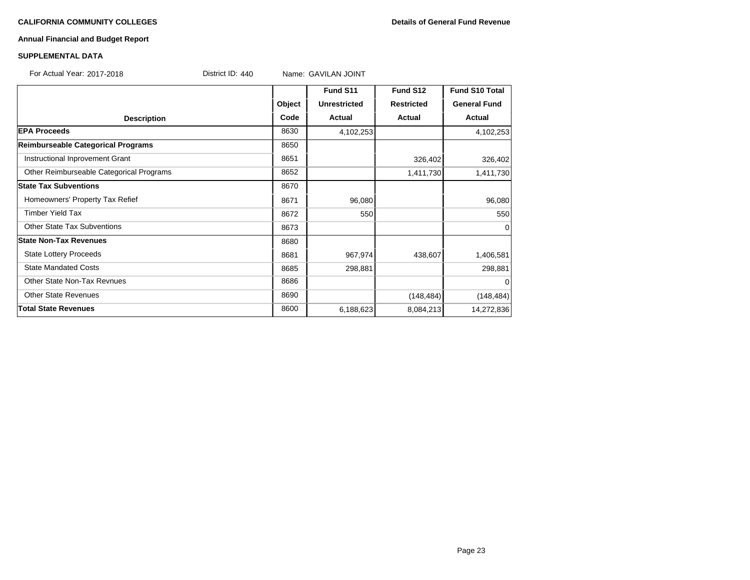**CALIFORNIA COMMUNITY COLLEGES**

**Details of General Fund Revenue**

**Annual Financial and Budget Report**

**SUPPLEMENTAL DATA**

For Actual Year: 2017-2018 District ID: 440 Name: GAVILAN JOINT

| Description | Object Code | Fund S11 Unrestricted Actual | Fund S12 Restricted Actual | Fund S10 Total General Fund Actual |
|---|---|---|---|---|
| **EPA Proceeds** | 8630 | 4,102,253 | | 4,102,253 |
| **Reimburseable Categorical Programs** | 8650 | | | |
| Instructional Inprovement Grant | 8651 | | 326,402 | 326,402 |
| Other Reimburseable Categorical Programs | 8652 | | 1,411,730 | 1,411,730 |
| **State Tax Subventions** | 8670 | | | |
| Homeowners' Property Tax Refief | 8671 | 96,080 | | 96,080 |
| Timber Yield Tax | 8672 | 550 | | 550 |
| Other State Tax Subventions | 8673 | | | 0 |
| **State Non-Tax Revenues** | 8680 | | | |
| State Lottery Proceeds | 8681 | 967,974 | 438,607 | 1,406,581 |
| State Mandated Costs | 8685 | 298,881 | | 298,881 |
| Other State Non-Tax Revnues | 8686 | | | 0 |
| Other State Revenues | 8690 | | (148,484) | (148,484) |
| **Total State Revenues** | 8600 | 6,188,623 | 8,084,213 | 14,272,836 |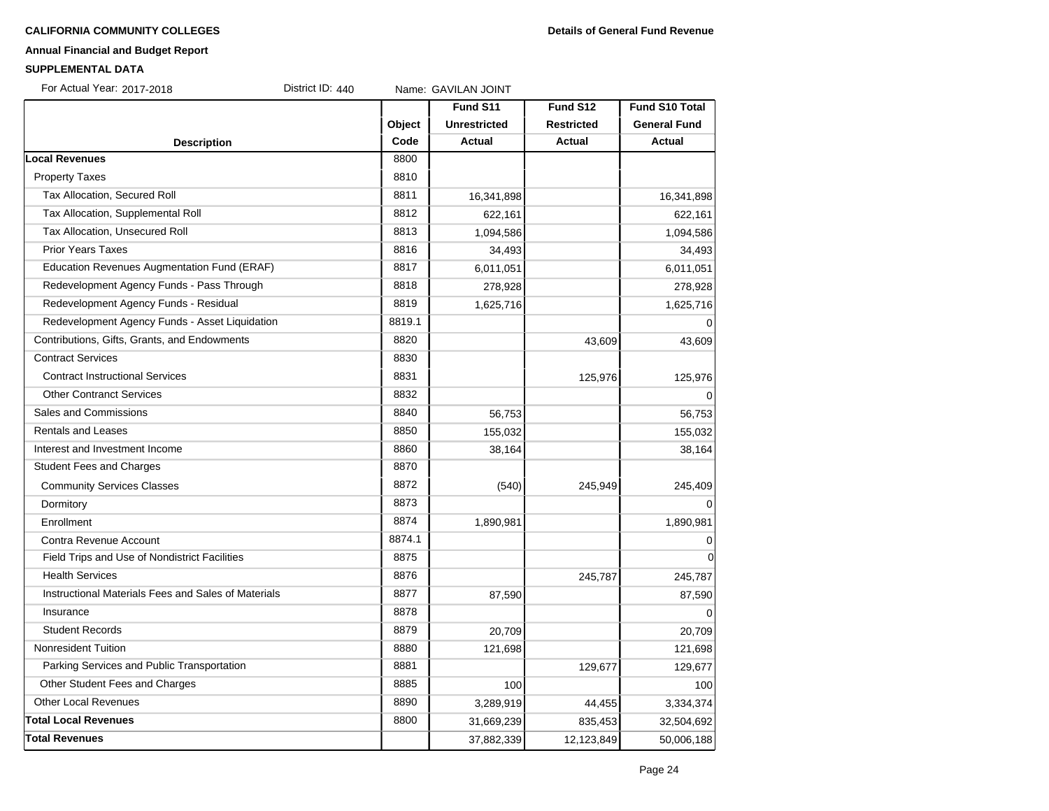**CALIFORNIA COMMUNITY COLLEGES** **Details of General Fund Revenue**

**Annual Financial and Budget Report**

**SUPPLEMENTAL DATA**

For Actual Year: 2017-2018 District ID: 440 Name: GAVILAN JOINT

| Description | Object Code | Fund S11 Unrestricted Actual | Fund S12 Restricted Actual | Fund S10 Total General Fund Actual |
|---|---|---|---|---|
| **Local Revenues** | 8800 | | | |
| Property Taxes | 8810 | | | |
| Tax Allocation, Secured Roll | 8811 | 16,341,898 | | 16,341,898 |
| Tax Allocation, Supplemental Roll | 8812 | 622,161 | | 622,161 |
| Tax Allocation, Unsecured Roll | 8813 | 1,094,586 | | 1,094,586 |
| Prior Years Taxes | 8816 | 34,493 | | 34,493 |
| Education Revenues Augmentation Fund (ERAF) | 8817 | 6,011,051 | | 6,011,051 |
| Redevelopment Agency Funds - Pass Through | 8818 | 278,928 | | 278,928 |
| Redevelopment Agency Funds - Residual | 8819 | 1,625,716 | | 1,625,716 |
| Redevelopment Agency Funds - Asset Liquidation | 8819.1 | | | 0 |
| Contributions, Gifts, Grants, and Endowments | 8820 | | 43,609 | 43,609 |
| Contract Services | 8830 | | | |
| Contract Instructional Services | 8831 | | 125,976 | 125,976 |
| Other Contranct Services | 8832 | | | 0 |
| Sales and Commissions | 8840 | 56,753 | | 56,753 |
| Rentals and Leases | 8850 | 155,032 | | 155,032 |
| Interest and Investment Income | 8860 | 38,164 | | 38,164 |
| Student Fees and Charges | 8870 | | | |
| Community Services Classes | 8872 | (540) | 245,949 | 245,409 |
| Dormitory | 8873 | | | 0 |
| Enrollment | 8874 | 1,890,981 | | 1,890,981 |
| Contra Revenue Account | 8874.1 | | | 0 |
| Field Trips and Use of Nondistrict Facilities | 8875 | | | 0 |
| Health Services | 8876 | | 245,787 | 245,787 |
| Instructional Materials Fees and Sales of Materials | 8877 | 87,590 | | 87,590 |
| Insurance | 8878 | | | 0 |
| Student Records | 8879 | 20,709 | | 20,709 |
| Nonresident Tuition | 8880 | 121,698 | | 121,698 |
| Parking Services and Public Transportation | 8881 | | 129,677 | 129,677 |
| Other Student Fees and Charges | 8885 | 100 | | 100 |
| Other Local Revenues | 8890 | 3,289,919 | 44,455 | 3,334,374 |
| **Total Local Revenues** | 8800 | 31,669,239 | 835,453 | 32,504,692 |
| **Total Revenues** | | 37,882,339 | 12,123,849 | 50,006,188 |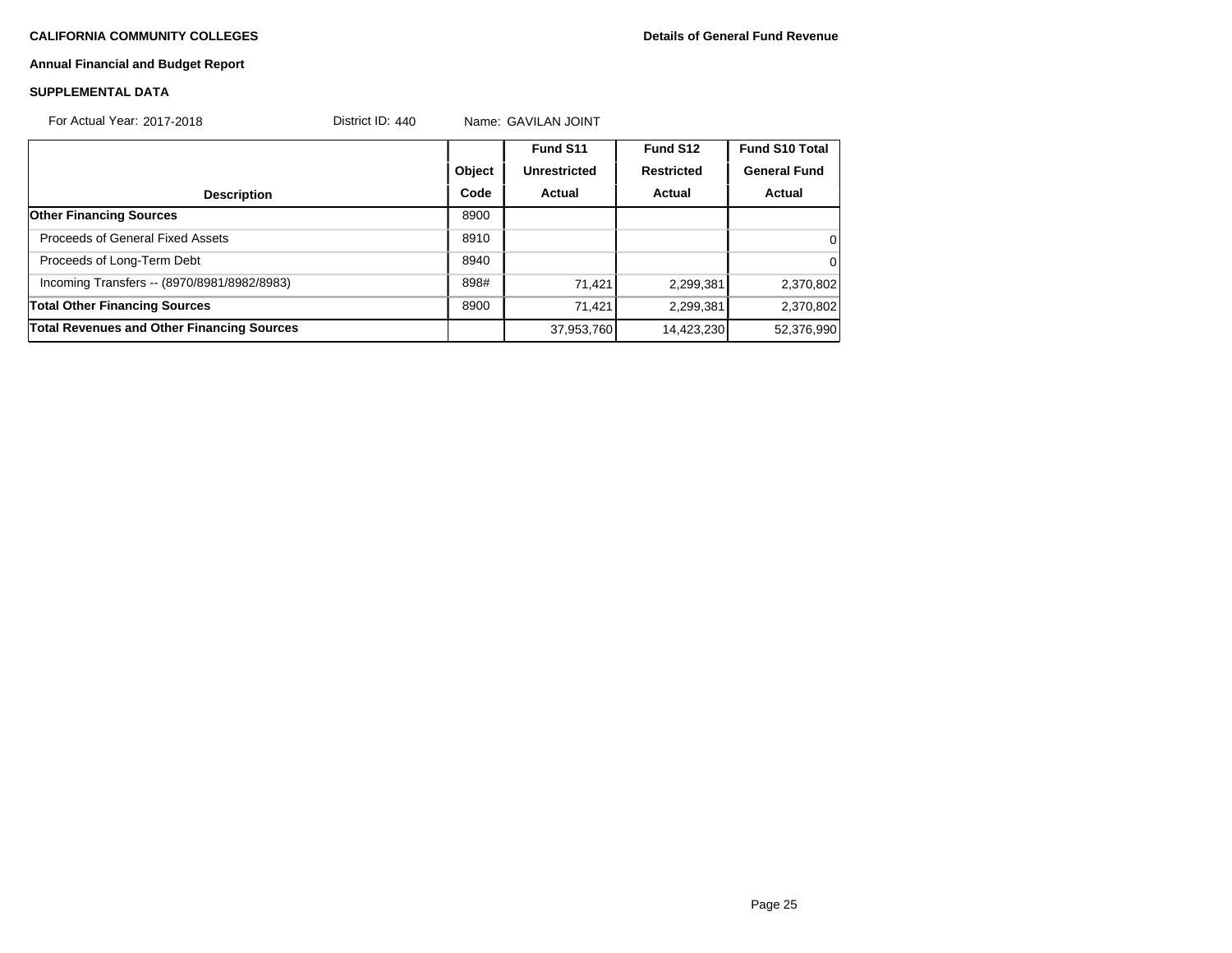**CALIFORNIA COMMUNITY COLLEGES** **Details of General Fund Revenue**

**Annual Financial and Budget Report**

**SUPPLEMENTAL DATA**

For Actual Year: 2017-2018 District ID: 440 Name: GAVILAN JOINT

| Description | Object Code | Fund S11 Unrestricted Actual | Fund S12 Restricted Actual | Fund S10 Total General Fund Actual |
|---|---|---|---|---|
| **Other Financing Sources** | 8900 | | | |
| Proceeds of General Fixed Assets | 8910 | | | 0 |
| Proceeds of Long-Term Debt | 8940 | | | 0 |
| Incoming Transfers -- (8970/8981/8982/8983) | 898# | 71,421 | 2,299,381 | 2,370,802 |
| **Total Other Financing Sources** | 8900 | 71,421 | 2,299,381 | 2,370,802 |
| **Total Revenues and Other Financing Sources** | | 37,953,760 | 14,423,230 | 52,376,990 |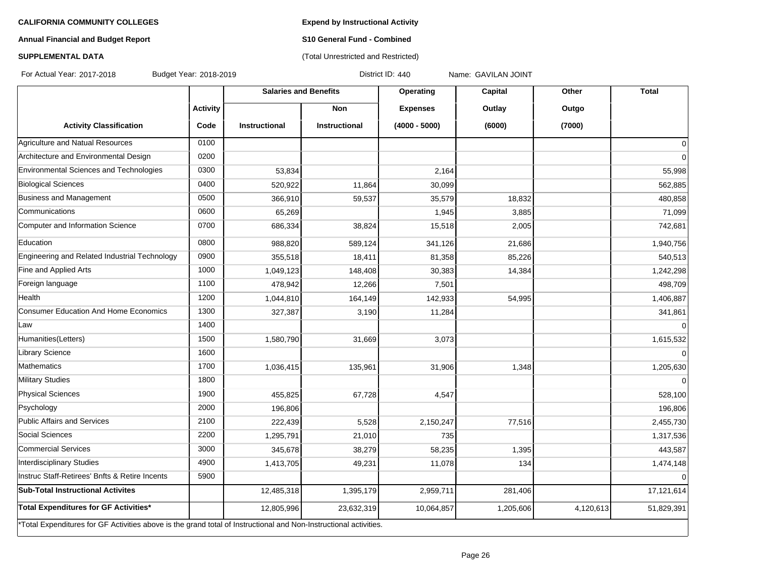**CALIFORNIA COMMUNITY COLLEGES**

**Annual Financial and Budget Report**

**SUPPLEMENTAL DATA**

**Expend by Instructional Activity**

**S10 General Fund - Combined**

(Total Unrestricted and Restricted)

For Actual Year: 2017-2018 Budget Year: 2018-2019 District ID: 440 Name: GAVILAN JOINT

| | | Salaries and Benefits | | Operating | Capital | Other | Total |
|---|---|---|---|---|---|---|---|
| | Activity | | Non | Expenses | Outlay | Outgo | |
| Activity Classification | Code | Instructional | Instructional | (4000 - 5000) | (6000) | (7000) | |
| Agriculture and Natual Resources | 0100 | | | | | | 0 |
| Architecture and Environmental Design | 0200 | | | | | | 0 |
| Environmental Sciences and Technologies | 0300 | 53,834 | | 2,164 | | | 55,998 |
| Biological Sciences | 0400 | 520,922 | 11,864 | 30,099 | | | 562,885 |
| Business and Management | 0500 | 366,910 | 59,537 | 35,579 | 18,832 | | 480,858 |
| Communications | 0600 | 65,269 | | 1,945 | 3,885 | | 71,099 |
| Computer and Information Science | 0700 | 686,334 | 38,824 | 15,518 | 2,005 | | 742,681 |
| Education | 0800 | 988,820 | 589,124 | 341,126 | 21,686 | | 1,940,756 |
| Engineering and Related Industrial Technology | 0900 | 355,518 | 18,411 | 81,358 | 85,226 | | 540,513 |
| Fine and Applied Arts | 1000 | 1,049,123 | 148,408 | 30,383 | 14,384 | | 1,242,298 |
| Foreign language | 1100 | 478,942 | 12,266 | 7,501 | | | 498,709 |
| Health | 1200 | 1,044,810 | 164,149 | 142,933 | 54,995 | | 1,406,887 |
| Consumer Education And Home Economics | 1300 | 327,387 | 3,190 | 11,284 | | | 341,861 |
| Law | 1400 | | | | | | 0 |
| Humanities(Letters) | 1500 | 1,580,790 | 31,669 | 3,073 | | | 1,615,532 |
| Library Science | 1600 | | | | | | 0 |
| Mathematics | 1700 | 1,036,415 | 135,961 | 31,906 | 1,348 | | 1,205,630 |
| Military Studies | 1800 | | | | | | 0 |
| Physical Sciences | 1900 | 455,825 | 67,728 | 4,547 | | | 528,100 |
| Psychology | 2000 | 196,806 | | | | | 196,806 |
| Public Affairs and Services | 2100 | 222,439 | 5,528 | 2,150,247 | 77,516 | | 2,455,730 |
| Social Sciences | 2200 | 1,295,791 | 21,010 | 735 | | | 1,317,536 |
| Commercial Services | 3000 | 345,678 | 38,279 | 58,235 | 1,395 | | 443,587 |
| Interdisciplinary Studies | 4900 | 1,413,705 | 49,231 | 11,078 | 134 | | 1,474,148 |
| Instruc Staff-Retirees' Bnfts & Retire Incents | 5900 | | | | | | 0 |
| **Sub-Total Instructional Activites** | | 12,485,318 | 1,395,179 | 2,959,711 | 281,406 | | 17,121,614 |
| **Total Expenditures for GF Activities*** | | 12,805,996 | 23,632,319 | 10,064,857 | 1,205,606 | 4,120,613 | 51,829,391 |

*Total Expenditures for GF Activities above is the grand total of Instructional and Non-Instructional activities.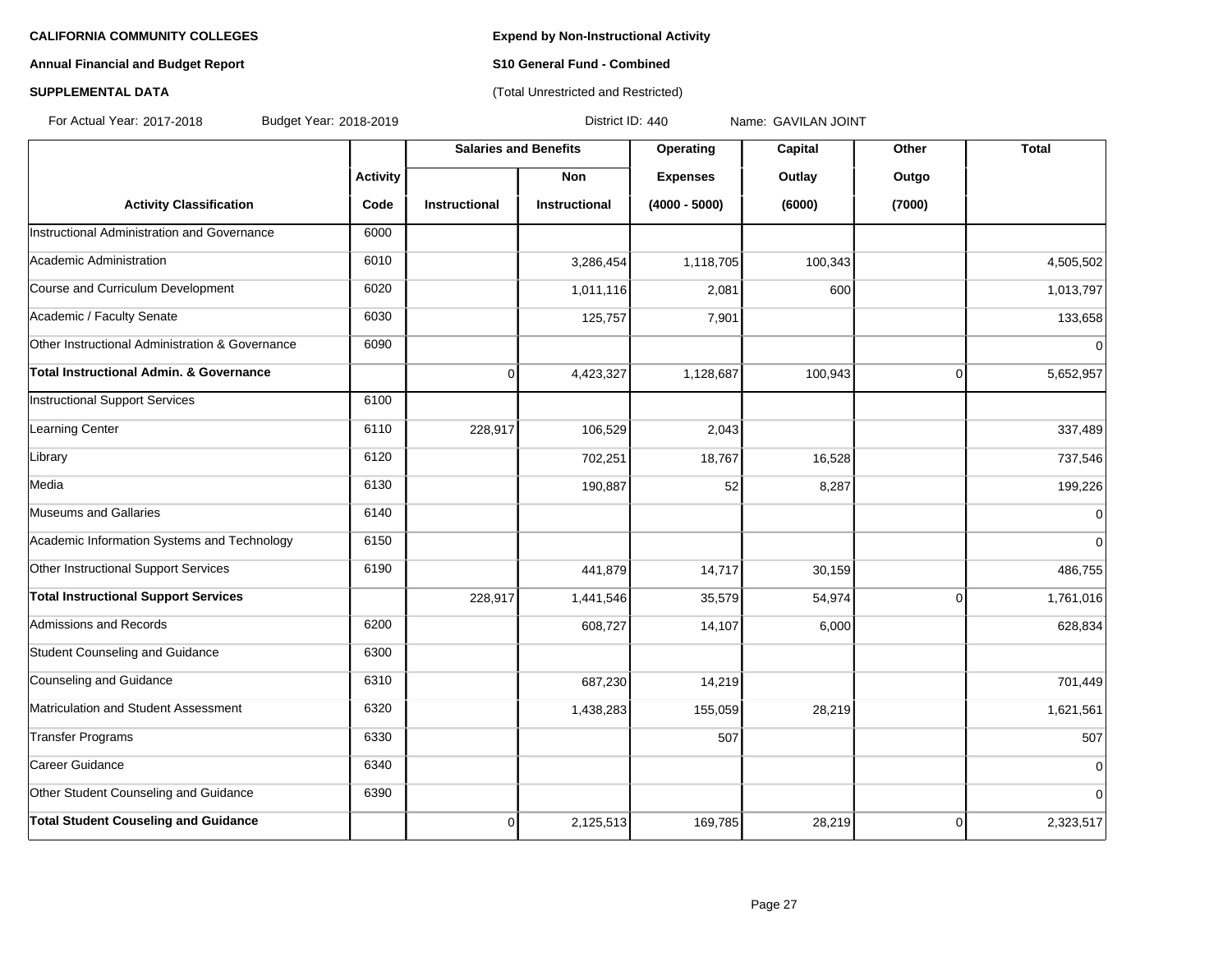**CALIFORNIA COMMUNITY COLLEGES**

**Annual Financial and Budget Report**

**SUPPLEMENTAL DATA**

**Expend by Non-Instructional Activity**

**S10 General Fund - Combined**

(Total Unrestricted and Restricted)

For Actual Year: 2017-2018 Budget Year: 2018-2019 District ID: 440 Name: GAVILAN JOINT

| | | Salaries and Benefits | | Operating | Capital | Other | Total |
|---|---|---|---|---|---|---|---|
| | Activity | | Non | Expenses | Outlay | Outgo | |
| Activity Classification | Code | Instructional | Instructional | (4000 - 5000) | (6000) | (7000) | |
| Instructional Administration and Governance | 6000 | | | | | | |
| Academic Administration | 6010 | | 3,286,454 | 1,118,705 | 100,343 | | 4,505,502 |
| Course and Curriculum Development | 6020 | | 1,011,116 | 2,081 | 600 | | 1,013,797 |
| Academic / Faculty Senate | 6030 | | 125,757 | 7,901 | | | 133,658 |
| Other Instructional Administration & Governance | 6090 | | | | | | 0 |
| **Total Instructional Admin. & Governance** | | 0 | 4,423,327 | 1,128,687 | 100,943 | 0 | 5,652,957 |
| Instructional Support Services | 6100 | | | | | | |
| Learning Center | 6110 | 228,917 | 106,529 | 2,043 | | | 337,489 |
| Library | 6120 | | 702,251 | 18,767 | 16,528 | | 737,546 |
| Media | 6130 | | 190,887 | 52 | 8,287 | | 199,226 |
| Museums and Gallaries | 6140 | | | | | | 0 |
| Academic Information Systems and Technology | 6150 | | | | | | 0 |
| Other Instructional Support Services | 6190 | | 441,879 | 14,717 | 30,159 | | 486,755 |
| **Total Instructional Support Services** | | 228,917 | 1,441,546 | 35,579 | 54,974 | 0 | 1,761,016 |
| Admissions and Records | 6200 | | 608,727 | 14,107 | 6,000 | | 628,834 |
| Student Counseling and Guidance | 6300 | | | | | | |
| Counseling and Guidance | 6310 | | 687,230 | 14,219 | | | 701,449 |
| Matriculation and Student Assessment | 6320 | | 1,438,283 | 155,059 | 28,219 | | 1,621,561 |
| Transfer Programs | 6330 | | | 507 | | | 507 |
| Career Guidance | 6340 | | | | | | 0 |
| Other Student Counseling and Guidance | 6390 | | | | | | 0 |
| **Total Student Couseling and Guidance** | | 0 | 2,125,513 | 169,785 | 28,219 | 0 | 2,323,517 |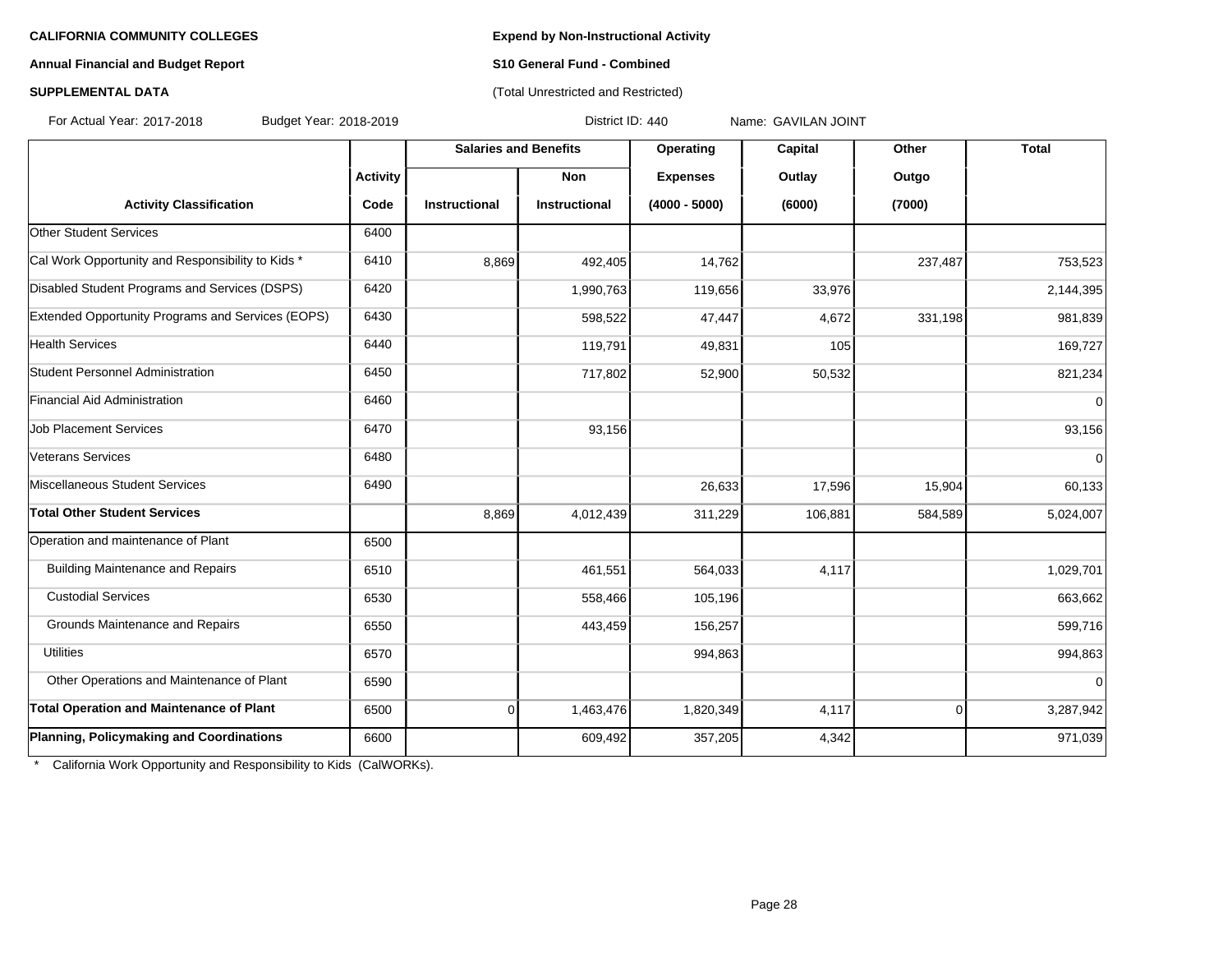**CALIFORNIA COMMUNITY COLLEGES**

**Annual Financial and Budget Report**

**SUPPLEMENTAL DATA**

**Expend by Non-Instructional Activity**

**S10 General Fund - Combined**

(Total Unrestricted and Restricted)

For Actual Year: 2017-2018 Budget Year: 2018-2019 District ID: 440 Name: GAVILAN JOINT

| | | Salaries and Benefits | | Operating | Capital | Other | Total |
|---|---|---|---|---|---|---|---|
| | **Activity** | | **Non** | **Expenses** | **Outlay** | **Outgo** | |
| **Activity Classification** | **Code** | **Instructional** | **Instructional** | **(4000 - 5000)** | **(6000)** | **(7000)** | |
| Other Student Services | 6400 | | | | | | |
| Cal Work Opportunity and Responsibility to Kids * | 6410 | 8,869 | 492,405 | 14,762 | | 237,487 | 753,523 |
| Disabled Student Programs and Services (DSPS) | 6420 | | 1,990,763 | 119,656 | 33,976 | | 2,144,395 |
| Extended Opportunity Programs and Services (EOPS) | 6430 | | 598,522 | 47,447 | 4,672 | 331,198 | 981,839 |
| Health Services | 6440 | | 119,791 | 49,831 | 105 | | 169,727 |
| Student Personnel Administration | 6450 | | 717,802 | 52,900 | 50,532 | | 821,234 |
| Financial Aid Administration | 6460 | | | | | | 0 |
| Job Placement Services | 6470 | | 93,156 | | | | 93,156 |
| Veterans Services | 6480 | | | | | | 0 |
| Miscellaneous Student Services | 6490 | | | 26,633 | 17,596 | 15,904 | 60,133 |
| **Total Other Student Services** | | 8,869 | 4,012,439 | 311,229 | 106,881 | 584,589 | 5,024,007 |
| Operation and maintenance of Plant | 6500 | | | | | | |
| Building Maintenance and Repairs | 6510 | | 461,551 | 564,033 | 4,117 | | 1,029,701 |
| Custodial Services | 6530 | | 558,466 | 105,196 | | | 663,662 |
| Grounds Maintenance and Repairs | 6550 | | 443,459 | 156,257 | | | 599,716 |
| Utilities | 6570 | | | 994,863 | | | 994,863 |
| Other Operations and Maintenance of Plant | 6590 | | | | | | 0 |
| **Total Operation and Maintenance of Plant** | 6500 | 0 | 1,463,476 | 1,820,349 | 4,117 | 0 | 3,287,942 |
| **Planning, Policymaking and Coordinations** | 6600 | | 609,492 | 357,205 | 4,342 | | 971,039 |

* California Work Opportunity and Responsibility to Kids (CalWORKs).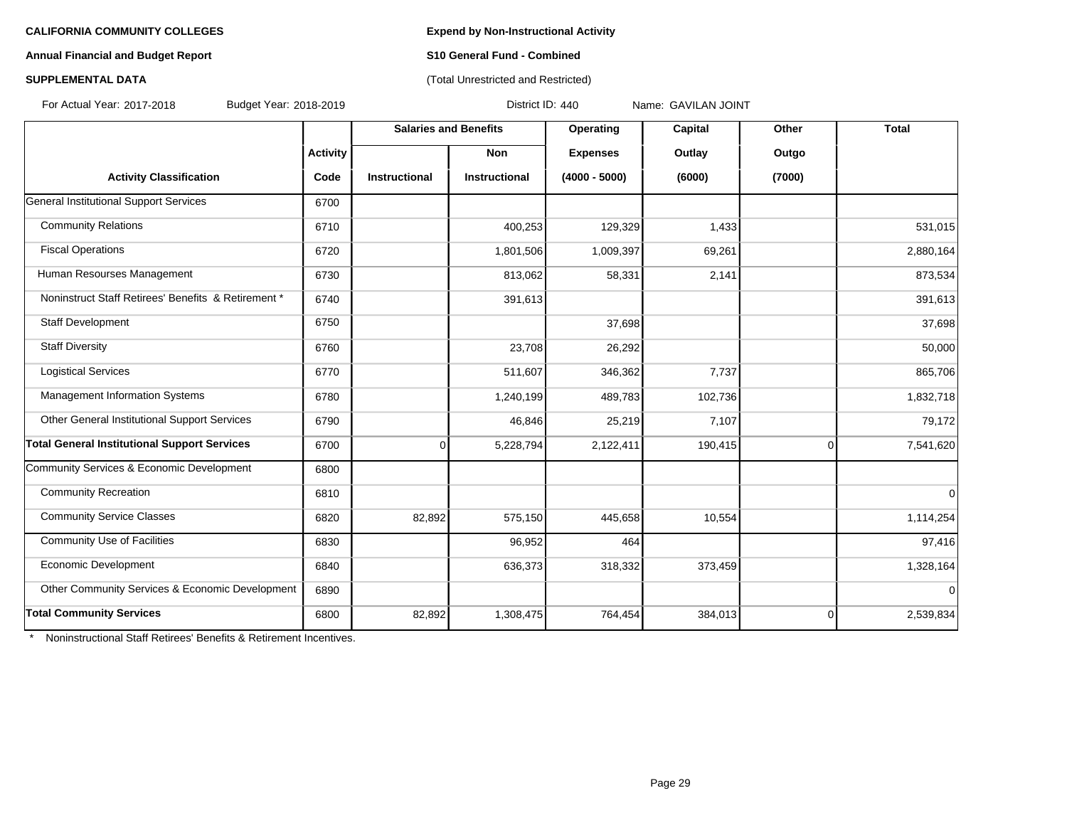**CALIFORNIA COMMUNITY COLLEGES**

**Annual Financial and Budget Report**

**SUPPLEMENTAL DATA**

**Expend by Non-Instructional Activity**

**S10 General Fund - Combined**

(Total Unrestricted and Restricted)

For Actual Year: 2017-2018 Budget Year: 2018-2019 District ID: 440 Name: GAVILAN JOINT

| | Activity | Salaries and Benefits | | Operating | Capital | Other | Total |
|---|---|---|---|---|---|---|---|
| | Activity | | Non | Expenses | Outlay | Outgo | |
| **Activity Classification** | **Code** | **Instructional** | **Instructional** | **(4000 - 5000)** | **(6000)** | **(7000)** | |
| General Institutional Support Services | 6700 | | | | | | |
| Community Relations | 6710 | | 400,253 | 129,329 | 1,433 | | 531,015 |
| Fiscal Operations | 6720 | | 1,801,506 | 1,009,397 | 69,261 | | 2,880,164 |
| Human Resourses Management | 6730 | | 813,062 | 58,331 | 2,141 | | 873,534 |
| Noninstruct Staff Retirees' Benefits & Retirement * | 6740 | | 391,613 | | | | 391,613 |
| Staff Development | 6750 | | | 37,698 | | | 37,698 |
| Staff Diversity | 6760 | | 23,708 | 26,292 | | | 50,000 |
| Logistical Services | 6770 | | 511,607 | 346,362 | 7,737 | | 865,706 |
| Management Information Systems | 6780 | | 1,240,199 | 489,783 | 102,736 | | 1,832,718 |
| Other General Institutional Support Services | 6790 | | 46,846 | 25,219 | 7,107 | | 79,172 |
| **Total General Institutional Support Services** | 6700 | 0 | 5,228,794 | 2,122,411 | 190,415 | 0 | 7,541,620 |
| Community Services & Economic Development | 6800 | | | | | | |
| Community Recreation | 6810 | | | | | | 0 |
| Community Service Classes | 6820 | 82,892 | 575,150 | 445,658 | 10,554 | | 1,114,254 |
| Community Use of Facilities | 6830 | | 96,952 | 464 | | | 97,416 |
| Economic Development | 6840 | | 636,373 | 318,332 | 373,459 | | 1,328,164 |
| Other Community Services & Economic Development | 6890 | | | | | | 0 |
| **Total Community Services** | 6800 | 82,892 | 1,308,475 | 764,454 | 384,013 | 0 | 2,539,834 |

\* Noninstructional Staff Retirees' Benefits & Retirement Incentives.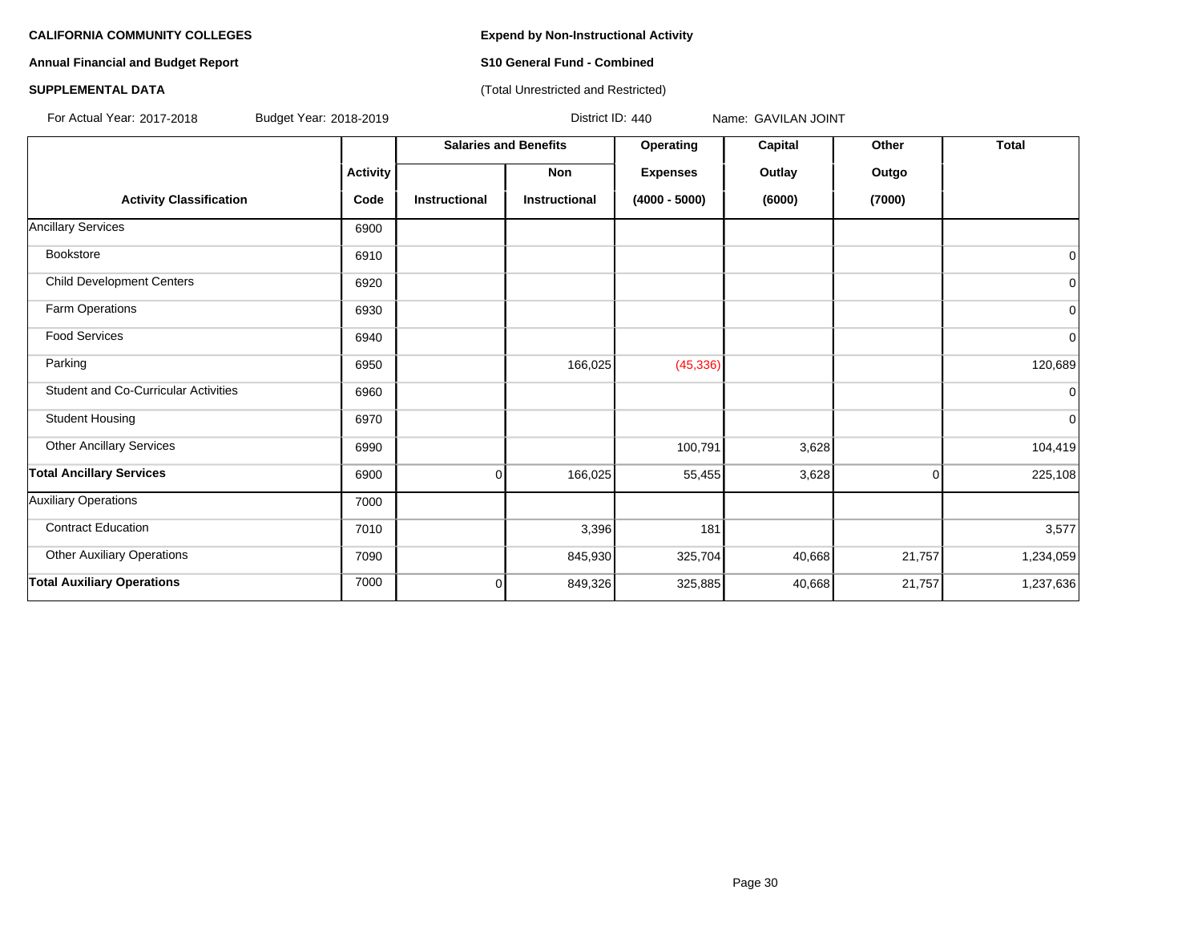**CALIFORNIA COMMUNITY COLLEGES**

**Annual Financial and Budget Report**

**SUPPLEMENTAL DATA**

**Expend by Non-Instructional Activity**

**S10 General Fund - Combined**

(Total Unrestricted and Restricted)

For Actual Year: 2017-2018 Budget Year: 2018-2019 District ID: 440 Name: GAVILAN JOINT

| | | Salaries and Benefits | | Operating | Capital | Other | Total |
|---|---|---|---|---|---|---|---|
| | Activity | | Non | Expenses | Outlay | Outgo | |
| Activity Classification | Code | Instructional | Instructional | (4000 - 5000) | (6000) | (7000) | |
| Ancillary Services | 6900 | | | | | | |
| Bookstore | 6910 | | | | | | 0 |
| Child Development Centers | 6920 | | | | | | 0 |
| Farm Operations | 6930 | | | | | | 0 |
| Food Services | 6940 | | | | | | 0 |
| Parking | 6950 | | 166,025 | (45,336) | | | 120,689 |
| Student and Co-Curricular Activities | 6960 | | | | | | 0 |
| Student Housing | 6970 | | | | | | 0 |
| Other Ancillary Services | 6990 | | | 100,791 | 3,628 | | 104,419 |
| **Total Ancillary Services** | 6900 | 0 | 166,025 | 55,455 | 3,628 | 0 | 225,108 |
| Auxiliary Operations | 7000 | | | | | | |
| Contract Education | 7010 | | 3,396 | 181 | | | 3,577 |
| Other Auxiliary Operations | 7090 | | 845,930 | 325,704 | 40,668 | 21,757 | 1,234,059 |
| **Total Auxiliary Operations** | 7000 | 0 | 849,326 | 325,885 | 40,668 | 21,757 | 1,237,636 |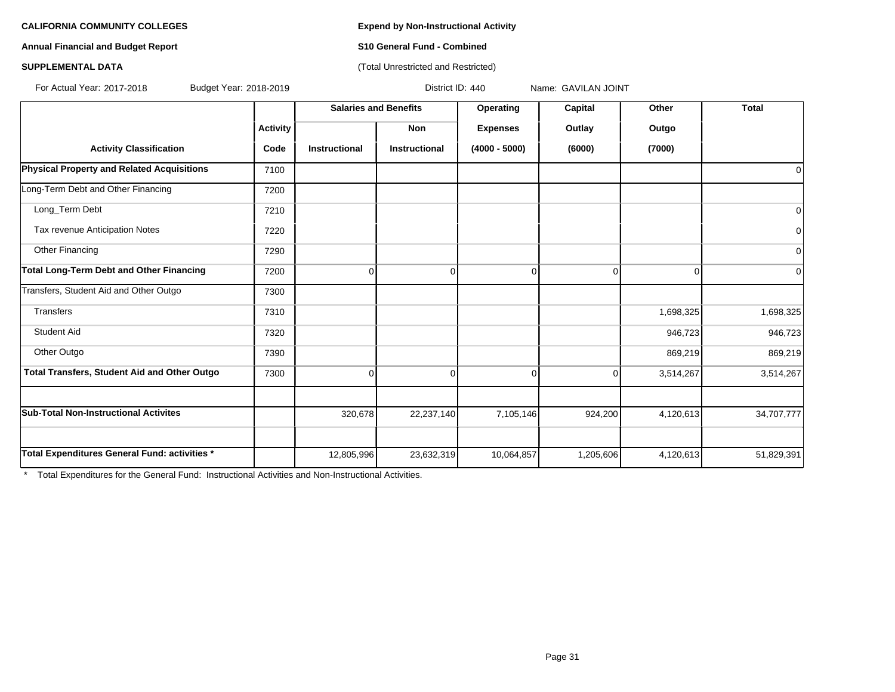**CALIFORNIA COMMUNITY COLLEGES**

**Annual Financial and Budget Report**

**SUPPLEMENTAL DATA**

**Expend by Non-Instructional Activity**

**S10 General Fund - Combined**

(Total Unrestricted and Restricted)

For Actual Year: 2017-2018 Budget Year: 2018-2019 District ID: 440 Name: GAVILAN JOINT

| Activity Classification | Activity Code | Salaries and Benefits Instructional | Salaries and Benefits Non Instructional | Operating Expenses (4000 - 5000) | Capital Outlay (6000) | Other Outgo (7000) | Total |
|---|---|---|---|---|---|---|---|
| **Physical Property and Related Acquisitions** | 7100 | | | | | | 0 |
| Long-Term Debt and Other Financing | 7200 | | | | | | |
| Long_Term Debt | 7210 | | | | | | 0 |
| Tax revenue Anticipation Notes | 7220 | | | | | | 0 |
| Other Financing | 7290 | | | | | | 0 |
| **Total Long-Term Debt and Other Financing** | 7200 | 0 | 0 | 0 | 0 | 0 | 0 |
| Transfers, Student Aid and Other Outgo | 7300 | | | | | | |
| Transfers | 7310 | | | | | 1,698,325 | 1,698,325 |
| Student Aid | 7320 | | | | | 946,723 | 946,723 |
| Other Outgo | 7390 | | | | | 869,219 | 869,219 |
| **Total Transfers, Student Aid and Other Outgo** | 7300 | 0 | 0 | 0 | 0 | 3,514,267 | 3,514,267 |
| | | | | | | | |
| **Sub-Total Non-Instructional Activites** | | 320,678 | 22,237,140 | 7,105,146 | 924,200 | 4,120,613 | 34,707,777 |
| | | | | | | | |
| **Total Expenditures General Fund: activities *** | | 12,805,996 | 23,632,319 | 10,064,857 | 1,205,606 | 4,120,613 | 51,829,391 |

\* Total Expenditures for the General Fund: Instructional Activities and Non-Instructional Activities.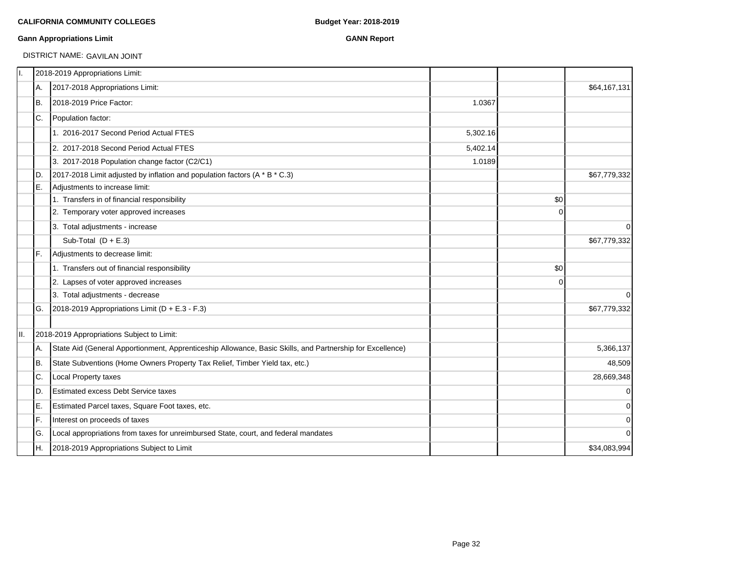**CALIFORNIA COMMUNITY COLLEGES** **Budget Year: 2018-2019**

**Gann Appropriations Limit** **GANN Report**

DISTRICT NAME: GAVILAN JOINT

| | | | | | |
|---|---|---|---|---|---|
| I. | | 2018-2019 Appropriations Limit: | | | |
| | A. | 2017-2018 Appropriations Limit: | | | $64,167,131 |
| | B. | 2018-2019 Price Factor: | 1.0367 | | |
| | C. | Population factor: | | | |
| | | 1. 2016-2017 Second Period Actual FTES | 5,302.16 | | |
| | | 2. 2017-2018 Second Period Actual FTES | 5,402.14 | | |
| | | 3. 2017-2018 Population change factor (C2/C1) | 1.0189 | | |
| | D. | 2017-2018 Limit adjusted by inflation and population factors (A * B * C.3) | | | $67,779,332 |
| | E. | Adjustments to increase limit: | | | |
| | | 1. Transfers in of financial responsibility | | $0 | |
| | | 2. Temporary voter approved increases | | 0 | |
| | | 3. Total adjustments - increase | | | 0 |
| | | Sub-Total (D + E.3) | | | $67,779,332 |
| | F. | Adjustments to decrease limit: | | | |
| | | 1. Transfers out of financial responsibility | | $0 | |
| | | 2. Lapses of voter approved increases | | 0 | |
| | | 3. Total adjustments - decrease | | | 0 |
| | G. | 2018-2019 Appropriations Limit (D + E.3 - F.3) | | | $67,779,332 |
| | | | | | |
| II. | | 2018-2019 Appropriations Subject to Limit: | | | |
| | A. | State Aid (General Apportionment, Apprenticeship Allowance, Basic Skills, and Partnership for Excellence) | | | 5,366,137 |
| | B. | State Subventions (Home Owners Property Tax Relief, Timber Yield tax, etc.) | | | 48,509 |
| | C. | Local Property taxes | | | 28,669,348 |
| | D. | Estimated excess Debt Service taxes | | | 0 |
| | E. | Estimated Parcel taxes, Square Foot taxes, etc. | | | 0 |
| | F. | Interest on proceeds of taxes | | | 0 |
| | G. | Local appropriations from taxes for unreimbursed State, court, and federal mandates | | | 0 |
| | H. | 2018-2019 Appropriations Subject to Limit | | | $34,083,994 |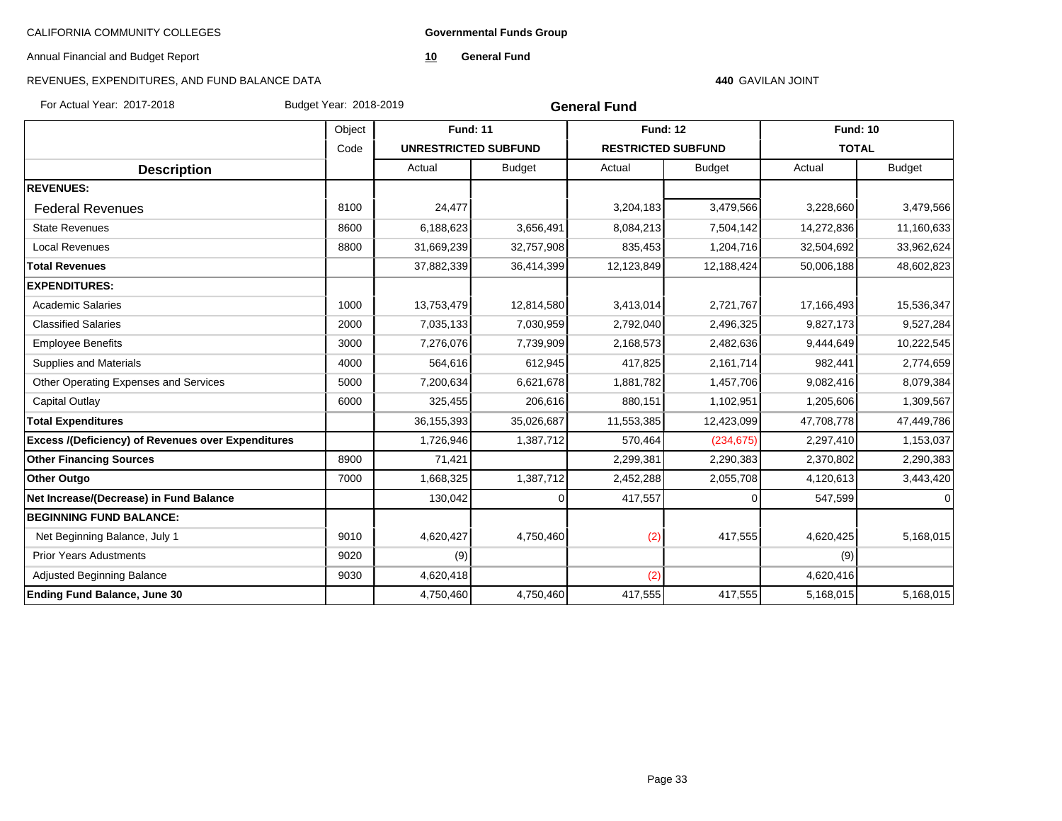CALIFORNIA COMMUNITY COLLEGES

Annual Financial and Budget Report

REVENUES, EXPENDITURES, AND FUND BALANCE DATA

**Governmental Funds Group**

**10 General Fund**

**440** GAVILAN JOINT

For Actual Year: 2017-2018 Budget Year: 2018-2019

## General Fund

| Description | Object Code | Fund: 11 UNRESTRICTED SUBFUND Actual | Fund: 11 UNRESTRICTED SUBFUND Budget | Fund: 12 RESTRICTED SUBFUND Actual | Fund: 12 RESTRICTED SUBFUND Budget | Fund: 10 TOTAL Actual | Fund: 10 TOTAL Budget |
|---|---|---|---|---|---|---|---|
| **REVENUES:** | | | | | | | |
| Federal Revenues | 8100 | 24,477 | | 3,204,183 | 3,479,566 | 3,228,660 | 3,479,566 |
| State Revenues | 8600 | 6,188,623 | 3,656,491 | 8,084,213 | 7,504,142 | 14,272,836 | 11,160,633 |
| Local Revenues | 8800 | 31,669,239 | 32,757,908 | 835,453 | 1,204,716 | 32,504,692 | 33,962,624 |
| **Total Revenues** | | 37,882,339 | 36,414,399 | 12,123,849 | 12,188,424 | 50,006,188 | 48,602,823 |
| **EXPENDITURES:** | | | | | | | |
| Academic Salaries | 1000 | 13,753,479 | 12,814,580 | 3,413,014 | 2,721,767 | 17,166,493 | 15,536,347 |
| Classified Salaries | 2000 | 7,035,133 | 7,030,959 | 2,792,040 | 2,496,325 | 9,827,173 | 9,527,284 |
| Employee Benefits | 3000 | 7,276,076 | 7,739,909 | 2,168,573 | 2,482,636 | 9,444,649 | 10,222,545 |
| Supplies and Materials | 4000 | 564,616 | 612,945 | 417,825 | 2,161,714 | 982,441 | 2,774,659 |
| Other Operating Expenses and Services | 5000 | 7,200,634 | 6,621,678 | 1,881,782 | 1,457,706 | 9,082,416 | 8,079,384 |
| Capital Outlay | 6000 | 325,455 | 206,616 | 880,151 | 1,102,951 | 1,205,606 | 1,309,567 |
| **Total Expenditures** | | 36,155,393 | 35,026,687 | 11,553,385 | 12,423,099 | 47,708,778 | 47,449,786 |
| **Excess /(Deficiency) of Revenues over Expenditures** | | 1,726,946 | 1,387,712 | 570,464 | (234,675) | 2,297,410 | 1,153,037 |
| **Other Financing Sources** | 8900 | 71,421 | | 2,299,381 | 2,290,383 | 2,370,802 | 2,290,383 |
| **Other Outgo** | 7000 | 1,668,325 | 1,387,712 | 2,452,288 | 2,055,708 | 4,120,613 | 3,443,420 |
| **Net Increase/(Decrease) in Fund Balance** | | 130,042 | 0 | 417,557 | 0 | 547,599 | 0 |
| **BEGINNING FUND BALANCE:** | | | | | | | |
| Net Beginning Balance, July 1 | 9010 | 4,620,427 | 4,750,460 | (2) | 417,555 | 4,620,425 | 5,168,015 |
| Prior Years Adustments | 9020 | (9) | | | | (9) | |
| Adjusted Beginning Balance | 9030 | 4,620,418 | | (2) | | 4,620,416 | |
| **Ending Fund Balance, June 30** | | 4,750,460 | 4,750,460 | 417,555 | 417,555 | 5,168,015 | 5,168,015 |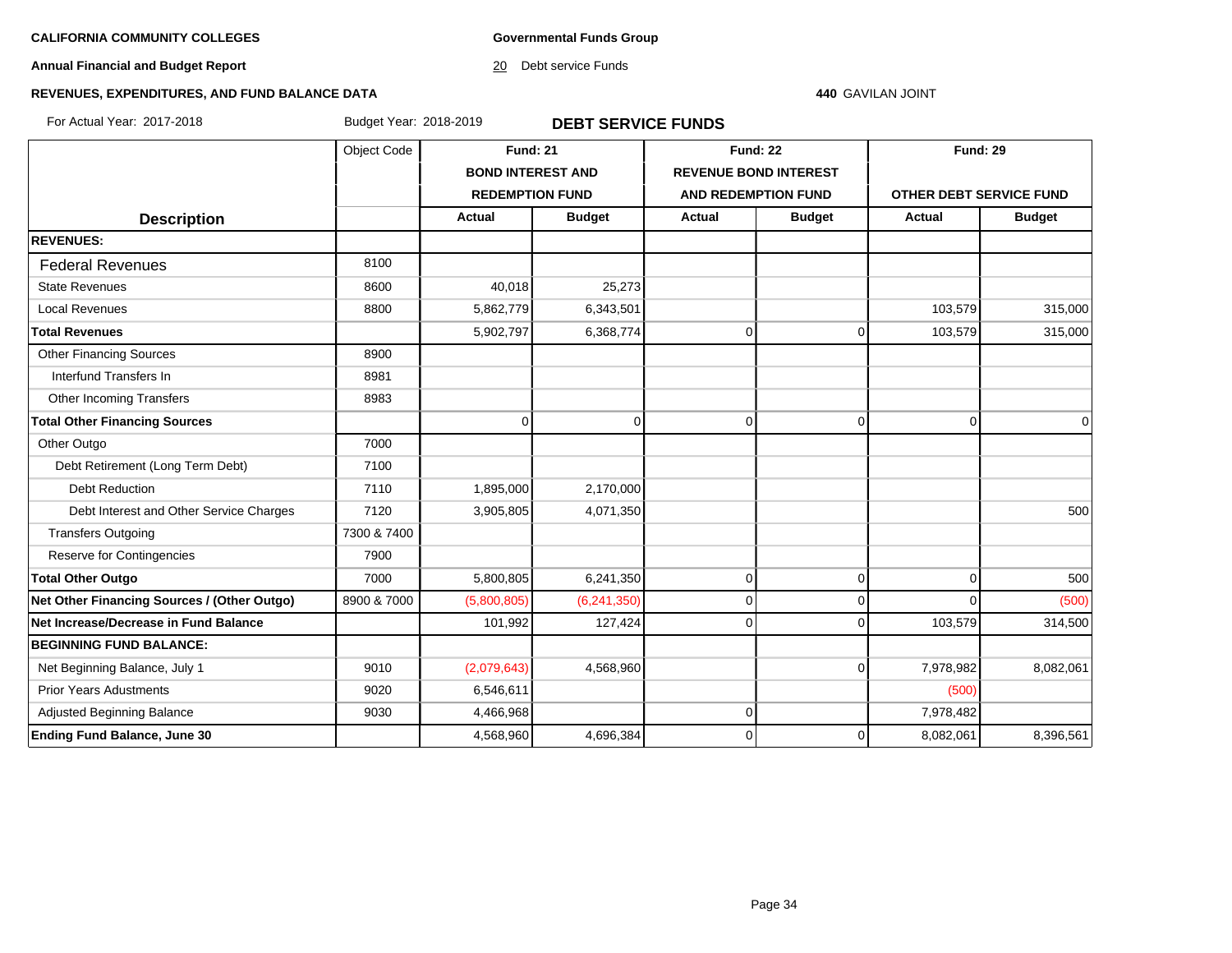**CALIFORNIA COMMUNITY COLLEGES**

**Annual Financial and Budget Report**

**REVENUES, EXPENDITURES, AND FUND BALANCE DATA**

**Governmental Funds Group**

20 Debt service Funds

**440** GAVILAN JOINT

For Actual Year: 2017-2018 Budget Year: 2018-2019

## DEBT SERVICE FUNDS

| Description | Object Code | Fund: 21 BOND INTEREST AND REDEMPTION FUND | | Fund: 22 REVENUE BOND INTEREST AND REDEMPTION FUND | | Fund: 29 OTHER DEBT SERVICE FUND | |
|---|---|---|---|---|---|---|---|
| | | Actual | Budget | Actual | Budget | Actual | Budget |
| **REVENUES:** | | | | | | | |
| Federal Revenues | 8100 | | | | | | |
| State Revenues | 8600 | 40,018 | 25,273 | | | | |
| Local Revenues | 8800 | 5,862,779 | 6,343,501 | | | 103,579 | 315,000 |
| **Total Revenues** | | 5,902,797 | 6,368,774 | 0 | 0 | 103,579 | 315,000 |
| Other Financing Sources | 8900 | | | | | | |
| Interfund Transfers In | 8981 | | | | | | |
| Other Incoming Transfers | 8983 | | | | | | |
| **Total Other Financing Sources** | | 0 | 0 | 0 | 0 | 0 | 0 |
| Other Outgo | 7000 | | | | | | |
| Debt Retirement (Long Term Debt) | 7100 | | | | | | |
| Debt Reduction | 7110 | 1,895,000 | 2,170,000 | | | | |
| Debt Interest and Other Service Charges | 7120 | 3,905,805 | 4,071,350 | | | | 500 |
| Transfers Outgoing | 7300 & 7400 | | | | | | |
| Reserve for Contingencies | 7900 | | | | | | |
| **Total Other Outgo** | 7000 | 5,800,805 | 6,241,350 | 0 | 0 | 0 | 500 |
| **Net Other Financing Sources / (Other Outgo)** | 8900 & 7000 | (5,800,805) | (6,241,350) | 0 | 0 | 0 | (500) |
| **Net Increase/Decrease in Fund Balance** | | 101,992 | 127,424 | 0 | 0 | 103,579 | 314,500 |
| **BEGINNING FUND BALANCE:** | | | | | | | |
| Net Beginning Balance, July 1 | 9010 | (2,079,643) | 4,568,960 | | 0 | 7,978,982 | 8,082,061 |
| Prior Years Adustments | 9020 | 6,546,611 | | | | (500) | |
| Adjusted Beginning Balance | 9030 | 4,466,968 | | 0 | | 7,978,482 | |
| **Ending Fund Balance, June 30** | | 4,568,960 | 4,696,384 | 0 | 0 | 8,082,061 | 8,396,561 |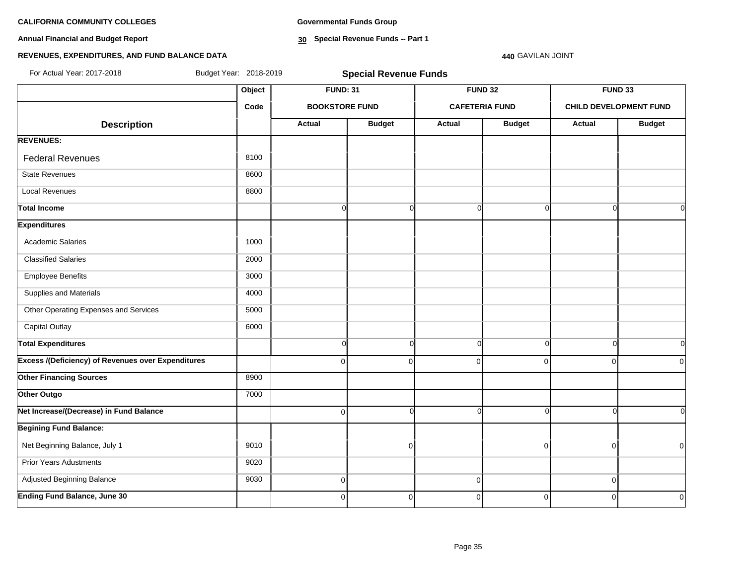**CALIFORNIA COMMUNITY COLLEGES**

**Annual Financial and Budget Report**

**REVENUES, EXPENDITURES, AND FUND BALANCE DATA**

**Governmental Funds Group**

**30 Special Revenue Funds -- Part 1**

**440** GAVILAN JOINT

For Actual Year: 2017-2018 Budget Year: 2018-2019

## Special Revenue Funds

| | Object | FUND: 31 | | FUND 32 | | FUND 33 | |
|---|---|---|---|---|---|---|---|
| | Code | BOOKSTORE FUND | | CAFETERIA FUND | | CHILD DEVELOPMENT FUND | |
| **Description** | | **Actual** | **Budget** | **Actual** | **Budget** | **Actual** | **Budget** |
| **REVENUES:** | | | | | | | |
| Federal Revenues | 8100 | | | | | | |
| State Revenues | 8600 | | | | | | |
| Local Revenues | 8800 | | | | | | |
| **Total Income** | | 0 | 0 | 0 | 0 | 0 | 0 |
| **Expenditures** | | | | | | | |
| Academic Salaries | 1000 | | | | | | |
| Classified Salaries | 2000 | | | | | | |
| Employee Benefits | 3000 | | | | | | |
| Supplies and Materials | 4000 | | | | | | |
| Other Operating Expenses and Services | 5000 | | | | | | |
| Capital Outlay | 6000 | | | | | | |
| **Total Expenditures** | | 0 | 0 | 0 | 0 | 0 | 0 |
| **Excess /(Deficiency) of Revenues over Expenditures** | | 0 | 0 | 0 | 0 | 0 | 0 |
| **Other Financing Sources** | 8900 | | | | | | |
| **Other Outgo** | 7000 | | | | | | |
| **Net Increase/(Decrease) in Fund Balance** | | 0 | 0 | 0 | 0 | 0 | 0 |
| **Begining Fund Balance:** | | | | | | | |
| Net Beginning Balance, July 1 | 9010 | | 0 | | 0 | 0 | 0 |
| Prior Years Adustments | 9020 | | | | | | |
| Adjusted Beginning Balance | 9030 | 0 | | 0 | | 0 | |
| **Ending Fund Balance, June 30** | | 0 | 0 | 0 | 0 | 0 | 0 |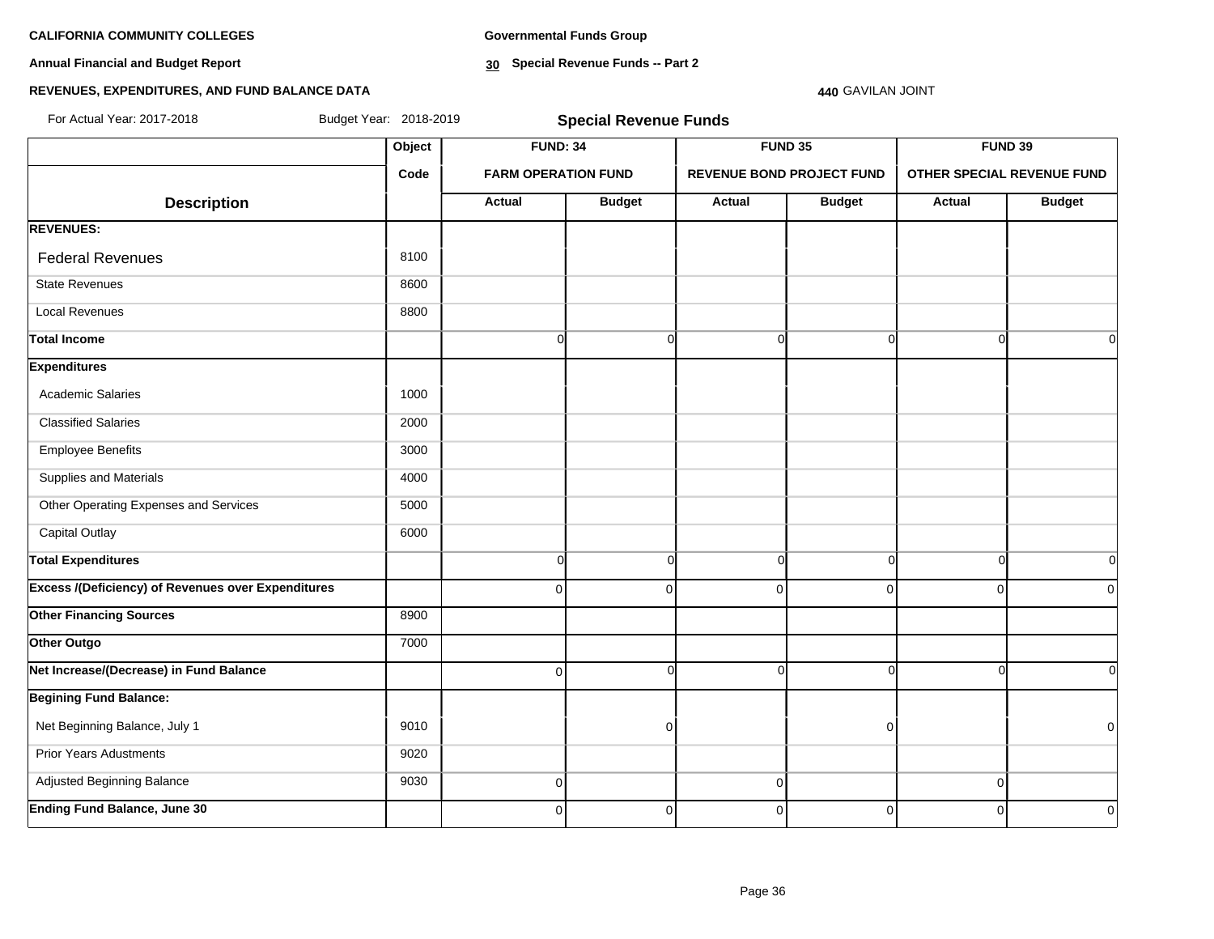**CALIFORNIA COMMUNITY COLLEGES**

**Annual Financial and Budget Report**

**REVENUES, EXPENDITURES, AND FUND BALANCE DATA**

**Governmental Funds Group**

**30 Special Revenue Funds -- Part 2**

**440** GAVILAN JOINT

For Actual Year: 2017-2018 Budget Year: 2018-2019

## Special Revenue Funds

| | Object | FUND: 34 | | FUND 35 | | FUND 39 | |
|---|---|---|---|---|---|---|---|
| | Code | FARM OPERATION FUND | | REVENUE BOND PROJECT FUND | | OTHER SPECIAL REVENUE FUND | |
| **Description** | | **Actual** | **Budget** | **Actual** | **Budget** | **Actual** | **Budget** |
| **REVENUES:** | | | | | | | |
| Federal Revenues | 8100 | | | | | | |
| State Revenues | 8600 | | | | | | |
| Local Revenues | 8800 | | | | | | |
| **Total Income** | | 0 | 0 | 0 | 0 | 0 | 0 |
| **Expenditures** | | | | | | | |
| Academic Salaries | 1000 | | | | | | |
| Classified Salaries | 2000 | | | | | | |
| Employee Benefits | 3000 | | | | | | |
| Supplies and Materials | 4000 | | | | | | |
| Other Operating Expenses and Services | 5000 | | | | | | |
| Capital Outlay | 6000 | | | | | | |
| **Total Expenditures** | | 0 | 0 | 0 | 0 | 0 | 0 |
| **Excess /(Deficiency) of Revenues over Expenditures** | | 0 | 0 | 0 | 0 | 0 | 0 |
| **Other Financing Sources** | 8900 | | | | | | |
| **Other Outgo** | 7000 | | | | | | |
| **Net Increase/(Decrease) in Fund Balance** | | 0 | 0 | 0 | 0 | 0 | 0 |
| **Begining Fund Balance:** | | | | | | | |
| Net Beginning Balance, July 1 | 9010 | | 0 | | 0 | | 0 |
| Prior Years Adustments | 9020 | | | | | | |
| Adjusted Beginning Balance | 9030 | 0 | | 0 | | 0 | |
| **Ending Fund Balance, June 30** | | 0 | 0 | 0 | 0 | 0 | 0 |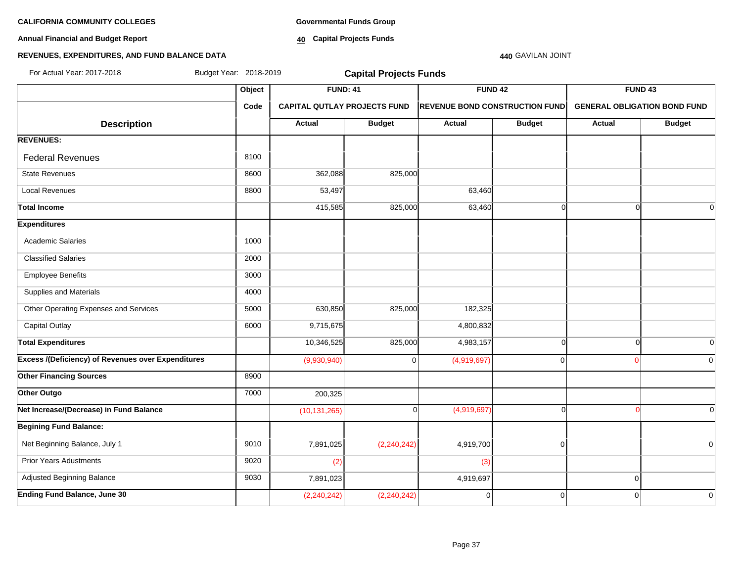**CALIFORNIA COMMUNITY COLLEGES**

**Annual Financial and Budget Report**

**REVENUES, EXPENDITURES, AND FUND BALANCE DATA**

**Governmental Funds Group**

**40 Capital Projects Funds**

**440** GAVILAN JOINT

For Actual Year: 2017-2018 Budget Year: 2018-2019

## Capital Projects Funds

| | Object | FUND: 41 | | FUND 42 | | FUND 43 | |
|---|---|---|---|---|---|---|---|
| | Code | CAPITAL QUTLAY PROJECTS FUND | | REVENUE BOND CONSTRUCTION FUND | | GENERAL OBLIGATION BOND FUND | |
| **Description** | | Actual | Budget | Actual | Budget | Actual | Budget |
| **REVENUES:** | | | | | | | |
| Federal Revenues | 8100 | | | | | | |
| State Revenues | 8600 | 362,088 | 825,000 | | | | |
| Local Revenues | 8800 | 53,497 | | 63,460 | | | |
| **Total Income** | | 415,585 | 825,000 | 63,460 | 0 | 0 | 0 |
| **Expenditures** | | | | | | | |
| Academic Salaries | 1000 | | | | | | |
| Classified Salaries | 2000 | | | | | | |
| Employee Benefits | 3000 | | | | | | |
| Supplies and Materials | 4000 | | | | | | |
| Other Operating Expenses and Services | 5000 | 630,850 | 825,000 | 182,325 | | | |
| Capital Outlay | 6000 | 9,715,675 | | 4,800,832 | | | |
| **Total Expenditures** | | 10,346,525 | 825,000 | 4,983,157 | 0 | 0 | 0 |
| **Excess /(Deficiency) of Revenues over Expenditures** | | (9,930,940) | 0 | (4,919,697) | 0 | 0 | 0 |
| **Other Financing Sources** | 8900 | | | | | | |
| **Other Outgo** | 7000 | 200,325 | | | | | |
| **Net Increase/(Decrease) in Fund Balance** | | (10,131,265) | 0 | (4,919,697) | 0 | 0 | 0 |
| **Begining Fund Balance:** | | | | | | | |
| Net Beginning Balance, July 1 | 9010 | 7,891,025 | (2,240,242) | 4,919,700 | 0 | | 0 |
| Prior Years Adustments | 9020 | (2) | | (3) | | | |
| Adjusted Beginning Balance | 9030 | 7,891,023 | | 4,919,697 | | 0 | |
| **Ending Fund Balance, June 30** | | (2,240,242) | (2,240,242) | 0 | 0 | 0 | 0 |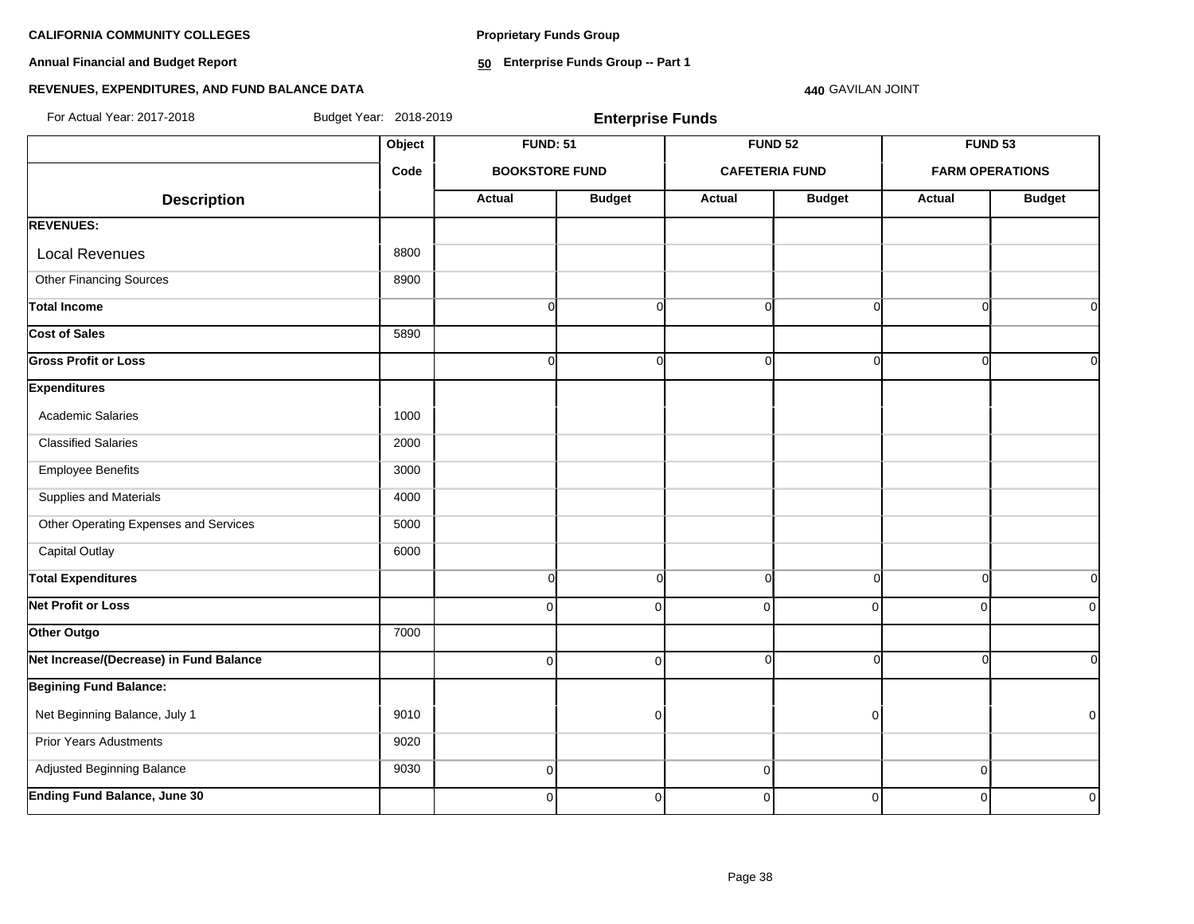**CALIFORNIA COMMUNITY COLLEGES**

**Annual Financial and Budget Report**

**REVENUES, EXPENDITURES, AND FUND BALANCE DATA**

**Proprietary Funds Group**

**50 Enterprise Funds Group -- Part 1**

**440** GAVILAN JOINT

For Actual Year: 2017-2018 Budget Year: 2018-2019

## Enterprise Funds

| | Object | FUND: 51 | | FUND 52 | | FUND 53 | |
|---|---|---|---|---|---|---|---|
| | Code | BOOKSTORE FUND | | CAFETERIA FUND | | FARM OPERATIONS | |
| **Description** | | **Actual** | **Budget** | **Actual** | **Budget** | **Actual** | **Budget** |
| **REVENUES:** | | | | | | | |
| Local Revenues | 8800 | | | | | | |
| Other Financing Sources | 8900 | | | | | | |
| **Total Income** | | 0 | 0 | 0 | 0 | 0 | 0 |
| **Cost of Sales** | 5890 | | | | | | |
| **Gross Profit or Loss** | | 0 | 0 | 0 | 0 | 0 | 0 |
| **Expenditures** | | | | | | | |
| Academic Salaries | 1000 | | | | | | |
| Classified Salaries | 2000 | | | | | | |
| Employee Benefits | 3000 | | | | | | |
| Supplies and Materials | 4000 | | | | | | |
| Other Operating Expenses and Services | 5000 | | | | | | |
| Capital Outlay | 6000 | | | | | | |
| **Total Expenditures** | | 0 | 0 | 0 | 0 | 0 | 0 |
| **Net Profit or Loss** | | 0 | 0 | 0 | 0 | 0 | 0 |
| **Other Outgo** | 7000 | | | | | | |
| **Net Increase/(Decrease) in Fund Balance** | | 0 | 0 | 0 | 0 | 0 | 0 |
| **Begining Fund Balance:** | | | | | | | |
| Net Beginning Balance, July 1 | 9010 | | 0 | | 0 | | 0 |
| Prior Years Adustments | 9020 | | | | | | |
| Adjusted Beginning Balance | 9030 | 0 | | 0 | | 0 | |
| **Ending Fund Balance, June 30** | | 0 | 0 | 0 | 0 | 0 | 0 |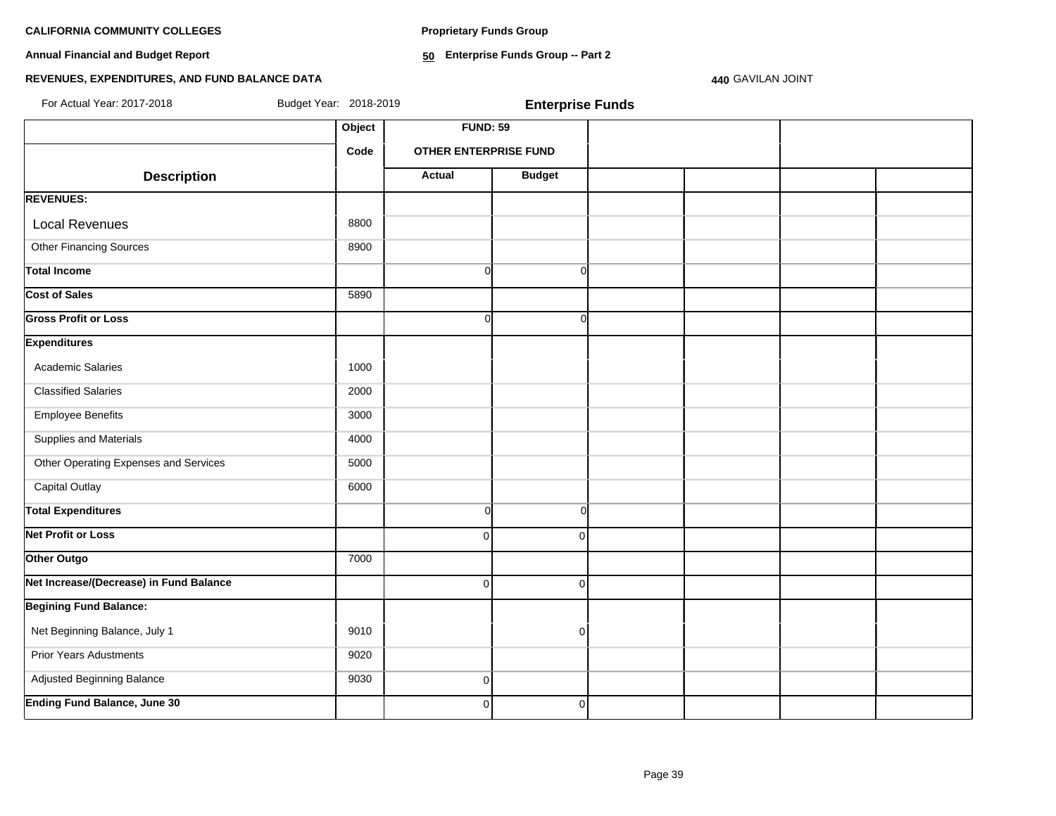**CALIFORNIA COMMUNITY COLLEGES**

**Annual Financial and Budget Report**

**REVENUES, EXPENDITURES, AND FUND BALANCE DATA**

**Proprietary Funds Group**

**50 Enterprise Funds Group -- Part 2**

**440** GAVILAN JOINT

For Actual Year: 2017-2018 Budget Year: 2018-2019

**Enterprise Funds**

| | Object | FUND: 59 | | | | | |
|---|---|---|---|---|---|---|---|
| | Code | OTHER ENTERPRISE FUND | | | | | |
| **Description** | | **Actual** | **Budget** | | | | |
| **REVENUES:** | | | | | | | |
| Local Revenues | 8800 | | | | | | |
| Other Financing Sources | 8900 | | | | | | |
| **Total Income** | | 0 | 0 | | | | |
| **Cost of Sales** | 5890 | | | | | | |
| **Gross Profit or Loss** | | 0 | 0 | | | | |
| **Expenditures** | | | | | | | |
| Academic Salaries | 1000 | | | | | | |
| Classified Salaries | 2000 | | | | | | |
| Employee Benefits | 3000 | | | | | | |
| Supplies and Materials | 4000 | | | | | | |
| Other Operating Expenses and Services | 5000 | | | | | | |
| Capital Outlay | 6000 | | | | | | |
| **Total Expenditures** | | 0 | 0 | | | | |
| **Net Profit or Loss** | | 0 | 0 | | | | |
| **Other Outgo** | 7000 | | | | | | |
| **Net Increase/(Decrease) in Fund Balance** | | 0 | 0 | | | | |
| **Begining Fund Balance:** | | | | | | | |
| Net Beginning Balance, July 1 | 9010 | | 0 | | | | |
| Prior Years Adustments | 9020 | | | | | | |
| Adjusted Beginning Balance | 9030 | 0 | | | | | |
| **Ending Fund Balance, June 30** | | 0 | 0 | | | | |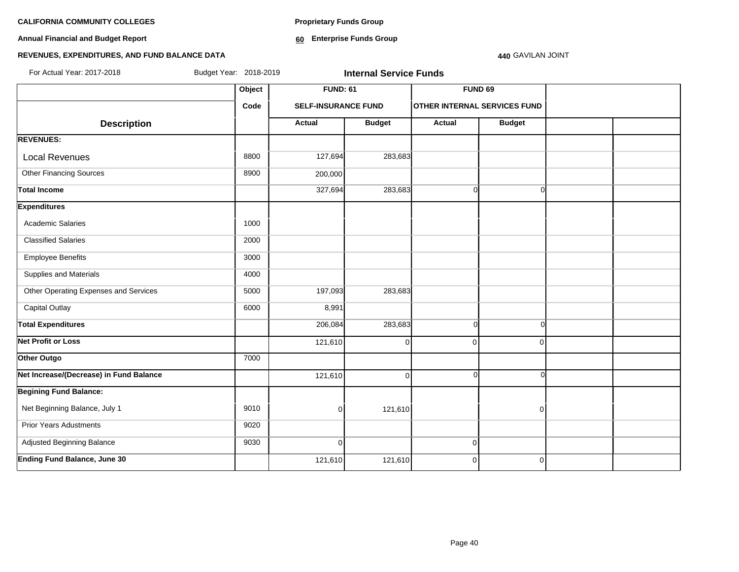**CALIFORNIA COMMUNITY COLLEGES**

**Annual Financial and Budget Report**

**REVENUES, EXPENDITURES, AND FUND BALANCE DATA**

**Proprietary Funds Group**

**60 Enterprise Funds Group**

**440** GAVILAN JOINT

For Actual Year: 2017-2018 Budget Year: 2018-2019

**Internal Service Funds**

| Description | Object Code | FUND: 61 SELF-INSURANCE FUND | | FUND 69 OTHER INTERNAL SERVICES FUND | | | |
|---|---|---|---|---|---|---|---|
| | | Actual | Budget | Actual | Budget | | |
| **REVENUES:** | | | | | | | |
| Local Revenues | 8800 | 127,694 | 283,683 | | | | |
| Other Financing Sources | 8900 | 200,000 | | | | | |
| **Total Income** | | 327,694 | 283,683 | 0 | 0 | | |
| **Expenditures** | | | | | | | |
| Academic Salaries | 1000 | | | | | | |
| Classified Salaries | 2000 | | | | | | |
| Employee Benefits | 3000 | | | | | | |
| Supplies and Materials | 4000 | | | | | | |
| Other Operating Expenses and Services | 5000 | 197,093 | 283,683 | | | | |
| Capital Outlay | 6000 | 8,991 | | | | | |
| **Total Expenditures** | | 206,084 | 283,683 | 0 | 0 | | |
| **Net Profit or Loss** | | 121,610 | 0 | 0 | 0 | | |
| **Other Outgo** | 7000 | | | | | | |
| **Net Increase/(Decrease) in Fund Balance** | | 121,610 | 0 | 0 | 0 | | |
| **Begining Fund Balance:** | | | | | | | |
| Net Beginning Balance, July 1 | 9010 | 0 | 121,610 | | 0 | | |
| Prior Years Adustments | 9020 | | | | | | |
| Adjusted Beginning Balance | 9030 | 0 | | 0 | | | |
| **Ending Fund Balance, June 30** | | 121,610 | 121,610 | 0 | 0 | | |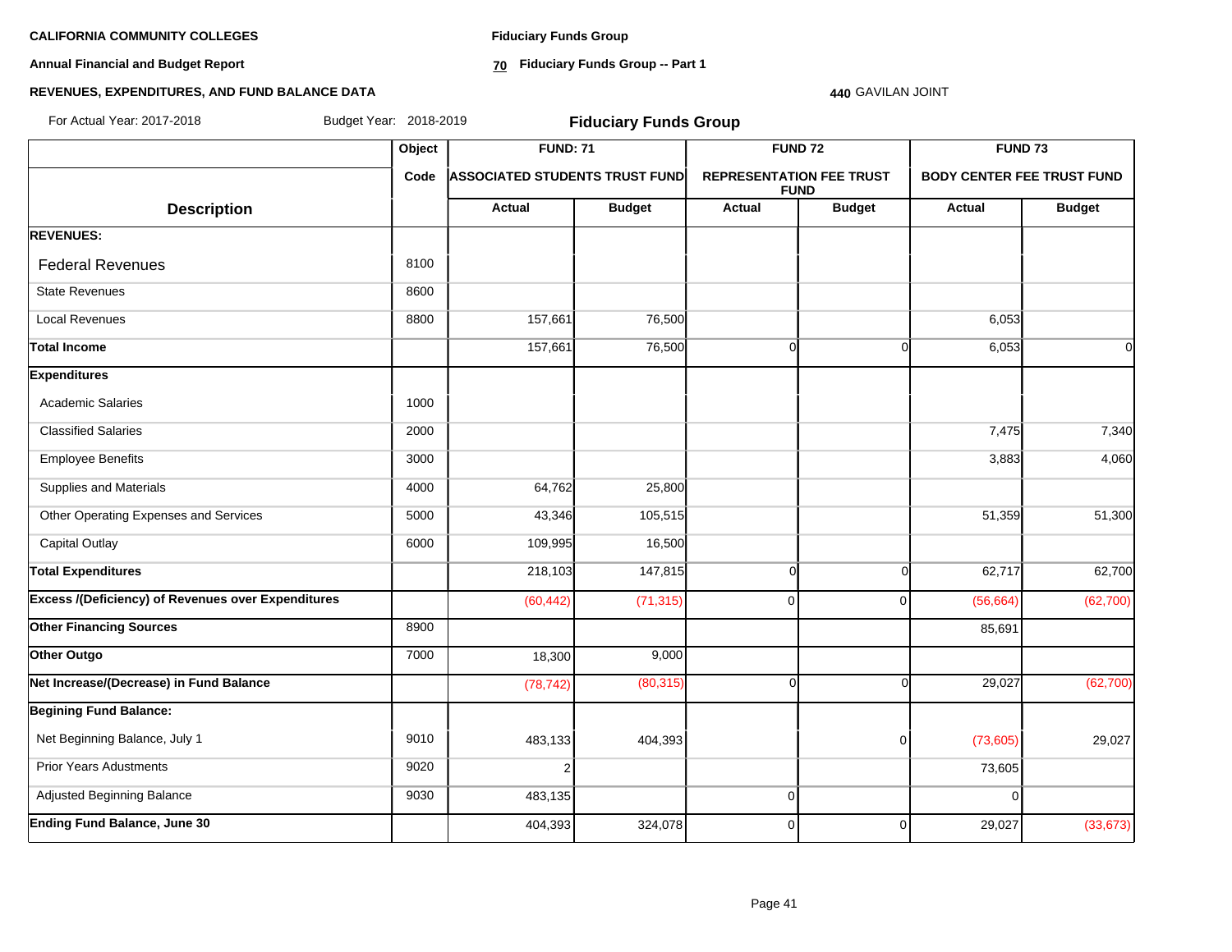**CALIFORNIA COMMUNITY COLLEGES**

**Annual Financial and Budget Report**

**REVENUES, EXPENDITURES, AND FUND BALANCE DATA**

**Fiduciary Funds Group**

**70 Fiduciary Funds Group -- Part 1**

**440** GAVILAN JOINT

For Actual Year: 2017-2018 Budget Year: 2018-2019

## Fiduciary Funds Group

| Description | Object Code | FUND: 71 ASSOCIATED STUDENTS TRUST FUND Actual | FUND: 71 ASSOCIATED STUDENTS TRUST FUND Budget | FUND 72 REPRESENTATION FEE TRUST FUND Actual | FUND 72 REPRESENTATION FEE TRUST FUND Budget | FUND 73 BODY CENTER FEE TRUST FUND Actual | FUND 73 BODY CENTER FEE TRUST FUND Budget |
|---|---|---|---|---|---|---|---|
| **REVENUES:** | | | | | | | |
| Federal Revenues | 8100 | | | | | | |
| State Revenues | 8600 | | | | | | |
| Local Revenues | 8800 | 157,661 | 76,500 | | | 6,053 | |
| **Total Income** | | 157,661 | 76,500 | 0 | 0 | 6,053 | 0 |
| **Expenditures** | | | | | | | |
| Academic Salaries | 1000 | | | | | | |
| Classified Salaries | 2000 | | | | | 7,475 | 7,340 |
| Employee Benefits | 3000 | | | | | 3,883 | 4,060 |
| Supplies and Materials | 4000 | 64,762 | 25,800 | | | | |
| Other Operating Expenses and Services | 5000 | 43,346 | 105,515 | | | 51,359 | 51,300 |
| Capital Outlay | 6000 | 109,995 | 16,500 | | | | |
| **Total Expenditures** | | 218,103 | 147,815 | 0 | 0 | 62,717 | 62,700 |
| **Excess /(Deficiency) of Revenues over Expenditures** | | (60,442) | (71,315) | 0 | 0 | (56,664) | (62,700) |
| **Other Financing Sources** | 8900 | | | | | 85,691 | |
| **Other Outgo** | 7000 | 18,300 | 9,000 | | | | |
| **Net Increase/(Decrease) in Fund Balance** | | (78,742) | (80,315) | 0 | 0 | 29,027 | (62,700) |
| **Begining Fund Balance:** | | | | | | | |
| Net Beginning Balance, July 1 | 9010 | 483,133 | 404,393 | | 0 | (73,605) | 29,027 |
| Prior Years Adustments | 9020 | 2 | | | | 73,605 | |
| Adjusted Beginning Balance | 9030 | 483,135 | | 0 | | 0 | |
| **Ending Fund Balance, June 30** | | 404,393 | 324,078 | 0 | 0 | 29,027 | (33,673) |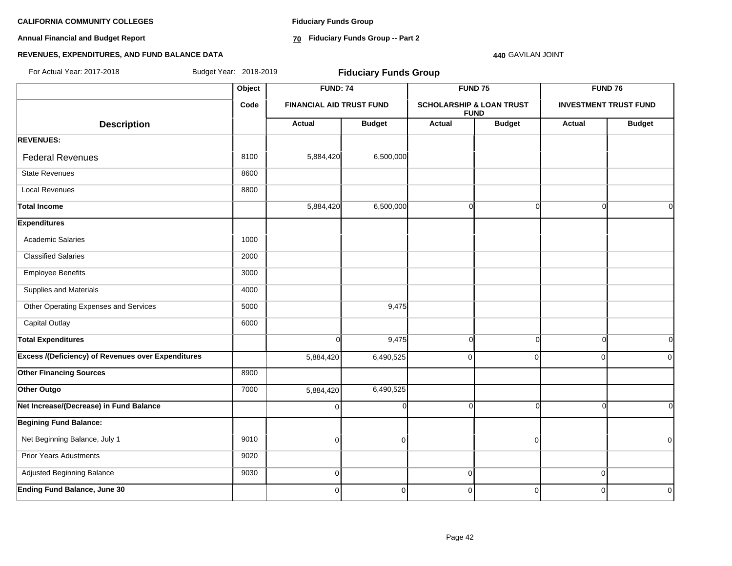**CALIFORNIA COMMUNITY COLLEGES**

**Annual Financial and Budget Report**

**REVENUES, EXPENDITURES, AND FUND BALANCE DATA**

**Fiduciary Funds Group**

**70 Fiduciary Funds Group -- Part 2**

**440** GAVILAN JOINT

For Actual Year: 2017-2018 Budget Year: 2018-2019

## Fiduciary Funds Group

| | Object | FUND: 74 | | FUND 75 | | FUND 76 | |
|---|---|---|---|---|---|---|---|
| | Code | FINANCIAL AID TRUST FUND | | SCHOLARSHIP & LOAN TRUST FUND | | INVESTMENT TRUST FUND | |
| **Description** | | **Actual** | **Budget** | **Actual** | **Budget** | **Actual** | **Budget** |
| **REVENUES:** | | | | | | | |
| Federal Revenues | 8100 | 5,884,420 | 6,500,000 | | | | |
| State Revenues | 8600 | | | | | | |
| Local Revenues | 8800 | | | | | | |
| **Total Income** | | 5,884,420 | 6,500,000 | 0 | 0 | 0 | 0 |
| **Expenditures** | | | | | | | |
| Academic Salaries | 1000 | | | | | | |
| Classified Salaries | 2000 | | | | | | |
| Employee Benefits | 3000 | | | | | | |
| Supplies and Materials | 4000 | | | | | | |
| Other Operating Expenses and Services | 5000 | | 9,475 | | | | |
| Capital Outlay | 6000 | | | | | | |
| **Total Expenditures** | | 0 | 9,475 | 0 | 0 | 0 | 0 |
| **Excess /(Deficiency) of Revenues over Expenditures** | | 5,884,420 | 6,490,525 | 0 | 0 | 0 | 0 |
| **Other Financing Sources** | 8900 | | | | | | |
| **Other Outgo** | 7000 | 5,884,420 | 6,490,525 | | | | |
| **Net Increase/(Decrease) in Fund Balance** | | 0 | 0 | 0 | 0 | 0 | 0 |
| **Begining Fund Balance:** | | | | | | | |
| Net Beginning Balance, July 1 | 9010 | 0 | 0 | | 0 | | 0 |
| Prior Years Adustments | 9020 | | | | | | |
| Adjusted Beginning Balance | 9030 | 0 | | 0 | | 0 | |
| **Ending Fund Balance, June 30** | | 0 | 0 | 0 | 0 | 0 | 0 |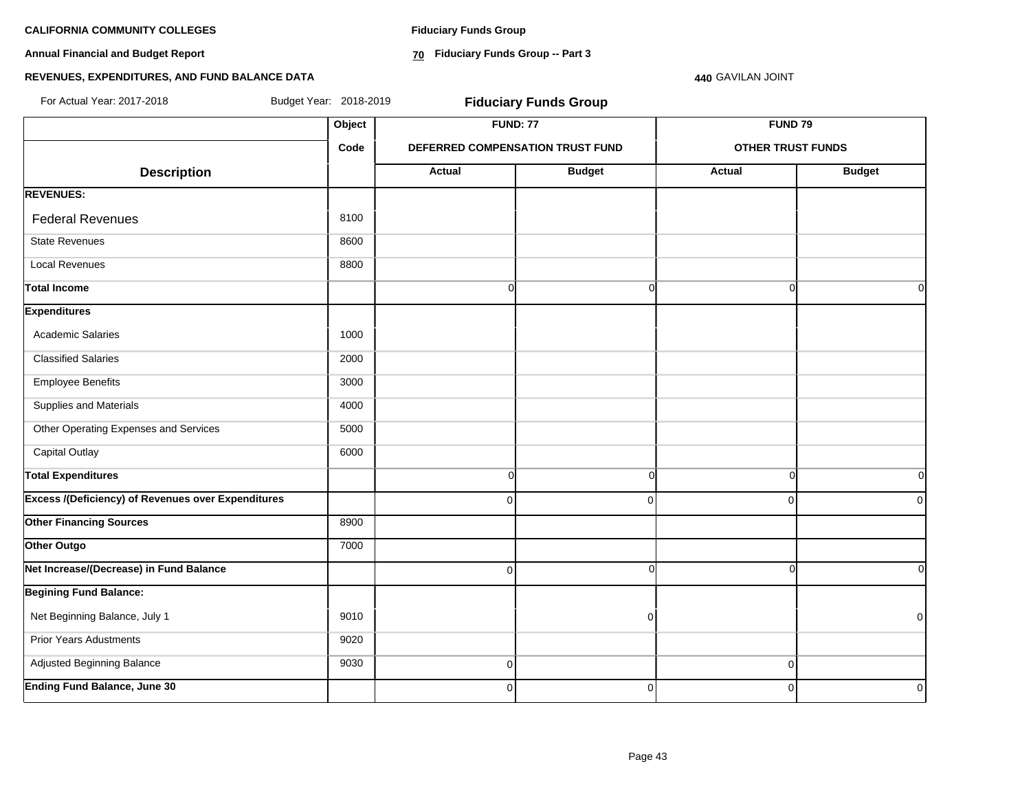**CALIFORNIA COMMUNITY COLLEGES**

**Annual Financial and Budget Report**

**REVENUES, EXPENDITURES, AND FUND BALANCE DATA**

**Fiduciary Funds Group**

**70 Fiduciary Funds Group -- Part 3**

**440** GAVILAN JOINT

For Actual Year: 2017-2018 Budget Year: 2018-2019

## Fiduciary Funds Group

| Description | Object Code | FUND: 77 DEFERRED COMPENSATION TRUST FUND | | FUND 79 OTHER TRUST FUNDS | |
|---|---|---|---|---|---|
| | | Actual | Budget | Actual | Budget |
| **REVENUES:** | | | | | |
| Federal Revenues | 8100 | | | | |
| State Revenues | 8600 | | | | |
| Local Revenues | 8800 | | | | |
| **Total Income** | | 0 | 0 | 0 | 0 |
| **Expenditures** | | | | | |
| Academic Salaries | 1000 | | | | |
| Classified Salaries | 2000 | | | | |
| Employee Benefits | 3000 | | | | |
| Supplies and Materials | 4000 | | | | |
| Other Operating Expenses and Services | 5000 | | | | |
| Capital Outlay | 6000 | | | | |
| **Total Expenditures** | | 0 | 0 | 0 | 0 |
| **Excess /(Deficiency) of Revenues over Expenditures** | | 0 | 0 | 0 | 0 |
| **Other Financing Sources** | 8900 | | | | |
| **Other Outgo** | 7000 | | | | |
| **Net Increase/(Decrease) in Fund Balance** | | 0 | 0 | 0 | 0 |
| **Begining Fund Balance:** | | | | | |
| Net Beginning Balance, July 1 | 9010 | | 0 | | 0 |
| Prior Years Adustments | 9020 | | | | |
| Adjusted Beginning Balance | 9030 | 0 | | 0 | |
| **Ending Fund Balance, June 30** | | 0 | 0 | 0 | 0 |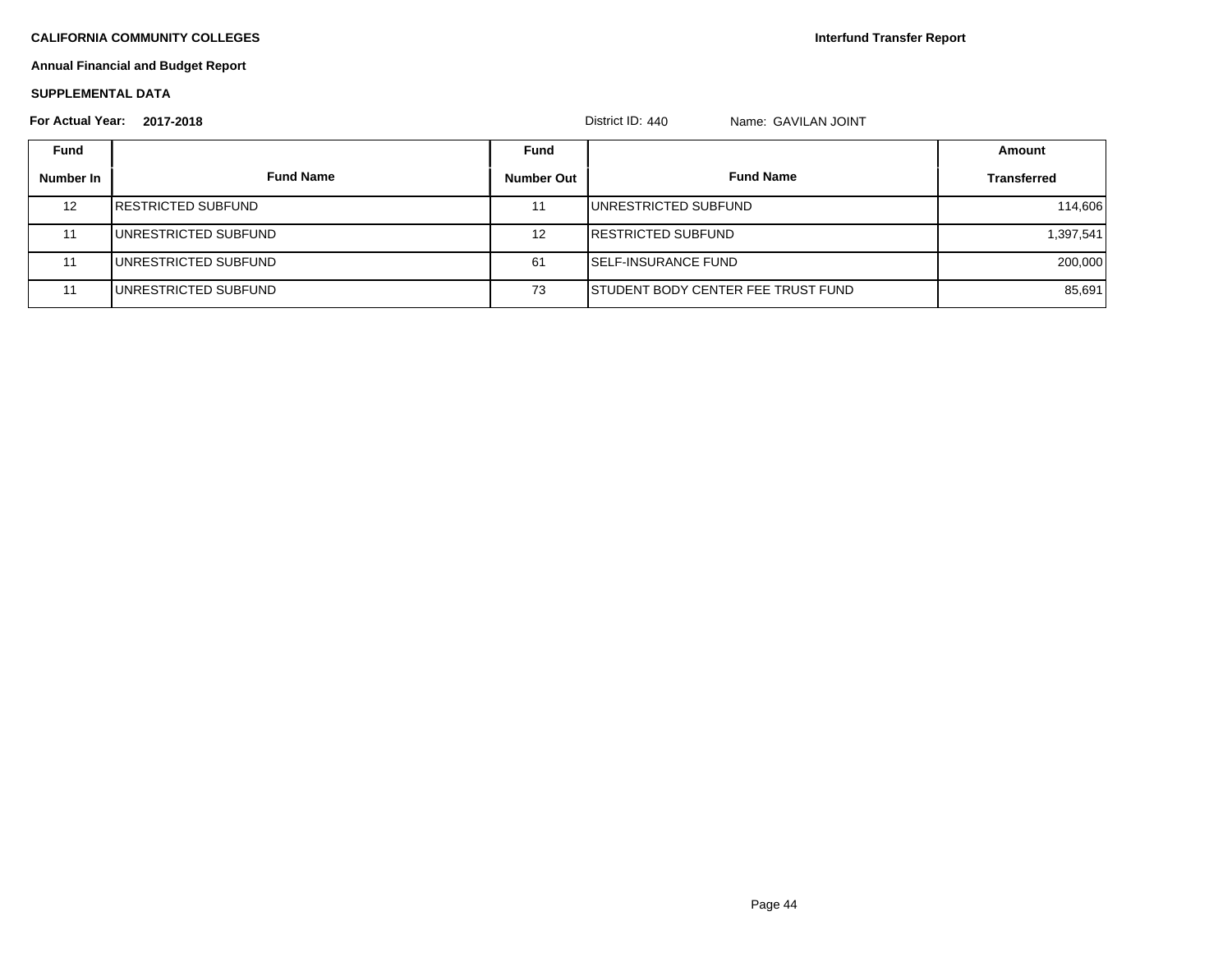**CALIFORNIA COMMUNITY COLLEGES**

**Interfund Transfer Report**

**Annual Financial and Budget Report**

**SUPPLEMENTAL DATA**

**For Actual Year: 2017-2018**

District ID: 440 Name: GAVILAN JOINT

| Fund Number In | Fund Name | Fund Number Out | Fund Name | Amount Transferred |
|---|---|---|---|---|
| 12 | RESTRICTED SUBFUND | 11 | UNRESTRICTED SUBFUND | 114,606 |
| 11 | UNRESTRICTED SUBFUND | 12 | RESTRICTED SUBFUND | 1,397,541 |
| 11 | UNRESTRICTED SUBFUND | 61 | SELF-INSURANCE FUND | 200,000 |
| 11 | UNRESTRICTED SUBFUND | 73 | STUDENT BODY CENTER FEE TRUST FUND | 85,691 |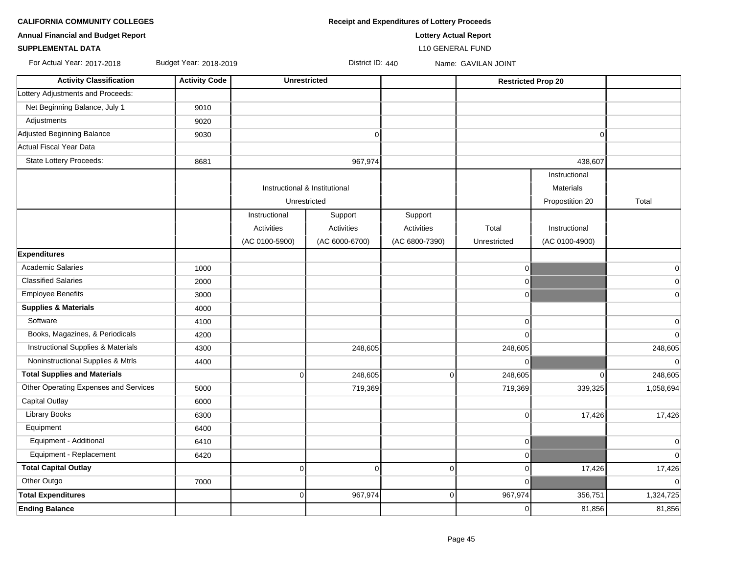**CALIFORNIA COMMUNITY COLLEGES**

**Annual Financial and Budget Report**

**SUPPLEMENTAL DATA**

**Receipt and Expenditures of Lottery Proceeds**

**Lottery Actual Report**

L10 GENERAL FUND

For Actual Year: 2017-2018 Budget Year: 2018-2019 District ID: 440 Name: GAVILAN JOINT

| Activity Classification | Activity Code | Unrestricted | | | Restricted Prop 20 | | |
|---|---|---|---|---|---|---|---|
| Lottery Adjustments and Proceeds: | | | | | | | |
| Net Beginning Balance, July 1 | 9010 | | | | | | |
| Adjustments | 9020 | | | | | | |
| Adjusted Beginning Balance | 9030 | | 0 | | | 0 | |
| Actual Fiscal Year Data | | | | | | | |
| State Lottery Proceeds: | 8681 | | 967,974 | | | 438,607 | |
| | | Instructional & Institutional Unrestricted | | | | Instructional Materials Propostition 20 | Total |
| | | Instructional Activities (AC 0100-5900) | Support Activities (AC 6000-6700) | Support Activities (AC 6800-7390) | Total Unrestricted | Instructional (AC 0100-4900) | |
| **Expenditures** | | | | | | | |
| Academic Salaries | 1000 | | | | 0 | | 0 |
| Classified Salaries | 2000 | | | | 0 | | 0 |
| Employee Benefits | 3000 | | | | 0 | | 0 |
| **Supplies & Materials** | 4000 | | | | | | |
| Software | 4100 | | | | 0 | | 0 |
| Books, Magazines, & Periodicals | 4200 | | | | 0 | | 0 |
| Instructional Supplies & Materials | 4300 | | 248,605 | | 248,605 | | 248,605 |
| Noninstructional Supplies & Mtrls | 4400 | | | | 0 | | 0 |
| **Total Supplies and Materials** | | 0 | 248,605 | 0 | 248,605 | 0 | 248,605 |
| Other Operating Expenses and Services | 5000 | | 719,369 | | 719,369 | 339,325 | 1,058,694 |
| Capital Outlay | 6000 | | | | | | |
| Library Books | 6300 | | | | 0 | 17,426 | 17,426 |
| Equipment | 6400 | | | | | | |
| Equipment - Additional | 6410 | | | | 0 | | 0 |
| Equipment - Replacement | 6420 | | | | 0 | | 0 |
| **Total Capital Outlay** | | 0 | 0 | 0 | 0 | 17,426 | 17,426 |
| Other Outgo | 7000 | | | | 0 | | 0 |
| **Total Expenditures** | | 0 | 967,974 | 0 | 967,974 | 356,751 | 1,324,725 |
| **Ending Balance** | | | | | 0 | 81,856 | 81,856 |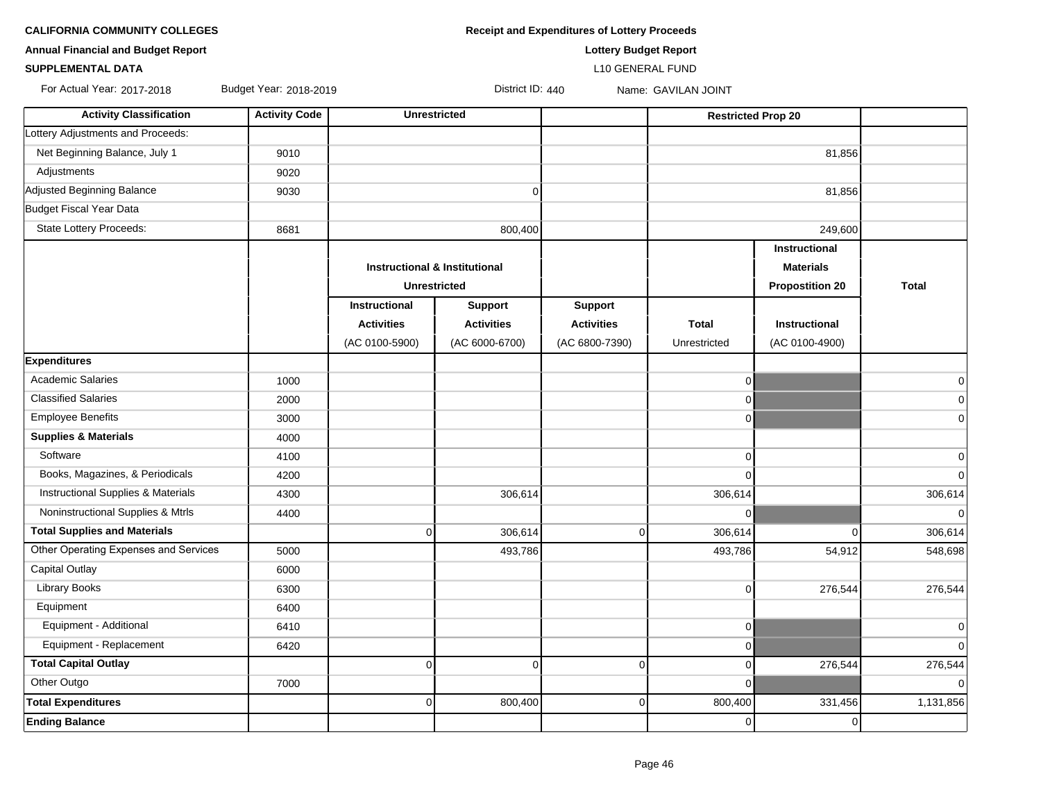**CALIFORNIA COMMUNITY COLLEGES**

**Annual Financial and Budget Report**

**SUPPLEMENTAL DATA**

**Receipt and Expenditures of Lottery Proceeds**

**Lottery Budget Report**

L10 GENERAL FUND

For Actual Year: 2017-2018 Budget Year: 2018-2019 District ID: 440 Name: GAVILAN JOINT

| Activity Classification | Activity Code | Unrestricted | | | | Restricted Prop 20 | |
|---|---|---|---|---|---|---|---|
| Lottery Adjustments and Proceeds: | | | | | | | |
| Net Beginning Balance, July 1 | 9010 | | | | | 81,856 | |
| Adjustments | 9020 | | | | | | |
| Adjusted Beginning Balance | 9030 | | 0 | | | 81,856 | |
| Budget Fiscal Year Data | | | | | | | |
| State Lottery Proceeds: | 8681 | | 800,400 | | | 249,600 | |
| | | Instructional & Institutional Unrestricted | | | | Instructional Materials Propostition 20 | Total |
| | | Instructional Activities (AC 0100-5900) | Support Activities (AC 6000-6700) | Support Activities (AC 6800-7390) | Total Unrestricted | Instructional (AC 0100-4900) | |
| **Expenditures** | | | | | | | |
| Academic Salaries | 1000 | | | | 0 | | 0 |
| Classified Salaries | 2000 | | | | 0 | | 0 |
| Employee Benefits | 3000 | | | | 0 | | 0 |
| **Supplies & Materials** | 4000 | | | | | | |
| Software | 4100 | | | | 0 | | 0 |
| Books, Magazines, & Periodicals | 4200 | | | | 0 | | 0 |
| Instructional Supplies & Materials | 4300 | | 306,614 | | 306,614 | | 306,614 |
| Noninstructional Supplies & Mtrls | 4400 | | | | 0 | | 0 |
| **Total Supplies and Materials** | | 0 | 306,614 | 0 | 306,614 | 0 | 306,614 |
| Other Operating Expenses and Services | 5000 | | 493,786 | | 493,786 | 54,912 | 548,698 |
| Capital Outlay | 6000 | | | | | | |
| Library Books | 6300 | | | | 0 | 276,544 | 276,544 |
| Equipment | 6400 | | | | | | |
| Equipment - Additional | 6410 | | | | 0 | | 0 |
| Equipment - Replacement | 6420 | | | | 0 | | 0 |
| **Total Capital Outlay** | | 0 | 0 | 0 | 0 | 276,544 | 276,544 |
| Other Outgo | 7000 | | | | 0 | | 0 |
| **Total Expenditures** | | 0 | 800,400 | 0 | 800,400 | 331,456 | 1,131,856 |
| **Ending Balance** | | | | | 0 | 0 | |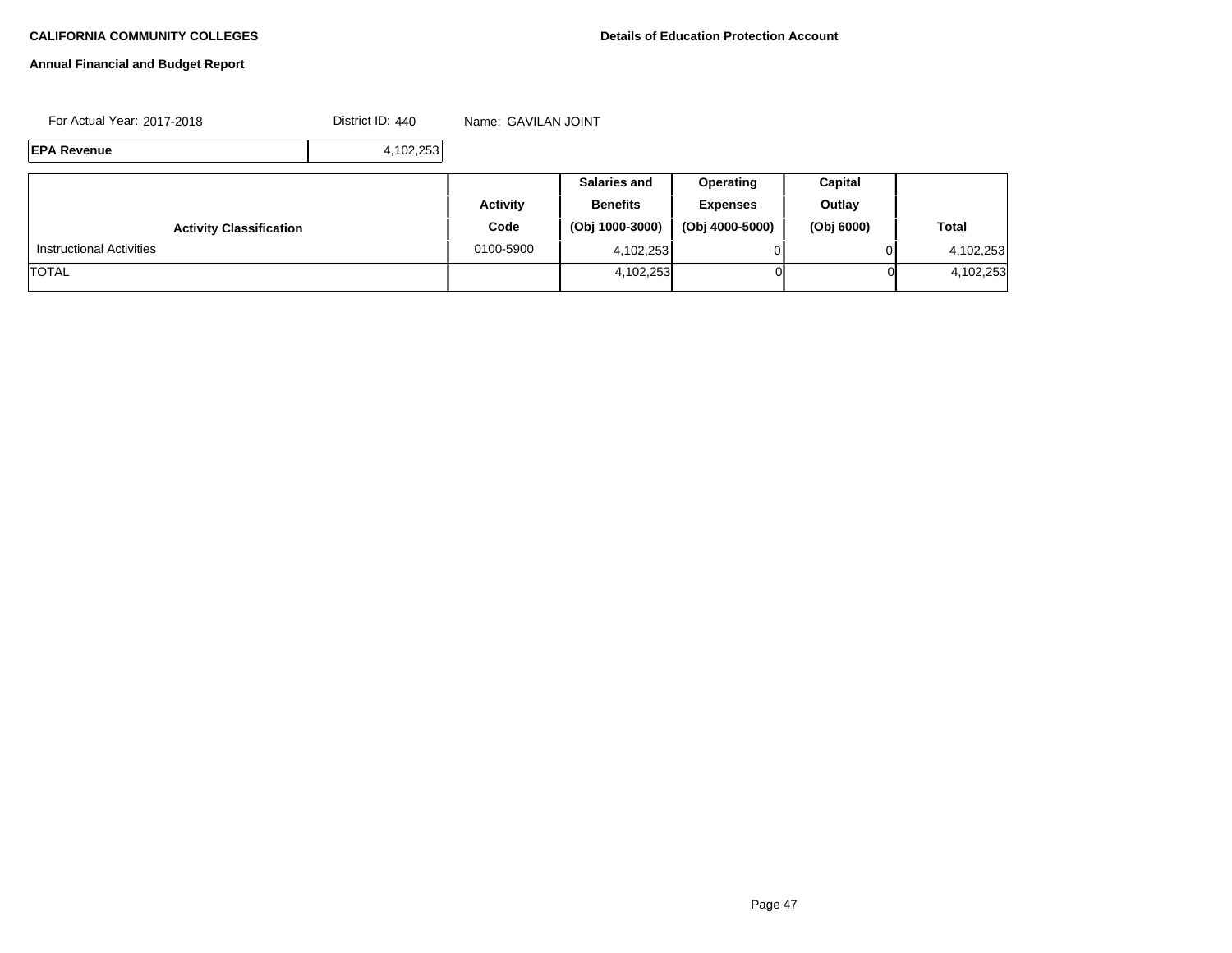**CALIFORNIA COMMUNITY COLLEGES**

**Details of Education Protection Account**

**Annual Financial and Budget Report**

For Actual Year: 2017-2018 District ID: 440 Name: GAVILAN JOINT

| **EPA Revenue** | 4,102,253 |
|---|---|

| **Activity Classification** | **Activity Code** | **Salaries and Benefits (Obj 1000-3000)** | **Operating Expenses (Obj 4000-5000)** | **Capital Outlay (Obj 6000)** | **Total** |
|---|---|---|---|---|---|
| Instructional Activities | 0100-5900 | 4,102,253 | 0 | 0 | 4,102,253 |
| TOTAL | | 4,102,253 | 0 | 0 | 4,102,253 |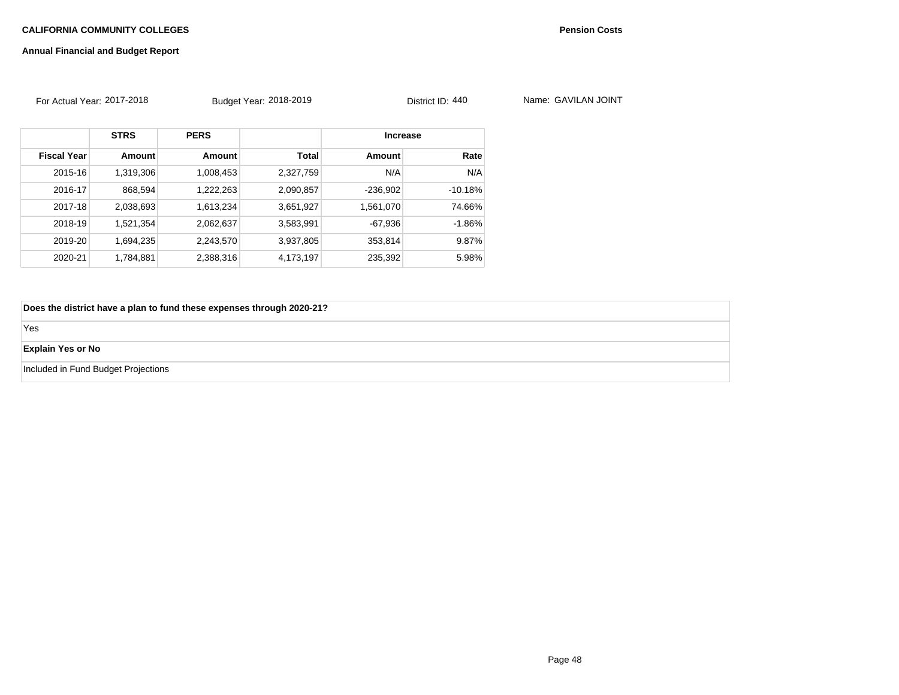**CALIFORNIA COMMUNITY COLLEGES**

**Pension Costs**

**Annual Financial and Budget Report**

For Actual Year: 2017-2018 Budget Year: 2018-2019 District ID: 440 Name: GAVILAN JOINT

| | STRS | PERS | | Increase | |
|---|---|---|---|---|---|
| **Fiscal Year** | **Amount** | **Amount** | **Total** | **Amount** | **Rate** |
| 2015-16 | 1,319,306 | 1,008,453 | 2,327,759 | N/A | N/A |
| 2016-17 | 868,594 | 1,222,263 | 2,090,857 | -236,902 | -10.18% |
| 2017-18 | 2,038,693 | 1,613,234 | 3,651,927 | 1,561,070 | 74.66% |
| 2018-19 | 1,521,354 | 2,062,637 | 3,583,991 | -67,936 | -1.86% |
| 2019-20 | 1,694,235 | 2,243,570 | 3,937,805 | 353,814 | 9.87% |
| 2020-21 | 1,784,881 | 2,388,316 | 4,173,197 | 235,392 | 5.98% |

**Does the district have a plan to fund these expenses through 2020-21?**

Yes

**Explain Yes or No**

Included in Fund Budget Projections